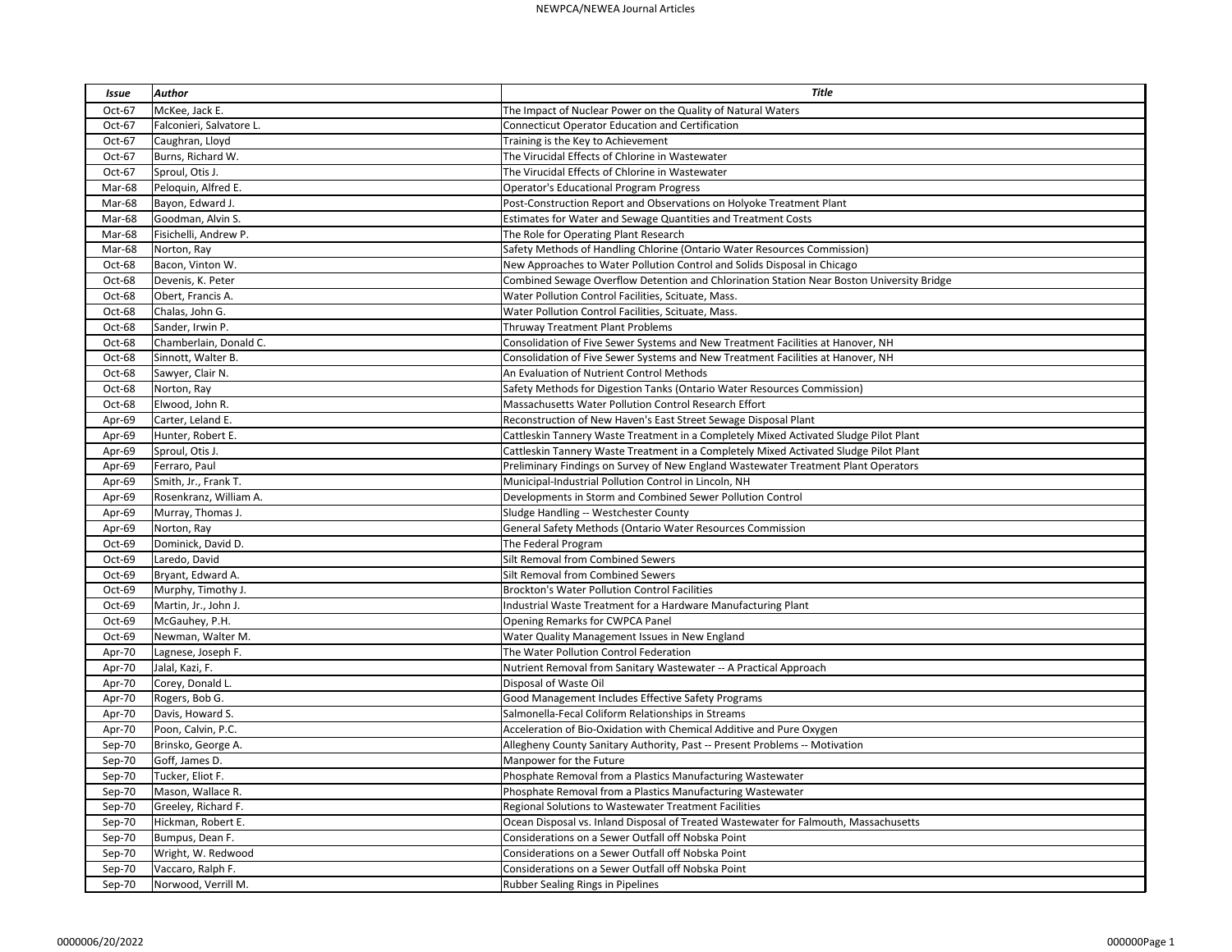| Issue | Author | Title |
|---|---|---|
| Oct-67 | McKee, Jack E. | The Impact of Nuclear Power on the Quality of Natural Waters |
| Oct-67 | Falconieri, Salvatore L. | Connecticut Operator Education and Certification |
| Oct-67 | Caughran, Lloyd | Training is the Key to Achievement |
| Oct-67 | Burns, Richard W. | The Virucidal Effects of Chlorine in Wastewater |
| Oct-67 | Sproul, Otis J. | The Virucidal Effects of Chlorine in Wastewater |
| Mar-68 | Peloquin, Alfred E. | Operator's Educational Program Progress |
| Mar-68 | Bayon, Edward J. | Post-Construction Report and Observations on Holyoke Treatment Plant |
| Mar-68 | Goodman, Alvin S. | Estimates for Water and Sewage Quantities and Treatment Costs |
| Mar-68 | Fisichelli, Andrew P. | The Role for Operating Plant Research |
| Mar-68 | Norton, Ray | Safety Methods of Handling Chlorine (Ontario Water Resources Commission) |
| Oct-68 | Bacon, Vinton W. | New Approaches to Water Pollution Control and Solids Disposal in Chicago |
| Oct-68 | Devenis, K. Peter | Combined Sewage Overflow Detention and Chlorination Station Near Boston University Bridge |
| Oct-68 | Obert, Francis A. | Water Pollution Control Facilities, Scituate, Mass. |
| Oct-68 | Chalas, John G. | Water Pollution Control Facilities, Scituate, Mass. |
| Oct-68 | Sander, Irwin P. | Thruway Treatment Plant Problems |
| Oct-68 | Chamberlain, Donald C. | Consolidation of Five Sewer Systems and New Treatment Facilities at Hanover, NH |
| Oct-68 | Sinnott, Walter B. | Consolidation of Five Sewer Systems and New Treatment Facilities at Hanover, NH |
| Oct-68 | Sawyer, Clair N. | An Evaluation of Nutrient Control Methods |
| Oct-68 | Norton, Ray | Safety Methods for Digestion Tanks (Ontario Water Resources Commission) |
| Oct-68 | Elwood, John R. | Massachusetts Water Pollution Control Research Effort |
| Apr-69 | Carter, Leland E. | Reconstruction of New Haven's East Street Sewage Disposal Plant |
| Apr-69 | Hunter, Robert E. | Cattleskin Tannery Waste Treatment in a Completely Mixed Activated Sludge Pilot Plant |
| Apr-69 | Sproul, Otis J. | Cattleskin Tannery Waste Treatment in a Completely Mixed Activated Sludge Pilot Plant |
| Apr-69 | Ferraro, Paul | Preliminary Findings on Survey of New England Wastewater Treatment Plant Operators |
| Apr-69 | Smith, Jr., Frank T. | Municipal-Industrial Pollution Control in Lincoln, NH |
| Apr-69 | Rosenkranz, William A. | Developments in Storm and Combined Sewer Pollution Control |
| Apr-69 | Murray, Thomas J. | Sludge Handling -- Westchester County |
| Apr-69 | Norton, Ray | General Safety Methods (Ontario Water Resources Commission |
| Oct-69 | Dominick, David D. | The Federal Program |
| Oct-69 | Laredo, David | Silt Removal from Combined Sewers |
| Oct-69 | Bryant, Edward A. | Silt Removal from Combined Sewers |
| Oct-69 | Murphy, Timothy J. | Brockton's Water Pollution Control Facilities |
| Oct-69 | Martin, Jr., John J. | Industrial Waste Treatment for a Hardware Manufacturing Plant |
| Oct-69 | McGauhey, P.H. | Opening Remarks for CWPCA Panel |
| Oct-69 | Newman, Walter M. | Water Quality Management Issues in New England |
| Apr-70 | Lagnese, Joseph F. | The Water Pollution Control Federation |
| Apr-70 | Jalal, Kazi, F. | Nutrient Removal from Sanitary Wastewater -- A Practical Approach |
| Apr-70 | Corey, Donald L. | Disposal of Waste Oil |
| Apr-70 | Rogers, Bob G. | Good Management Includes Effective Safety Programs |
| Apr-70 | Davis, Howard S. | Salmonella-Fecal Coliform Relationships in Streams |
| Apr-70 | Poon, Calvin, P.C. | Acceleration of Bio-Oxidation with Chemical Additive and Pure Oxygen |
| Sep-70 | Brinsko, George A. | Allegheny County Sanitary Authority, Past -- Present Problems -- Motivation |
| Sep-70 | Goff, James D. | Manpower for the Future |
| Sep-70 | Tucker, Eliot F. | Phosphate Removal from a Plastics Manufacturing Wastewater |
| Sep-70 | Mason, Wallace R. | Phosphate Removal from a Plastics Manufacturing Wastewater |
| Sep-70 | Greeley, Richard F. | Regional Solutions to Wastewater Treatment Facilities |
| Sep-70 | Hickman, Robert E. | Ocean Disposal vs. Inland Disposal of Treated Wastewater for Falmouth, Massachusetts |
| Sep-70 | Bumpus, Dean F. | Considerations on a Sewer Outfall off Nobska Point |
| Sep-70 | Wright, W. Redwood | Considerations on a Sewer Outfall off Nobska Point |
| Sep-70 | Vaccaro, Ralph F. | Considerations on a Sewer Outfall off Nobska Point |
| Sep-70 | Norwood, Verrill M. | Rubber Sealing Rings in Pipelines |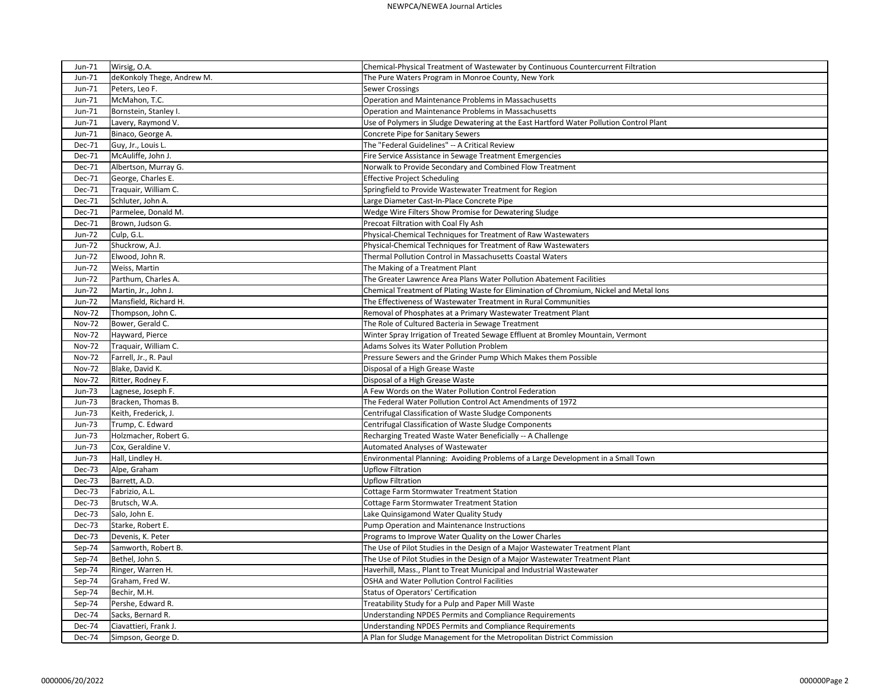| | | |
|---|---|---|
| Jun-71 | Wirsig, O.A. | Chemical-Physical Treatment of Wastewater by Continuous Countercurrent Filtration |
| Jun-71 | deKonkoly Thege, Andrew M. | The Pure Waters Program in Monroe County, New York |
| Jun-71 | Peters, Leo F. | Sewer Crossings |
| Jun-71 | McMahon, T.C. | Operation and Maintenance Problems in Massachusetts |
| Jun-71 | Bornstein, Stanley I. | Operation and Maintenance Problems in Massachusetts |
| Jun-71 | Lavery, Raymond V. | Use of Polymers in Sludge Dewatering at the East Hartford Water Pollution Control Plant |
| Jun-71 | Binaco, George A. | Concrete Pipe for Sanitary Sewers |
| Dec-71 | Guy, Jr., Louis L. | The "Federal Guidelines" -- A Critical Review |
| Dec-71 | McAuliffe, John J. | Fire Service Assistance in Sewage Treatment Emergencies |
| Dec-71 | Albertson, Murray G. | Norwalk to Provide Secondary and Combined Flow Treatment |
| Dec-71 | George, Charles E. | Effective Project Scheduling |
| Dec-71 | Traquair, William C. | Springfield to Provide Wastewater Treatment for Region |
| Dec-71 | Schluter, John A. | Large Diameter Cast-In-Place Concrete Pipe |
| Dec-71 | Parmelee, Donald M. | Wedge Wire Filters Show Promise for Dewatering Sludge |
| Dec-71 | Brown, Judson G. | Precoat Filtration with Coal Fly Ash |
| Jun-72 | Culp, G.L. | Physical-Chemical Techniques for Treatment of Raw Wastewaters |
| Jun-72 | Shuckrow, A.J. | Physical-Chemical Techniques for Treatment of Raw Wastewaters |
| Jun-72 | Elwood, John R. | Thermal Pollution Control in Massachusetts Coastal Waters |
| Jun-72 | Weiss, Martin | The Making of a Treatment Plant |
| Jun-72 | Parthum, Charles A. | The Greater Lawrence Area Plans Water Pollution Abatement Facilities |
| Jun-72 | Martin, Jr., John J. | Chemical Treatment of Plating Waste for Elimination of Chromium, Nickel and Metal Ions |
| Jun-72 | Mansfield, Richard H. | The Effectiveness of Wastewater Treatment in Rural Communities |
| Nov-72 | Thompson, John C. | Removal of Phosphates at a Primary Wastewater Treatment Plant |
| Nov-72 | Bower, Gerald C. | The Role of Cultured Bacteria in Sewage Treatment |
| Nov-72 | Hayward, Pierce | Winter Spray Irrigation of Treated Sewage Effluent at Bromley Mountain, Vermont |
| Nov-72 | Traquair, William C. | Adams Solves its Water Pollution Problem |
| Nov-72 | Farrell, Jr., R. Paul | Pressure Sewers and the Grinder Pump Which Makes them Possible |
| Nov-72 | Blake, David K. | Disposal of a High Grease Waste |
| Nov-72 | Ritter, Rodney F. | Disposal of a High Grease Waste |
| Jun-73 | Lagnese, Joseph F. | A Few Words on the Water Pollution Control Federation |
| Jun-73 | Bracken, Thomas B. | The Federal Water Pollution Control Act Amendments of 1972 |
| Jun-73 | Keith, Frederick, J. | Centrifugal Classification of Waste Sludge Components |
| Jun-73 | Trump, C. Edward | Centrifugal Classification of Waste Sludge Components |
| Jun-73 | Holzmacher, Robert G. | Recharging Treated Waste Water Beneficially -- A Challenge |
| Jun-73 | Cox, Geraldine V. | Automated Analyses of Wastewater |
| Jun-73 | Hall, Lindley H. | Environmental Planning: Avoiding Problems of a Large Development in a Small Town |
| Dec-73 | Alpe, Graham | Upflow Filtration |
| Dec-73 | Barrett, A.D. | Upflow Filtration |
| Dec-73 | Fabrizio, A.L. | Cottage Farm Stormwater Treatment Station |
| Dec-73 | Brutsch, W.A. | Cottage Farm Stormwater Treatment Station |
| Dec-73 | Salo, John E. | Lake Quinsigamond Water Quality Study |
| Dec-73 | Starke, Robert E. | Pump Operation and Maintenance Instructions |
| Dec-73 | Devenis, K. Peter | Programs to Improve Water Quality on the Lower Charles |
| Sep-74 | Samworth, Robert B. | The Use of Pilot Studies in the Design of a Major Wastewater Treatment Plant |
| Sep-74 | Bethel, John S. | The Use of Pilot Studies in the Design of a Major Wastewater Treatment Plant |
| Sep-74 | Ringer, Warren H. | Haverhill, Mass., Plant to Treat Municipal and Industrial Wastewater |
| Sep-74 | Graham, Fred W. | OSHA and Water Pollution Control Facilities |
| Sep-74 | Bechir, M.H. | Status of Operators' Certification |
| Sep-74 | Pershe, Edward R. | Treatability Study for a Pulp and Paper Mill Waste |
| Dec-74 | Sacks, Bernard R. | Understanding NPDES Permits and Compliance Requirements |
| Dec-74 | Ciavattieri, Frank J. | Understanding NPDES Permits and Compliance Requirements |
| Dec-74 | Simpson, George D. | A Plan for Sludge Management for the Metropolitan District Commission |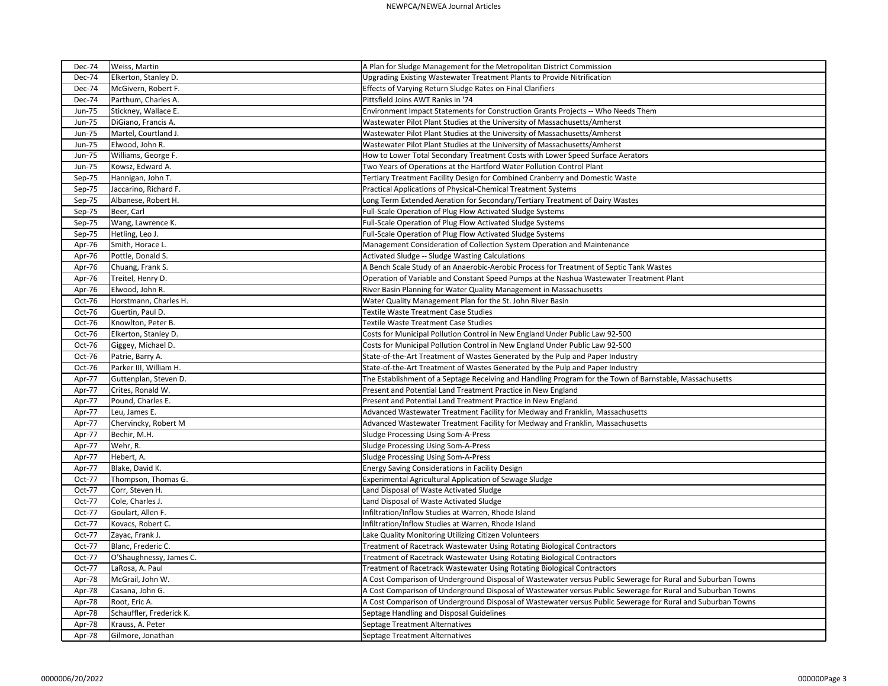| Dec-74 | Weiss, Martin | A Plan for Sludge Management for the Metropolitan District Commission |
|---|---|---|
| Dec-74 | Elkerton, Stanley D. | Upgrading Existing Wastewater Treatment Plants to Provide Nitrification |
| Dec-74 | McGivern, Robert F. | Effects of Varying Return Sludge Rates on Final Clarifiers |
| Dec-74 | Parthum, Charles A. | Pittsfield Joins AWT Ranks in '74 |
| Jun-75 | Stickney, Wallace E. | Environment Impact Statements for Construction Grants Projects -- Who Needs Them |
| Jun-75 | DiGiano, Francis A. | Wastewater Pilot Plant Studies at the University of Massachusetts/Amherst |
| Jun-75 | Martel, Courtland J. | Wastewater Pilot Plant Studies at the University of Massachusetts/Amherst |
| Jun-75 | Elwood, John R. | Wastewater Pilot Plant Studies at the University of Massachusetts/Amherst |
| Jun-75 | Williams, George F. | How to Lower Total Secondary Treatment Costs with Lower Speed Surface Aerators |
| Jun-75 | Kowsz, Edward A. | Two Years of Operations at the Hartford Water Pollution Control Plant |
| Sep-75 | Hannigan, John T. | Tertiary Treatment Facility Design for Combined Cranberry and Domestic Waste |
| Sep-75 | Jaccarino, Richard F. | Practical Applications of Physical-Chemical Treatment Systems |
| Sep-75 | Albanese, Robert H. | Long Term Extended Aeration for Secondary/Tertiary Treatment of Dairy Wastes |
| Sep-75 | Beer, Carl | Full-Scale Operation of Plug Flow Activated Sludge Systems |
| Sep-75 | Wang, Lawrence K. | Full-Scale Operation of Plug Flow Activated Sludge Systems |
| Sep-75 | Hetling, Leo J. | Full-Scale Operation of Plug Flow Activated Sludge Systems |
| Apr-76 | Smith, Horace L. | Management Consideration of Collection System Operation and Maintenance |
| Apr-76 | Pottle, Donald S. | Activated Sludge -- Sludge Wasting Calculations |
| Apr-76 | Chuang, Frank S. | A Bench Scale Study of an Anaerobic-Aerobic Process for Treatment of Septic Tank Wastes |
| Apr-76 | Treitel, Henry D. | Operation of Variable and Constant Speed Pumps at the Nashua Wastewater Treatment Plant |
| Apr-76 | Elwood, John R. | River Basin Planning for Water Quality Management in Massachusetts |
| Oct-76 | Horstmann, Charles H. | Water Quality Management Plan for the St. John River Basin |
| Oct-76 | Guertin, Paul D. | Textile Waste Treatment Case Studies |
| Oct-76 | Knowlton, Peter B. | Textile Waste Treatment Case Studies |
| Oct-76 | Elkerton, Stanley D. | Costs for Municipal Pollution Control in New England Under Public Law 92-500 |
| Oct-76 | Giggey, Michael D. | Costs for Municipal Pollution Control in New England Under Public Law 92-500 |
| Oct-76 | Patrie, Barry A. | State-of-the-Art Treatment of Wastes Generated by the Pulp and Paper Industry |
| Oct-76 | Parker III, William H. | State-of-the-Art Treatment of Wastes Generated by the Pulp and Paper Industry |
| Apr-77 | Guttenplan, Steven D. | The Establishment of a Septage Receiving and Handling Program for the Town of Barnstable, Massachusetts |
| Apr-77 | Crites, Ronald W. | Present and Potential Land Treatment Practice in New England |
| Apr-77 | Pound, Charles E. | Present and Potential Land Treatment Practice in New England |
| Apr-77 | Leu, James E. | Advanced Wastewater Treatment Facility for Medway and Franklin, Massachusetts |
| Apr-77 | Chervincky, Robert M | Advanced Wastewater Treatment Facility for Medway and Franklin, Massachusetts |
| Apr-77 | Bechir, M.H. | Sludge Processing Using Som-A-Press |
| Apr-77 | Wehr, R. | Sludge Processing Using Som-A-Press |
| Apr-77 | Hebert, A. | Sludge Processing Using Som-A-Press |
| Apr-77 | Blake, David K. | Energy Saving Considerations in Facility Design |
| Oct-77 | Thompson, Thomas G. | Experimental Agricultural Application of Sewage Sludge |
| Oct-77 | Corr, Steven H. | Land Disposal of Waste Activated Sludge |
| Oct-77 | Cole, Charles J. | Land Disposal of Waste Activated Sludge |
| Oct-77 | Goulart, Allen F. | Infiltration/Inflow Studies at Warren, Rhode Island |
| Oct-77 | Kovacs, Robert C. | Infiltration/Inflow Studies at Warren, Rhode Island |
| Oct-77 | Zayac, Frank J. | Lake Quality Monitoring Utilizing Citizen Volunteers |
| Oct-77 | Blanc, Frederic C. | Treatment of Racetrack Wastewater Using Rotating Biological Contractors |
| Oct-77 | O'Shaughnessy, James C. | Treatment of Racetrack Wastewater Using Rotating Biological Contractors |
| Oct-77 | LaRosa, A. Paul | Treatment of Racetrack Wastewater Using Rotating Biological Contractors |
| Apr-78 | McGrail, John W. | A Cost Comparison of Underground Disposal of Wastewater versus Public Sewerage for Rural and Suburban Towns |
| Apr-78 | Casana, John G. | A Cost Comparison of Underground Disposal of Wastewater versus Public Sewerage for Rural and Suburban Towns |
| Apr-78 | Root, Eric A. | A Cost Comparison of Underground Disposal of Wastewater versus Public Sewerage for Rural and Suburban Towns |
| Apr-78 | Schauffler, Frederick K. | Septage Handling and Disposal Guidelines |
| Apr-78 | Krauss, A. Peter | Septage Treatment Alternatives |
| Apr-78 | Gilmore, Jonathan | Septage Treatment Alternatives |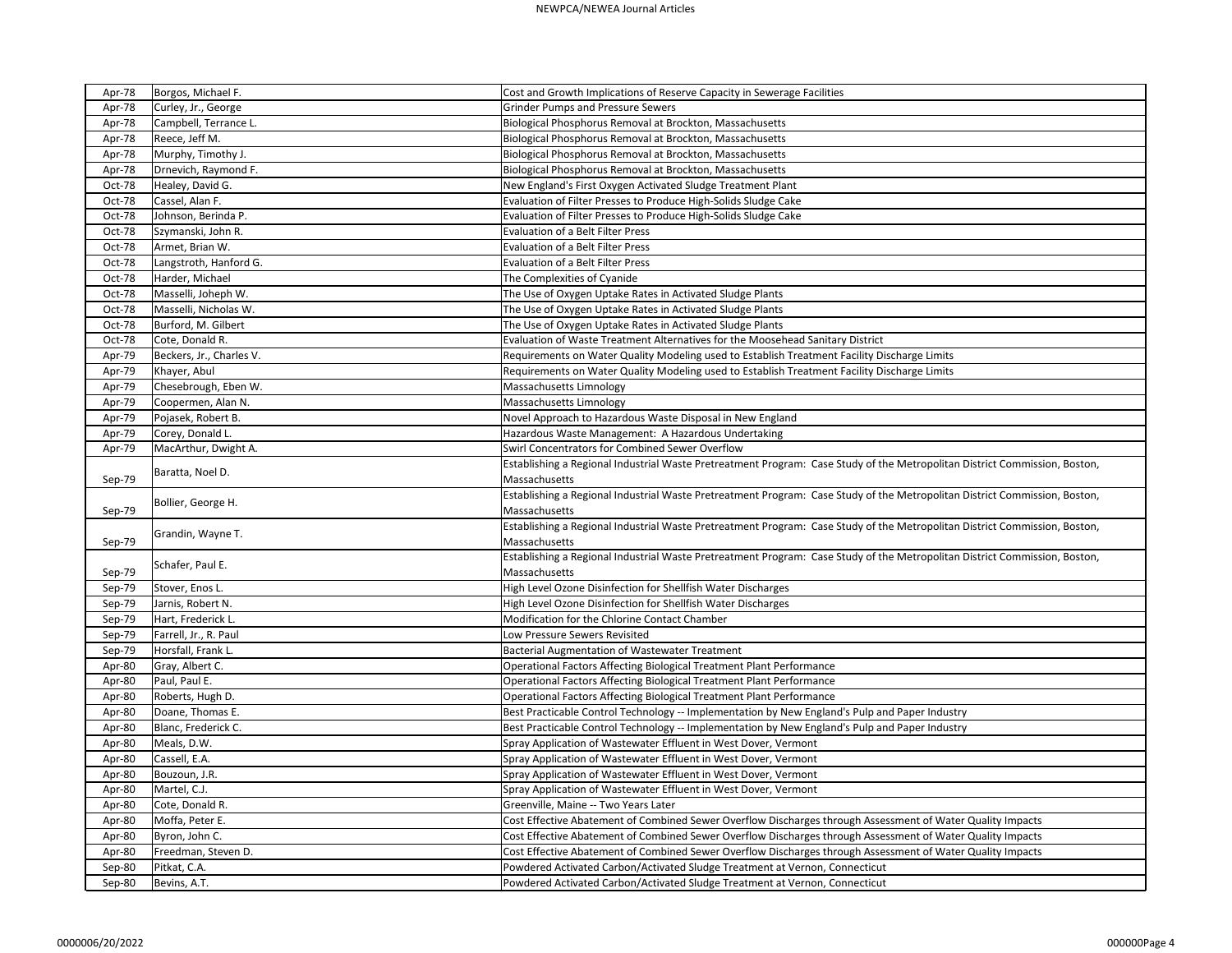| Apr-78 | Borgos, Michael F. | Cost and Growth Implications of Reserve Capacity in Sewerage Facilities |
|---|---|---|
| Apr-78 | Curley, Jr., George | Grinder Pumps and Pressure Sewers |
| Apr-78 | Campbell, Terrance L. | Biological Phosphorus Removal at Brockton, Massachusetts |
| Apr-78 | Reece, Jeff M. | Biological Phosphorus Removal at Brockton, Massachusetts |
| Apr-78 | Murphy, Timothy J. | Biological Phosphorus Removal at Brockton, Massachusetts |
| Apr-78 | Drnevich, Raymond F. | Biological Phosphorus Removal at Brockton, Massachusetts |
| Oct-78 | Healey, David G. | New England's First Oxygen Activated Sludge Treatment Plant |
| Oct-78 | Cassel, Alan F. | Evaluation of Filter Presses to Produce High-Solids Sludge Cake |
| Oct-78 | Johnson, Berinda P. | Evaluation of Filter Presses to Produce High-Solids Sludge Cake |
| Oct-78 | Szymanski, John R. | Evaluation of a Belt Filter Press |
| Oct-78 | Armet, Brian W. | Evaluation of a Belt Filter Press |
| Oct-78 | Langstroth, Hanford G. | Evaluation of a Belt Filter Press |
| Oct-78 | Harder, Michael | The Complexities of Cyanide |
| Oct-78 | Masselli, Joheph W. | The Use of Oxygen Uptake Rates in Activated Sludge Plants |
| Oct-78 | Masselli, Nicholas W. | The Use of Oxygen Uptake Rates in Activated Sludge Plants |
| Oct-78 | Burford, M. Gilbert | The Use of Oxygen Uptake Rates in Activated Sludge Plants |
| Oct-78 | Cote, Donald R. | Evaluation of Waste Treatment Alternatives for the Moosehead Sanitary District |
| Apr-79 | Beckers, Jr., Charles V. | Requirements on Water Quality Modeling used to Establish Treatment Facility Discharge Limits |
| Apr-79 | Khayer, Abul | Requirements on Water Quality Modeling used to Establish Treatment Facility Discharge Limits |
| Apr-79 | Chesebrough, Eben W. | Massachusetts Limnology |
| Apr-79 | Coopermen, Alan N. | Massachusetts Limnology |
| Apr-79 | Pojasek, Robert B. | Novel Approach to Hazardous Waste Disposal in New England |
| Apr-79 | Corey, Donald L. | Hazardous Waste Management: A Hazardous Undertaking |
| Apr-79 | MacArthur, Dwight A. | Swirl Concentrators for Combined Sewer Overflow |
| Sep-79 | Baratta, Noel D. | Establishing a Regional Industrial Waste Pretreatment Program: Case Study of the Metropolitan District Commission, Boston, Massachusetts |
| Sep-79 | Bollier, George H. | Establishing a Regional Industrial Waste Pretreatment Program: Case Study of the Metropolitan District Commission, Boston, Massachusetts |
| Sep-79 | Grandin, Wayne T. | Establishing a Regional Industrial Waste Pretreatment Program: Case Study of the Metropolitan District Commission, Boston, Massachusetts |
| Sep-79 | Schafer, Paul E. | Establishing a Regional Industrial Waste Pretreatment Program: Case Study of the Metropolitan District Commission, Boston, Massachusetts |
| Sep-79 | Stover, Enos L. | High Level Ozone Disinfection for Shellfish Water Discharges |
| Sep-79 | Jarnis, Robert N. | High Level Ozone Disinfection for Shellfish Water Discharges |
| Sep-79 | Hart, Frederick L. | Modification for the Chlorine Contact Chamber |
| Sep-79 | Farrell, Jr., R. Paul | Low Pressure Sewers Revisited |
| Sep-79 | Horsfall, Frank L. | Bacterial Augmentation of Wastewater Treatment |
| Apr-80 | Gray, Albert C. | Operational Factors Affecting Biological Treatment Plant Performance |
| Apr-80 | Paul, Paul E. | Operational Factors Affecting Biological Treatment Plant Performance |
| Apr-80 | Roberts, Hugh D. | Operational Factors Affecting Biological Treatment Plant Performance |
| Apr-80 | Doane, Thomas E. | Best Practicable Control Technology -- Implementation by New England's Pulp and Paper Industry |
| Apr-80 | Blanc, Frederick C. | Best Practicable Control Technology -- Implementation by New England's Pulp and Paper Industry |
| Apr-80 | Meals, D.W. | Spray Application of Wastewater Effluent in West Dover, Vermont |
| Apr-80 | Cassell, E.A. | Spray Application of Wastewater Effluent in West Dover, Vermont |
| Apr-80 | Bouzoun, J.R. | Spray Application of Wastewater Effluent in West Dover, Vermont |
| Apr-80 | Martel, C.J. | Spray Application of Wastewater Effluent in West Dover, Vermont |
| Apr-80 | Cote, Donald R. | Greenville, Maine -- Two Years Later |
| Apr-80 | Moffa, Peter E. | Cost Effective Abatement of Combined Sewer Overflow Discharges through Assessment of Water Quality Impacts |
| Apr-80 | Byron, John C. | Cost Effective Abatement of Combined Sewer Overflow Discharges through Assessment of Water Quality Impacts |
| Apr-80 | Freedman, Steven D. | Cost Effective Abatement of Combined Sewer Overflow Discharges through Assessment of Water Quality Impacts |
| Sep-80 | Pitkat, C.A. | Powdered Activated Carbon/Activated Sludge Treatment at Vernon, Connecticut |
| Sep-80 | Bevins, A.T. | Powdered Activated Carbon/Activated Sludge Treatment at Vernon, Connecticut |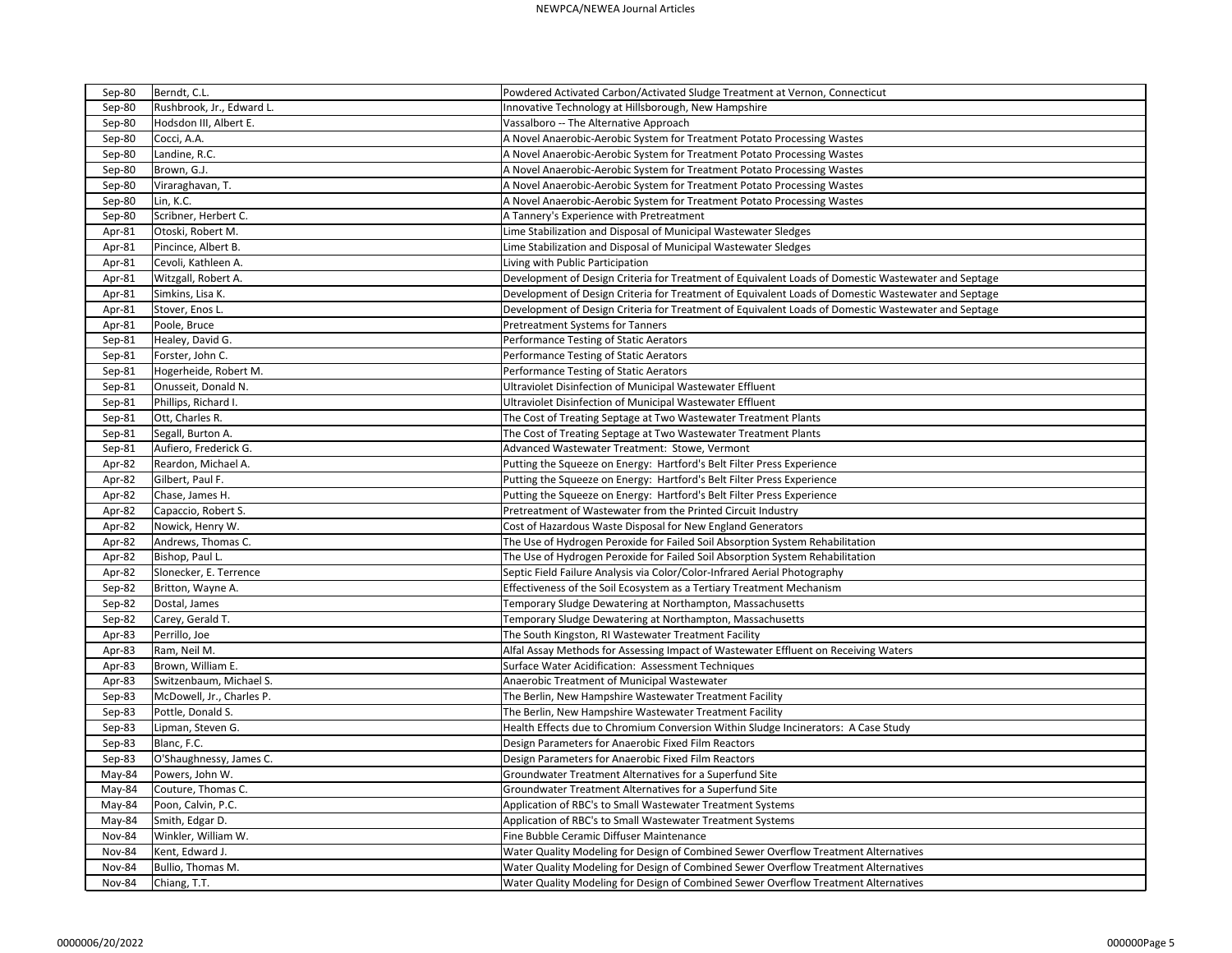| Sep-80 | Berndt, C.L. | Powdered Activated Carbon/Activated Sludge Treatment at Vernon, Connecticut |
|---|---|---|
| Sep-80 | Rushbrook, Jr., Edward L. | Innovative Technology at Hillsborough, New Hampshire |
| Sep-80 | Hodsdon III, Albert E. | Vassalboro -- The Alternative Approach |
| Sep-80 | Cocci, A.A. | A Novel Anaerobic-Aerobic System for Treatment Potato Processing Wastes |
| Sep-80 | Landine, R.C. | A Novel Anaerobic-Aerobic System for Treatment Potato Processing Wastes |
| Sep-80 | Brown, G.J. | A Novel Anaerobic-Aerobic System for Treatment Potato Processing Wastes |
| Sep-80 | Viraraghavan, T. | A Novel Anaerobic-Aerobic System for Treatment Potato Processing Wastes |
| Sep-80 | Lin, K.C. | A Novel Anaerobic-Aerobic System for Treatment Potato Processing Wastes |
| Sep-80 | Scribner, Herbert C. | A Tannery's Experience with Pretreatment |
| Apr-81 | Otoski, Robert M. | Lime Stabilization and Disposal of Municipal Wastewater Sledges |
| Apr-81 | Pincince, Albert B. | Lime Stabilization and Disposal of Municipal Wastewater Sledges |
| Apr-81 | Cevoli, Kathleen A. | Living with Public Participation |
| Apr-81 | Witzgall, Robert A. | Development of Design Criteria for Treatment of Equivalent Loads of Domestic Wastewater and Septage |
| Apr-81 | Simkins, Lisa K. | Development of Design Criteria for Treatment of Equivalent Loads of Domestic Wastewater and Septage |
| Apr-81 | Stover, Enos L. | Development of Design Criteria for Treatment of Equivalent Loads of Domestic Wastewater and Septage |
| Apr-81 | Poole, Bruce | Pretreatment Systems for Tanners |
| Sep-81 | Healey, David G. | Performance Testing of Static Aerators |
| Sep-81 | Forster, John C. | Performance Testing of Static Aerators |
| Sep-81 | Hogerheide, Robert M. | Performance Testing of Static Aerators |
| Sep-81 | Onusseit, Donald N. | Ultraviolet Disinfection of Municipal Wastewater Effluent |
| Sep-81 | Phillips, Richard I. | Ultraviolet Disinfection of Municipal Wastewater Effluent |
| Sep-81 | Ott, Charles R. | The Cost of Treating Septage at Two Wastewater Treatment Plants |
| Sep-81 | Segall, Burton A. | The Cost of Treating Septage at Two Wastewater Treatment Plants |
| Sep-81 | Aufiero, Frederick G. | Advanced Wastewater Treatment: Stowe, Vermont |
| Apr-82 | Reardon, Michael A. | Putting the Squeeze on Energy: Hartford's Belt Filter Press Experience |
| Apr-82 | Gilbert, Paul F. | Putting the Squeeze on Energy: Hartford's Belt Filter Press Experience |
| Apr-82 | Chase, James H. | Putting the Squeeze on Energy: Hartford's Belt Filter Press Experience |
| Apr-82 | Capaccio, Robert S. | Pretreatment of Wastewater from the Printed Circuit Industry |
| Apr-82 | Nowick, Henry W. | Cost of Hazardous Waste Disposal for New England Generators |
| Apr-82 | Andrews, Thomas C. | The Use of Hydrogen Peroxide for Failed Soil Absorption System Rehabilitation |
| Apr-82 | Bishop, Paul L. | The Use of Hydrogen Peroxide for Failed Soil Absorption System Rehabilitation |
| Apr-82 | Slonecker, E. Terrence | Septic Field Failure Analysis via Color/Color-Infrared Aerial Photography |
| Sep-82 | Britton, Wayne A. | Effectiveness of the Soil Ecosystem as a Tertiary Treatment Mechanism |
| Sep-82 | Dostal, James | Temporary Sludge Dewatering at Northampton, Massachusetts |
| Sep-82 | Carey, Gerald T. | Temporary Sludge Dewatering at Northampton, Massachusetts |
| Apr-83 | Perrillo, Joe | The South Kingston, RI Wastewater Treatment Facility |
| Apr-83 | Ram, Neil M. | Alfal Assay Methods for Assessing Impact of Wastewater Effluent on Receiving Waters |
| Apr-83 | Brown, William E. | Surface Water Acidification: Assessment Techniques |
| Apr-83 | Switzenbaum, Michael S. | Anaerobic Treatment of Municipal Wastewater |
| Sep-83 | McDowell, Jr., Charles P. | The Berlin, New Hampshire Wastewater Treatment Facility |
| Sep-83 | Pottle, Donald S. | The Berlin, New Hampshire Wastewater Treatment Facility |
| Sep-83 | Lipman, Steven G. | Health Effects due to Chromium Conversion Within Sludge Incinerators: A Case Study |
| Sep-83 | Blanc, F.C. | Design Parameters for Anaerobic Fixed Film Reactors |
| Sep-83 | O'Shaughnessy, James C. | Design Parameters for Anaerobic Fixed Film Reactors |
| May-84 | Powers, John W. | Groundwater Treatment Alternatives for a Superfund Site |
| May-84 | Couture, Thomas C. | Groundwater Treatment Alternatives for a Superfund Site |
| May-84 | Poon, Calvin, P.C. | Application of RBC's to Small Wastewater Treatment Systems |
| May-84 | Smith, Edgar D. | Application of RBC's to Small Wastewater Treatment Systems |
| Nov-84 | Winkler, William W. | Fine Bubble Ceramic Diffuser Maintenance |
| Nov-84 | Kent, Edward J. | Water Quality Modeling for Design of Combined Sewer Overflow Treatment Alternatives |
| Nov-84 | Bullio, Thomas M. | Water Quality Modeling for Design of Combined Sewer Overflow Treatment Alternatives |
| Nov-84 | Chiang, T.T. | Water Quality Modeling for Design of Combined Sewer Overflow Treatment Alternatives |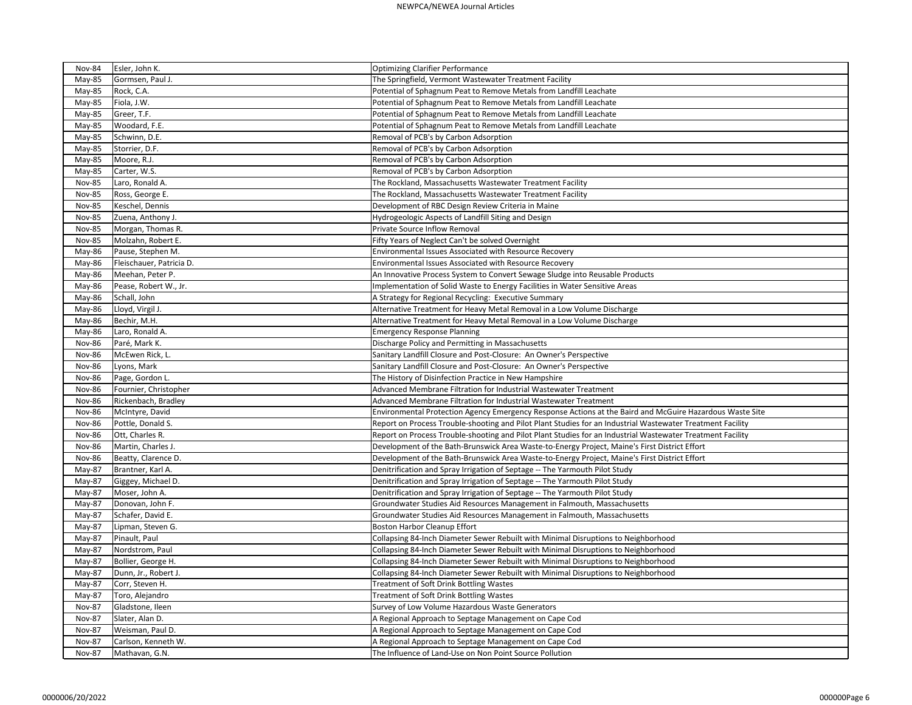| | | |
|---|---|---|
| Nov-84 | Esler, John K. | Optimizing Clarifier Performance |
| May-85 | Gormsen, Paul J. | The Springfield, Vermont Wastewater Treatment Facility |
| May-85 | Rock, C.A. | Potential of Sphagnum Peat to Remove Metals from Landfill Leachate |
| May-85 | Fiola, J.W. | Potential of Sphagnum Peat to Remove Metals from Landfill Leachate |
| May-85 | Greer, T.F. | Potential of Sphagnum Peat to Remove Metals from Landfill Leachate |
| May-85 | Woodard, F.E. | Potential of Sphagnum Peat to Remove Metals from Landfill Leachate |
| May-85 | Schwinn, D.E. | Removal of PCB's by Carbon Adsorption |
| May-85 | Storrier, D.F. | Removal of PCB's by Carbon Adsorption |
| May-85 | Moore, R.J. | Removal of PCB's by Carbon Adsorption |
| May-85 | Carter, W.S. | Removal of PCB's by Carbon Adsorption |
| Nov-85 | Laro, Ronald A. | The Rockland, Massachusetts Wastewater Treatment Facility |
| Nov-85 | Ross, George E. | The Rockland, Massachusetts Wastewater Treatment Facility |
| Nov-85 | Keschel, Dennis | Development of RBC Design Review Criteria in Maine |
| Nov-85 | Zuena, Anthony J. | Hydrogeologic Aspects of Landfill Siting and Design |
| Nov-85 | Morgan, Thomas R. | Private Source Inflow Removal |
| Nov-85 | Molzahn, Robert E. | Fifty Years of Neglect Can't be solved Overnight |
| May-86 | Pause, Stephen M. | Environmental Issues Associated with Resource Recovery |
| May-86 | Fleischauer, Patricia D. | Environmental Issues Associated with Resource Recovery |
| May-86 | Meehan, Peter P. | An Innovative Process System to Convert Sewage Sludge into Reusable Products |
| May-86 | Pease, Robert W., Jr. | Implementation of Solid Waste to Energy Facilities in Water Sensitive Areas |
| May-86 | Schall, John | A Strategy for Regional Recycling: Executive Summary |
| May-86 | Lloyd, Virgil J. | Alternative Treatment for Heavy Metal Removal in a Low Volume Discharge |
| May-86 | Bechir, M.H. | Alternative Treatment for Heavy Metal Removal in a Low Volume Discharge |
| May-86 | Laro, Ronald A. | Emergency Response Planning |
| Nov-86 | Paré, Mark K. | Discharge Policy and Permitting in Massachusetts |
| Nov-86 | McEwen Rick, L. | Sanitary Landfill Closure and Post-Closure: An Owner's Perspective |
| Nov-86 | Lyons, Mark | Sanitary Landfill Closure and Post-Closure: An Owner's Perspective |
| Nov-86 | Page, Gordon L. | The History of Disinfection Practice in New Hampshire |
| Nov-86 | Fournier, Christopher | Advanced Membrane Filtration for Industrial Wastewater Treatment |
| Nov-86 | Rickenbach, Bradley | Advanced Membrane Filtration for Industrial Wastewater Treatment |
| Nov-86 | McIntyre, David | Environmental Protection Agency Emergency Response Actions at the Baird and McGuire Hazardous Waste Site |
| Nov-86 | Pottle, Donald S. | Report on Process Trouble-shooting and Pilot Plant Studies for an Industrial Wastewater Treatment Facility |
| Nov-86 | Ott, Charles R. | Report on Process Trouble-shooting and Pilot Plant Studies for an Industrial Wastewater Treatment Facility |
| Nov-86 | Martin, Charles J. | Development of the Bath-Brunswick Area Waste-to-Energy Project, Maine's First District Effort |
| Nov-86 | Beatty, Clarence D. | Development of the Bath-Brunswick Area Waste-to-Energy Project, Maine's First District Effort |
| May-87 | Brantner, Karl A. | Denitrification and Spray Irrigation of Septage -- The Yarmouth Pilot Study |
| May-87 | Giggey, Michael D. | Denitrification and Spray Irrigation of Septage -- The Yarmouth Pilot Study |
| May-87 | Moser, John A. | Denitrification and Spray Irrigation of Septage -- The Yarmouth Pilot Study |
| May-87 | Donovan, John F. | Groundwater Studies Aid Resources Management in Falmouth, Massachusetts |
| May-87 | Schafer, David E. | Groundwater Studies Aid Resources Management in Falmouth, Massachusetts |
| May-87 | Lipman, Steven G. | Boston Harbor Cleanup Effort |
| May-87 | Pinault, Paul | Collapsing 84-Inch Diameter Sewer Rebuilt with Minimal Disruptions to Neighborhood |
| May-87 | Nordstrom, Paul | Collapsing 84-Inch Diameter Sewer Rebuilt with Minimal Disruptions to Neighborhood |
| May-87 | Bollier, George H. | Collapsing 84-Inch Diameter Sewer Rebuilt with Minimal Disruptions to Neighborhood |
| May-87 | Dunn, Jr., Robert J. | Collapsing 84-Inch Diameter Sewer Rebuilt with Minimal Disruptions to Neighborhood |
| May-87 | Corr, Steven H. | Treatment of Soft Drink Bottling Wastes |
| May-87 | Toro, Alejandro | Treatment of Soft Drink Bottling Wastes |
| Nov-87 | Gladstone, Ileen | Survey of Low Volume Hazardous Waste Generators |
| Nov-87 | Slater, Alan D. | A Regional Approach to Septage Management on Cape Cod |
| Nov-87 | Weisman, Paul D. | A Regional Approach to Septage Management on Cape Cod |
| Nov-87 | Carlson, Kenneth W. | A Regional Approach to Septage Management on Cape Cod |
| Nov-87 | Mathavan, G.N. | The Influence of Land-Use on Non Point Source Pollution |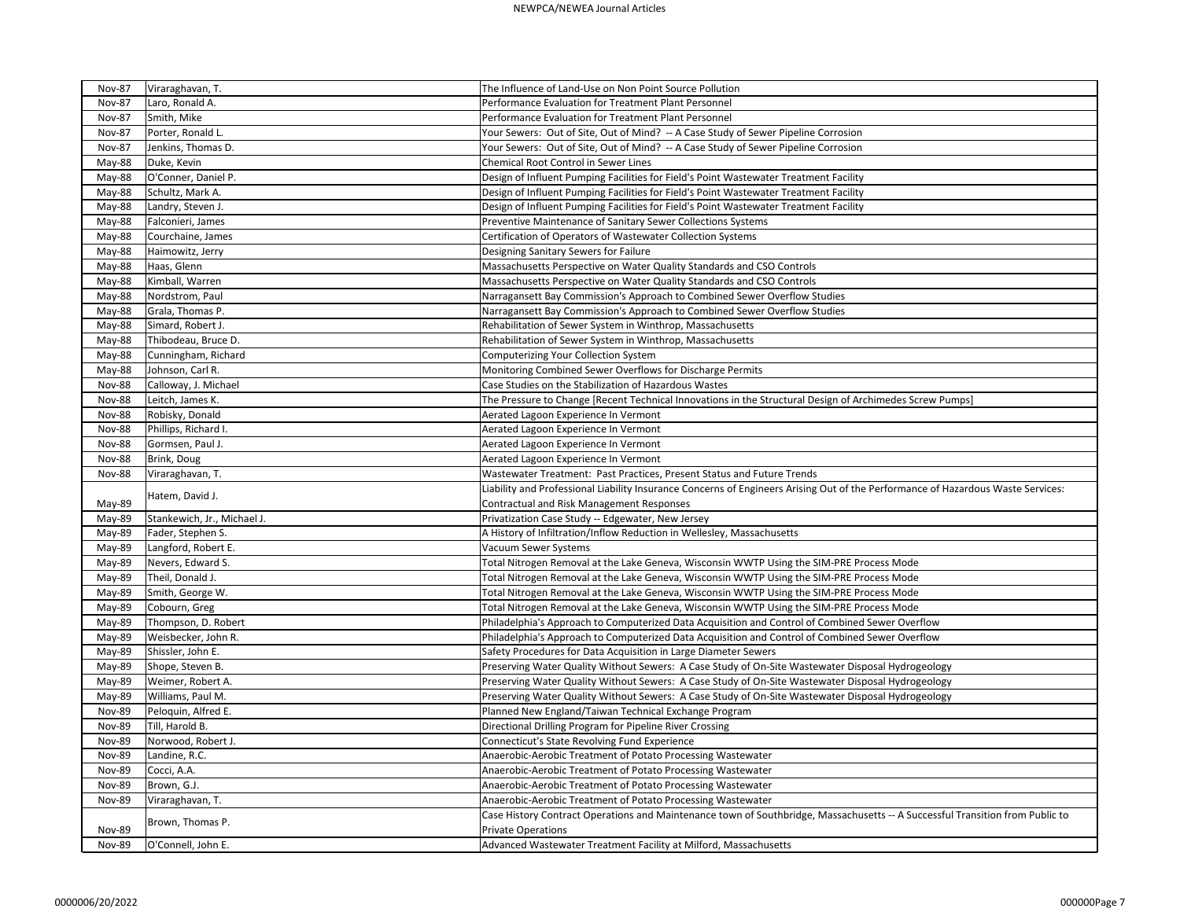| Nov-87 | Viraraghavan, T. | The Influence of Land-Use on Non Point Source Pollution |
|---|---|---|
| Nov-87 | Laro, Ronald A. | Performance Evaluation for Treatment Plant Personnel |
| Nov-87 | Smith, Mike | Performance Evaluation for Treatment Plant Personnel |
| Nov-87 | Porter, Ronald L. | Your Sewers: Out of Site, Out of Mind? -- A Case Study of Sewer Pipeline Corrosion |
| Nov-87 | Jenkins, Thomas D. | Your Sewers: Out of Site, Out of Mind? -- A Case Study of Sewer Pipeline Corrosion |
| May-88 | Duke, Kevin | Chemical Root Control in Sewer Lines |
| May-88 | O'Conner, Daniel P. | Design of Influent Pumping Facilities for Field's Point Wastewater Treatment Facility |
| May-88 | Schultz, Mark A. | Design of Influent Pumping Facilities for Field's Point Wastewater Treatment Facility |
| May-88 | Landry, Steven J. | Design of Influent Pumping Facilities for Field's Point Wastewater Treatment Facility |
| May-88 | Falconieri, James | Preventive Maintenance of Sanitary Sewer Collections Systems |
| May-88 | Courchaine, James | Certification of Operators of Wastewater Collection Systems |
| May-88 | Haimowitz, Jerry | Designing Sanitary Sewers for Failure |
| May-88 | Haas, Glenn | Massachusetts Perspective on Water Quality Standards and CSO Controls |
| May-88 | Kimball, Warren | Massachusetts Perspective on Water Quality Standards and CSO Controls |
| May-88 | Nordstrom, Paul | Narragansett Bay Commission's Approach to Combined Sewer Overflow Studies |
| May-88 | Grala, Thomas P. | Narragansett Bay Commission's Approach to Combined Sewer Overflow Studies |
| May-88 | Simard, Robert J. | Rehabilitation of Sewer System in Winthrop, Massachusetts |
| May-88 | Thibodeau, Bruce D. | Rehabilitation of Sewer System in Winthrop, Massachusetts |
| May-88 | Cunningham, Richard | Computerizing Your Collection System |
| May-88 | Johnson, Carl R. | Monitoring Combined Sewer Overflows for Discharge Permits |
| Nov-88 | Calloway, J. Michael | Case Studies on the Stabilization of Hazardous Wastes |
| Nov-88 | Leitch, James K. | The Pressure to Change [Recent Technical Innovations in the Structural Design of Archimedes Screw Pumps] |
| Nov-88 | Robisky, Donald | Aerated Lagoon Experience In Vermont |
| Nov-88 | Phillips, Richard I. | Aerated Lagoon Experience In Vermont |
| Nov-88 | Gormsen, Paul J. | Aerated Lagoon Experience In Vermont |
| Nov-88 | Brink, Doug | Aerated Lagoon Experience In Vermont |
| Nov-88 | Viraraghavan, T. | Wastewater Treatment: Past Practices, Present Status and Future Trends |
| May-89 | Hatem, David J. | Liability and Professional Liability Insurance Concerns of Engineers Arising Out of the Performance of Hazardous Waste Services: Contractual and Risk Management Responses |
| May-89 | Stankewich, Jr., Michael J. | Privatization Case Study -- Edgewater, New Jersey |
| May-89 | Fader, Stephen S. | A History of Infiltration/Inflow Reduction in Wellesley, Massachusetts |
| May-89 | Langford, Robert E. | Vacuum Sewer Systems |
| May-89 | Nevers, Edward S. | Total Nitrogen Removal at the Lake Geneva, Wisconsin WWTP Using the SIM-PRE Process Mode |
| May-89 | Theil, Donald J. | Total Nitrogen Removal at the Lake Geneva, Wisconsin WWTP Using the SIM-PRE Process Mode |
| May-89 | Smith, George W. | Total Nitrogen Removal at the Lake Geneva, Wisconsin WWTP Using the SIM-PRE Process Mode |
| May-89 | Cobourn, Greg | Total Nitrogen Removal at the Lake Geneva, Wisconsin WWTP Using the SIM-PRE Process Mode |
| May-89 | Thompson, D. Robert | Philadelphia's Approach to Computerized Data Acquisition and Control of Combined Sewer Overflow |
| May-89 | Weisbecker, John R. | Philadelphia's Approach to Computerized Data Acquisition and Control of Combined Sewer Overflow |
| May-89 | Shissler, John E. | Safety Procedures for Data Acquisition in Large Diameter Sewers |
| May-89 | Shope, Steven B. | Preserving Water Quality Without Sewers: A Case Study of On-Site Wastewater Disposal Hydrogeology |
| May-89 | Weimer, Robert A. | Preserving Water Quality Without Sewers: A Case Study of On-Site Wastewater Disposal Hydrogeology |
| May-89 | Williams, Paul M. | Preserving Water Quality Without Sewers: A Case Study of On-Site Wastewater Disposal Hydrogeology |
| Nov-89 | Peloquin, Alfred E. | Planned New England/Taiwan Technical Exchange Program |
| Nov-89 | Till, Harold B. | Directional Drilling Program for Pipeline River Crossing |
| Nov-89 | Norwood, Robert J. | Connecticut's State Revolving Fund Experience |
| Nov-89 | Landine, R.C. | Anaerobic-Aerobic Treatment of Potato Processing Wastewater |
| Nov-89 | Cocci, A.A. | Anaerobic-Aerobic Treatment of Potato Processing Wastewater |
| Nov-89 | Brown, G.J. | Anaerobic-Aerobic Treatment of Potato Processing Wastewater |
| Nov-89 | Viraraghavan, T. | Anaerobic-Aerobic Treatment of Potato Processing Wastewater |
| Nov-89 | Brown, Thomas P. | Case History Contract Operations and Maintenance town of Southbridge, Massachusetts -- A Successful Transition from Public to Private Operations |
| Nov-89 | O'Connell, John E. | Advanced Wastewater Treatment Facility at Milford, Massachusetts |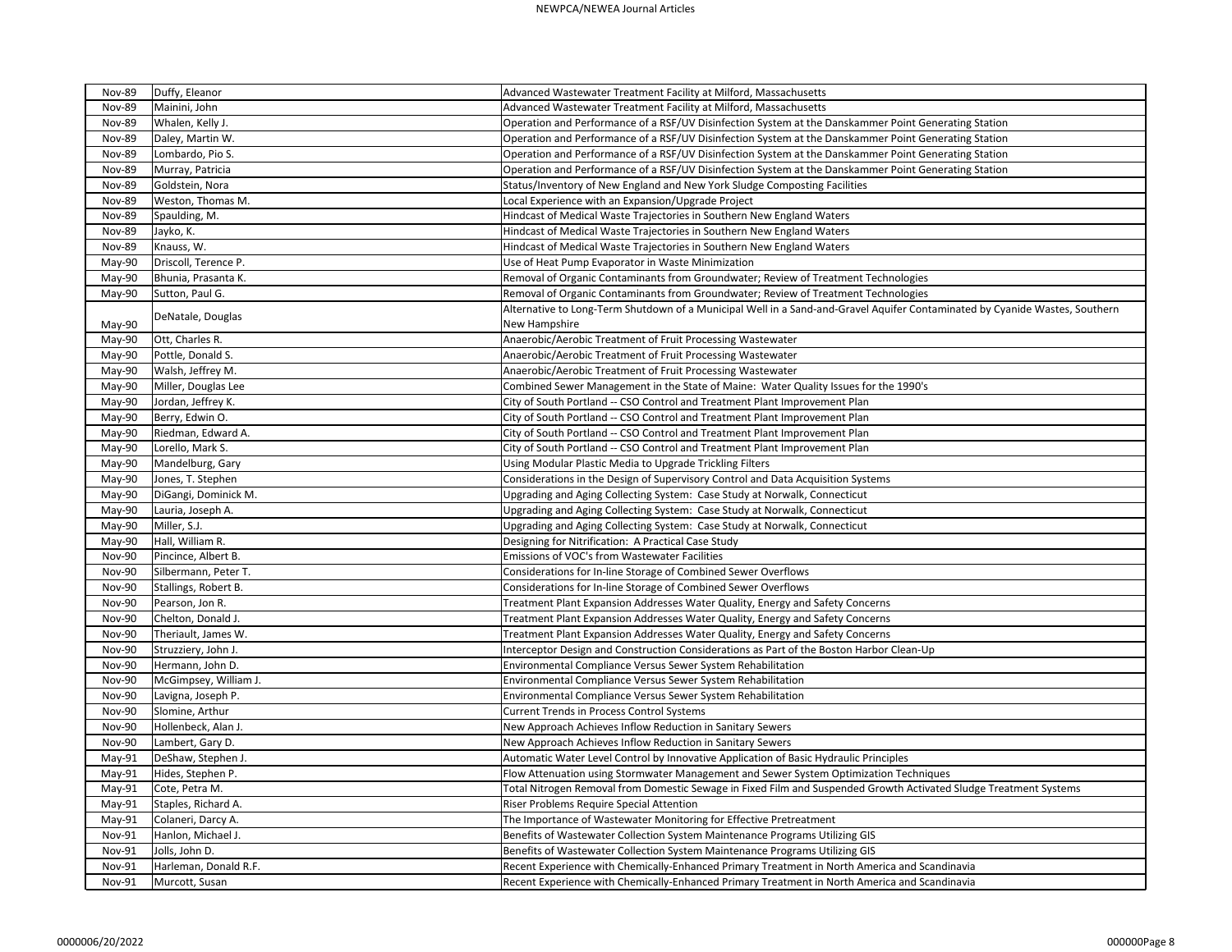| | | |
|---|---|---|
| Nov-89 | Duffy, Eleanor | Advanced Wastewater Treatment Facility at Milford, Massachusetts |
| Nov-89 | Mainini, John | Advanced Wastewater Treatment Facility at Milford, Massachusetts |
| Nov-89 | Whalen, Kelly J. | Operation and Performance of a RSF/UV Disinfection System at the Danskammer Point Generating Station |
| Nov-89 | Daley, Martin W. | Operation and Performance of a RSF/UV Disinfection System at the Danskammer Point Generating Station |
| Nov-89 | Lombardo, Pio S. | Operation and Performance of a RSF/UV Disinfection System at the Danskammer Point Generating Station |
| Nov-89 | Murray, Patricia | Operation and Performance of a RSF/UV Disinfection System at the Danskammer Point Generating Station |
| Nov-89 | Goldstein, Nora | Status/Inventory of New England and New York Sludge Composting Facilities |
| Nov-89 | Weston, Thomas M. | Local Experience with an Expansion/Upgrade Project |
| Nov-89 | Spaulding, M. | Hindcast of Medical Waste Trajectories in Southern New England Waters |
| Nov-89 | Jayko, K. | Hindcast of Medical Waste Trajectories in Southern New England Waters |
| Nov-89 | Knauss, W. | Hindcast of Medical Waste Trajectories in Southern New England Waters |
| May-90 | Driscoll, Terence P. | Use of Heat Pump Evaporator in Waste Minimization |
| May-90 | Bhunia, Prasanta K. | Removal of Organic Contaminants from Groundwater; Review of Treatment Technologies |
| May-90 | Sutton, Paul G. | Removal of Organic Contaminants from Groundwater; Review of Treatment Technologies |
| May-90 | DeNatale, Douglas | Alternative to Long-Term Shutdown of a Municipal Well in a Sand-and-Gravel Aquifer Contaminated by Cyanide Wastes, Southern New Hampshire |
| May-90 | Ott, Charles R. | Anaerobic/Aerobic Treatment of Fruit Processing Wastewater |
| May-90 | Pottle, Donald S. | Anaerobic/Aerobic Treatment of Fruit Processing Wastewater |
| May-90 | Walsh, Jeffrey M. | Anaerobic/Aerobic Treatment of Fruit Processing Wastewater |
| May-90 | Miller, Douglas Lee | Combined Sewer Management in the State of Maine: Water Quality Issues for the 1990's |
| May-90 | Jordan, Jeffrey K. | City of South Portland -- CSO Control and Treatment Plant Improvement Plan |
| May-90 | Berry, Edwin O. | City of South Portland -- CSO Control and Treatment Plant Improvement Plan |
| May-90 | Riedman, Edward A. | City of South Portland -- CSO Control and Treatment Plant Improvement Plan |
| May-90 | Lorello, Mark S. | City of South Portland -- CSO Control and Treatment Plant Improvement Plan |
| May-90 | Mandelburg, Gary | Using Modular Plastic Media to Upgrade Trickling Filters |
| May-90 | Jones, T. Stephen | Considerations in the Design of Supervisory Control and Data Acquisition Systems |
| May-90 | DiGangi, Dominick M. | Upgrading and Aging Collecting System: Case Study at Norwalk, Connecticut |
| May-90 | Lauria, Joseph A. | Upgrading and Aging Collecting System: Case Study at Norwalk, Connecticut |
| May-90 | Miller, S.J. | Upgrading and Aging Collecting System: Case Study at Norwalk, Connecticut |
| May-90 | Hall, William R. | Designing for Nitrification: A Practical Case Study |
| Nov-90 | Pincince, Albert B. | Emissions of VOC's from Wastewater Facilities |
| Nov-90 | Silbermann, Peter T. | Considerations for In-line Storage of Combined Sewer Overflows |
| Nov-90 | Stallings, Robert B. | Considerations for In-line Storage of Combined Sewer Overflows |
| Nov-90 | Pearson, Jon R. | Treatment Plant Expansion Addresses Water Quality, Energy and Safety Concerns |
| Nov-90 | Chelton, Donald J. | Treatment Plant Expansion Addresses Water Quality, Energy and Safety Concerns |
| Nov-90 | Theriault, James W. | Treatment Plant Expansion Addresses Water Quality, Energy and Safety Concerns |
| Nov-90 | Struzziery, John J. | Interceptor Design and Construction Considerations as Part of the Boston Harbor Clean-Up |
| Nov-90 | Hermann, John D. | Environmental Compliance Versus Sewer System Rehabilitation |
| Nov-90 | McGimpsey, William J. | Environmental Compliance Versus Sewer System Rehabilitation |
| Nov-90 | Lavigna, Joseph P. | Environmental Compliance Versus Sewer System Rehabilitation |
| Nov-90 | Slomine, Arthur | Current Trends in Process Control Systems |
| Nov-90 | Hollenbeck, Alan J. | New Approach Achieves Inflow Reduction in Sanitary Sewers |
| Nov-90 | Lambert, Gary D. | New Approach Achieves Inflow Reduction in Sanitary Sewers |
| May-91 | DeShaw, Stephen J. | Automatic Water Level Control by Innovative Application of Basic Hydraulic Principles |
| May-91 | Hides, Stephen P. | Flow Attenuation using Stormwater Management and Sewer System Optimization Techniques |
| May-91 | Cote, Petra M. | Total Nitrogen Removal from Domestic Sewage in Fixed Film and Suspended Growth Activated Sludge Treatment Systems |
| May-91 | Staples, Richard A. | Riser Problems Require Special Attention |
| May-91 | Colaneri, Darcy A. | The Importance of Wastewater Monitoring for Effective Pretreatment |
| Nov-91 | Hanlon, Michael J. | Benefits of Wastewater Collection System Maintenance Programs Utilizing GIS |
| Nov-91 | Jolls, John D. | Benefits of Wastewater Collection System Maintenance Programs Utilizing GIS |
| Nov-91 | Harleman, Donald R.F. | Recent Experience with Chemically-Enhanced Primary Treatment in North America and Scandinavia |
| Nov-91 | Murcott, Susan | Recent Experience with Chemically-Enhanced Primary Treatment in North America and Scandinavia |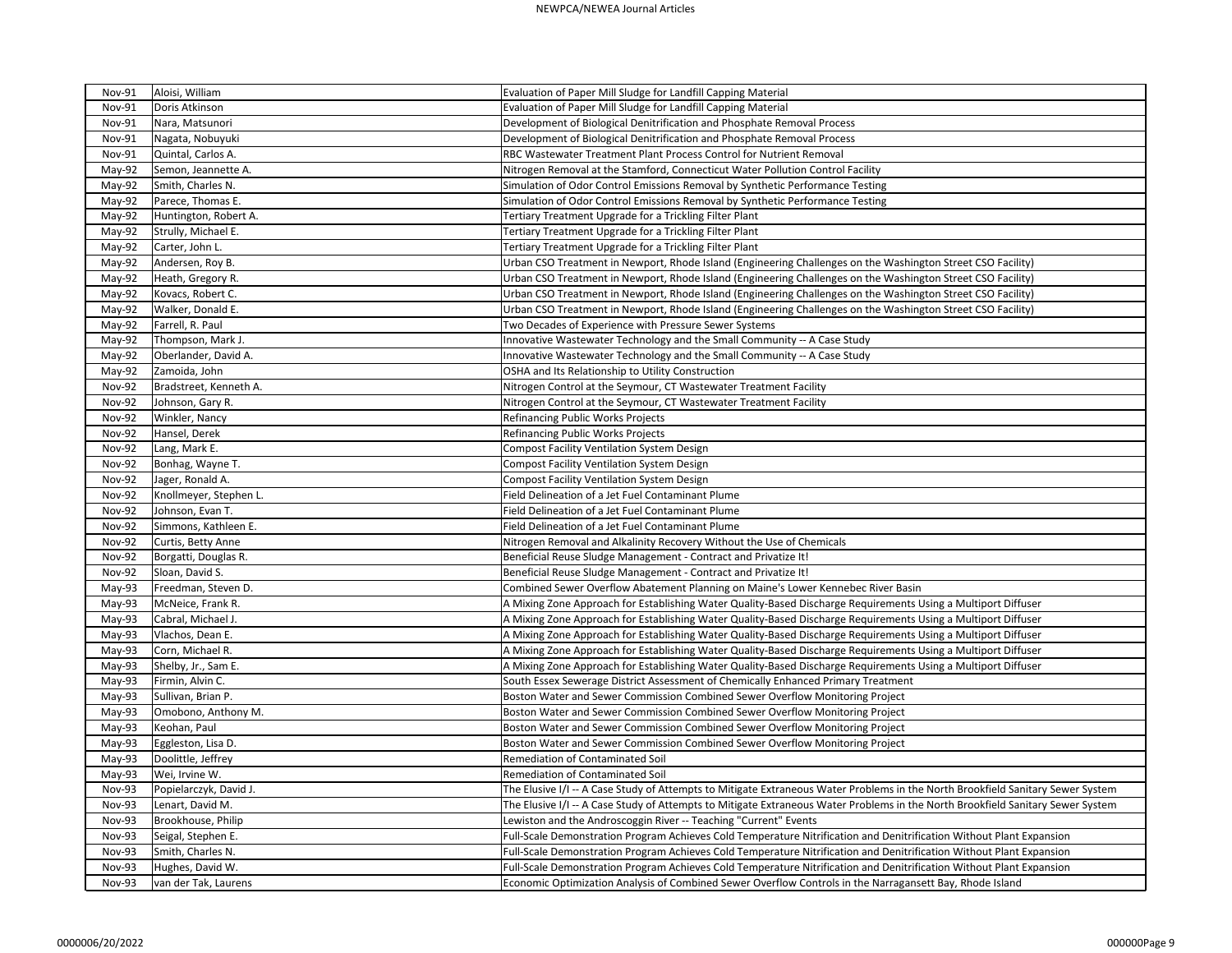| Nov-91 | Aloisi, William | Evaluation of Paper Mill Sludge for Landfill Capping Material |
|---|---|---|
| Nov-91 | Doris Atkinson | Evaluation of Paper Mill Sludge for Landfill Capping Material |
| Nov-91 | Nara, Matsunori | Development of Biological Denitrification and Phosphate Removal Process |
| Nov-91 | Nagata, Nobuyuki | Development of Biological Denitrification and Phosphate Removal Process |
| Nov-91 | Quintal, Carlos A. | RBC Wastewater Treatment Plant Process Control for Nutrient Removal |
| May-92 | Semon, Jeannette A. | Nitrogen Removal at the Stamford, Connecticut Water Pollution Control Facility |
| May-92 | Smith, Charles N. | Simulation of Odor Control Emissions Removal by Synthetic Performance Testing |
| May-92 | Parece, Thomas E. | Simulation of Odor Control Emissions Removal by Synthetic Performance Testing |
| May-92 | Huntington, Robert A. | Tertiary Treatment Upgrade for a Trickling Filter Plant |
| May-92 | Strully, Michael E. | Tertiary Treatment Upgrade for a Trickling Filter Plant |
| May-92 | Carter, John L. | Tertiary Treatment Upgrade for a Trickling Filter Plant |
| May-92 | Andersen, Roy B. | Urban CSO Treatment in Newport, Rhode Island (Engineering Challenges on the Washington Street CSO Facility) |
| May-92 | Heath, Gregory R. | Urban CSO Treatment in Newport, Rhode Island (Engineering Challenges on the Washington Street CSO Facility) |
| May-92 | Kovacs, Robert C. | Urban CSO Treatment in Newport, Rhode Island (Engineering Challenges on the Washington Street CSO Facility) |
| May-92 | Walker, Donald E. | Urban CSO Treatment in Newport, Rhode Island (Engineering Challenges on the Washington Street CSO Facility) |
| May-92 | Farrell, R. Paul | Two Decades of Experience with Pressure Sewer Systems |
| May-92 | Thompson, Mark J. | Innovative Wastewater Technology and the Small Community -- A Case Study |
| May-92 | Oberlander, David A. | Innovative Wastewater Technology and the Small Community -- A Case Study |
| May-92 | Zamoida, John | OSHA and Its Relationship to Utility Construction |
| Nov-92 | Bradstreet, Kenneth A. | Nitrogen Control at the Seymour, CT Wastewater Treatment Facility |
| Nov-92 | Johnson, Gary R. | Nitrogen Control at the Seymour, CT Wastewater Treatment Facility |
| Nov-92 | Winkler, Nancy | Refinancing Public Works Projects |
| Nov-92 | Hansel, Derek | Refinancing Public Works Projects |
| Nov-92 | Lang, Mark E. | Compost Facility Ventilation System Design |
| Nov-92 | Bonhag, Wayne T. | Compost Facility Ventilation System Design |
| Nov-92 | Jager, Ronald A. | Compost Facility Ventilation System Design |
| Nov-92 | Knollmeyer, Stephen L. | Field Delineation of a Jet Fuel Contaminant Plume |
| Nov-92 | Johnson, Evan T. | Field Delineation of a Jet Fuel Contaminant Plume |
| Nov-92 | Simmons, Kathleen E. | Field Delineation of a Jet Fuel Contaminant Plume |
| Nov-92 | Curtis, Betty Anne | Nitrogen Removal and Alkalinity Recovery Without the Use of Chemicals |
| Nov-92 | Borgatti, Douglas R. | Beneficial Reuse Sludge Management - Contract and Privatize It! |
| Nov-92 | Sloan, David S. | Beneficial Reuse Sludge Management - Contract and Privatize It! |
| May-93 | Freedman, Steven D. | Combined Sewer Overflow Abatement Planning on Maine's Lower Kennebec River Basin |
| May-93 | McNeice, Frank R. | A Mixing Zone Approach for Establishing Water Quality-Based Discharge Requirements Using a Multiport Diffuser |
| May-93 | Cabral, Michael J. | A Mixing Zone Approach for Establishing Water Quality-Based Discharge Requirements Using a Multiport Diffuser |
| May-93 | Vlachos, Dean E. | A Mixing Zone Approach for Establishing Water Quality-Based Discharge Requirements Using a Multiport Diffuser |
| May-93 | Corn, Michael R. | A Mixing Zone Approach for Establishing Water Quality-Based Discharge Requirements Using a Multiport Diffuser |
| May-93 | Shelby, Jr., Sam E. | A Mixing Zone Approach for Establishing Water Quality-Based Discharge Requirements Using a Multiport Diffuser |
| May-93 | Firmin, Alvin C. | South Essex Sewerage District Assessment of Chemically Enhanced Primary Treatment |
| May-93 | Sullivan, Brian P. | Boston Water and Sewer Commission Combined Sewer Overflow Monitoring Project |
| May-93 | Omobono, Anthony M. | Boston Water and Sewer Commission Combined Sewer Overflow Monitoring Project |
| May-93 | Keohan, Paul | Boston Water and Sewer Commission Combined Sewer Overflow Monitoring Project |
| May-93 | Eggleston, Lisa D. | Boston Water and Sewer Commission Combined Sewer Overflow Monitoring Project |
| May-93 | Doolittle, Jeffrey | Remediation of Contaminated Soil |
| May-93 | Wei, Irvine W. | Remediation of Contaminated Soil |
| Nov-93 | Popielarczyk, David J. | The Elusive I/I -- A Case Study of Attempts to Mitigate Extraneous Water Problems in the North Brookfield Sanitary Sewer System |
| Nov-93 | Lenart, David M. | The Elusive I/I -- A Case Study of Attempts to Mitigate Extraneous Water Problems in the North Brookfield Sanitary Sewer System |
| Nov-93 | Brookhouse, Philip | Lewiston and the Androscoggin River -- Teaching "Current" Events |
| Nov-93 | Seigal, Stephen E. | Full-Scale Demonstration Program Achieves Cold Temperature Nitrification and Denitrification Without Plant Expansion |
| Nov-93 | Smith, Charles N. | Full-Scale Demonstration Program Achieves Cold Temperature Nitrification and Denitrification Without Plant Expansion |
| Nov-93 | Hughes, David W. | Full-Scale Demonstration Program Achieves Cold Temperature Nitrification and Denitrification Without Plant Expansion |
| Nov-93 | van der Tak, Laurens | Economic Optimization Analysis of Combined Sewer Overflow Controls in the Narragansett Bay, Rhode Island |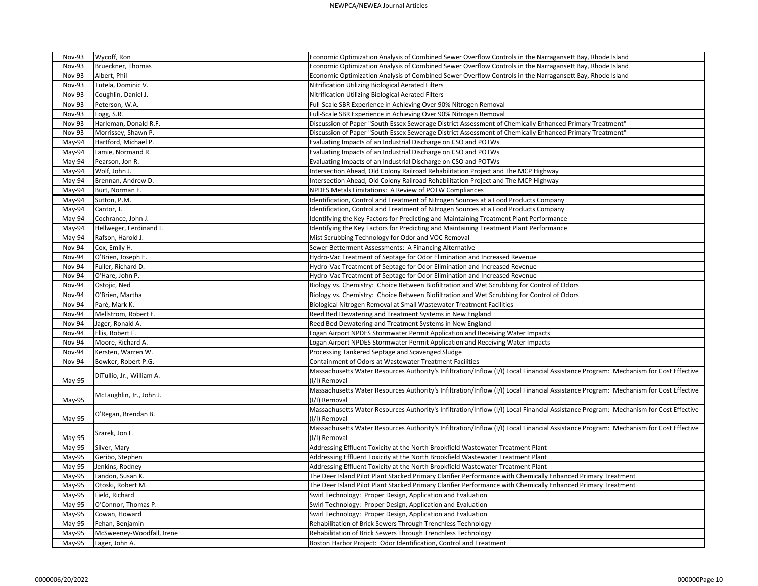| Nov-93 | Wycoff, Ron | Economic Optimization Analysis of Combined Sewer Overflow Controls in the Narragansett Bay, Rhode Island |
|---|---|---|
| Nov-93 | Brueckner, Thomas | Economic Optimization Analysis of Combined Sewer Overflow Controls in the Narragansett Bay, Rhode Island |
| Nov-93 | Albert, Phil | Economic Optimization Analysis of Combined Sewer Overflow Controls in the Narragansett Bay, Rhode Island |
| Nov-93 | Tutela, Dominic V. | Nitrification Utilizing Biological Aerated Filters |
| Nov-93 | Coughlin, Daniel J. | Nitrification Utilizing Biological Aerated Filters |
| Nov-93 | Peterson, W.A. | Full-Scale SBR Experience in Achieving Over 90% Nitrogen Removal |
| Nov-93 | Fogg, S.R. | Full-Scale SBR Experience in Achieving Over 90% Nitrogen Removal |
| Nov-93 | Harleman, Donald R.F. | Discussion of Paper "South Essex Sewerage District Assessment of Chemically Enhanced Primary Treatment" |
| Nov-93 | Morrissey, Shawn P. | Discussion of Paper "South Essex Sewerage District Assessment of Chemically Enhanced Primary Treatment" |
| May-94 | Hartford, Michael P. | Evaluating Impacts of an Industrial Discharge on CSO and POTWs |
| May-94 | Lamie, Normand R. | Evaluating Impacts of an Industrial Discharge on CSO and POTWs |
| May-94 | Pearson, Jon R. | Evaluating Impacts of an Industrial Discharge on CSO and POTWs |
| May-94 | Wolf, John J. | Intersection Ahead, Old Colony Railroad Rehabilitation Project and The MCP Highway |
| May-94 | Brennan, Andrew D. | Intersection Ahead, Old Colony Railroad Rehabilitation Project and The MCP Highway |
| May-94 | Burt, Norman E. | NPDES Metals Limitations: A Review of POTW Compliances |
| May-94 | Sutton, P.M. | Identification, Control and Treatment of Nitrogen Sources at a Food Products Company |
| May-94 | Cantor, J. | Identification, Control and Treatment of Nitrogen Sources at a Food Products Company |
| May-94 | Cochrance, John J. | Identifying the Key Factors for Predicting and Maintaining Treatment Plant Performance |
| May-94 | Hellweger, Ferdinand L. | Identifying the Key Factors for Predicting and Maintaining Treatment Plant Performance |
| May-94 | Rafson, Harold J. | Mist Scrubbing Technology for Odor and VOC Removal |
| Nov-94 | Cox, Emily H. | Sewer Betterment Assessments: A Financing Alternative |
| Nov-94 | O'Brien, Joseph E. | Hydro-Vac Treatment of Septage for Odor Elimination and Increased Revenue |
| Nov-94 | Fuller, Richard D. | Hydro-Vac Treatment of Septage for Odor Elimination and Increased Revenue |
| Nov-94 | O'Hare, John P. | Hydro-Vac Treatment of Septage for Odor Elimination and Increased Revenue |
| Nov-94 | Ostojic, Ned | Biology vs. Chemistry: Choice Between Biofiltration and Wet Scrubbing for Control of Odors |
| Nov-94 | O'Brien, Martha | Biology vs. Chemistry: Choice Between Biofiltration and Wet Scrubbing for Control of Odors |
| Nov-94 | Paré, Mark K. | Biological Nitrogen Removal at Small Wastewater Treatment Facilities |
| Nov-94 | Mellstrom, Robert E. | Reed Bed Dewatering and Treatment Systems in New England |
| Nov-94 | Jager, Ronald A. | Reed Bed Dewatering and Treatment Systems in New England |
| Nov-94 | Ellis, Robert F. | Logan Airport NPDES Stormwater Permit Application and Receiving Water Impacts |
| Nov-94 | Moore, Richard A. | Logan Airport NPDES Stormwater Permit Application and Receiving Water Impacts |
| Nov-94 | Kersten, Warren W. | Processing Tankered Septage and Scavenged Sludge |
| Nov-94 | Bowker, Robert P.G. | Containment of Odors at Wastewater Treatment Facilities |
| May-95 | DiTullio, Jr., William A. | Massachusetts Water Resources Authority's Infiltration/Inflow (I/I) Local Financial Assistance Program: Mechanism for Cost Effective (I/I) Removal |
| May-95 | McLaughlin, Jr., John J. | Massachusetts Water Resources Authority's Infiltration/Inflow (I/I) Local Financial Assistance Program: Mechanism for Cost Effective (I/I) Removal |
| May-95 | O'Regan, Brendan B. | Massachusetts Water Resources Authority's Infiltration/Inflow (I/I) Local Financial Assistance Program: Mechanism for Cost Effective (I/I) Removal |
| May-95 | Szarek, Jon F. | Massachusetts Water Resources Authority's Infiltration/Inflow (I/I) Local Financial Assistance Program: Mechanism for Cost Effective (I/I) Removal |
| May-95 | Silver, Mary | Addressing Effluent Toxicity at the North Brookfield Wastewater Treatment Plant |
| May-95 | Geribo, Stephen | Addressing Effluent Toxicity at the North Brookfield Wastewater Treatment Plant |
| May-95 | Jenkins, Rodney | Addressing Effluent Toxicity at the North Brookfield Wastewater Treatment Plant |
| May-95 | Landon, Susan K. | The Deer Island Pilot Plant Stacked Primary Clarifier Performance with Chemically Enhanced Primary Treatment |
| May-95 | Otoski, Robert M. | The Deer Island Pilot Plant Stacked Primary Clarifier Performance with Chemically Enhanced Primary Treatment |
| May-95 | Field, Richard | Swirl Technology: Proper Design, Application and Evaluation |
| May-95 | O'Connor, Thomas P. | Swirl Technology: Proper Design, Application and Evaluation |
| May-95 | Cowan, Howard | Swirl Technology: Proper Design, Application and Evaluation |
| May-95 | Fehan, Benjamin | Rehabilitation of Brick Sewers Through Trenchless Technology |
| May-95 | McSweeney-Woodfall, Irene | Rehabilitation of Brick Sewers Through Trenchless Technology |
| May-95 | Lager, John A. | Boston Harbor Project: Odor Identification, Control and Treatment |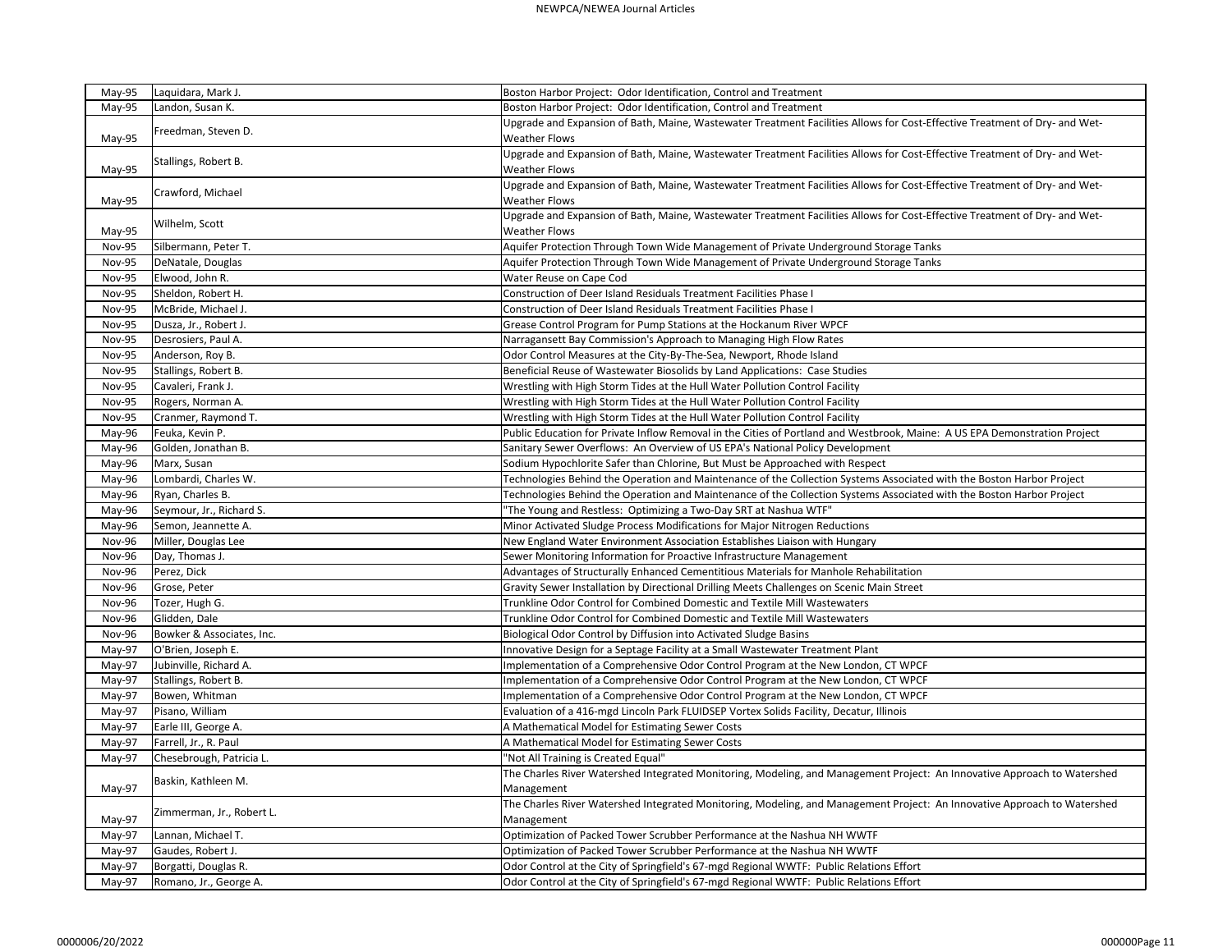| | | |
|---|---|---|
| May-95 | Laquidara, Mark J. | Boston Harbor Project: Odor Identification, Control and Treatment |
| May-95 | Landon, Susan K. | Boston Harbor Project: Odor Identification, Control and Treatment |
| May-95 | Freedman, Steven D. | Upgrade and Expansion of Bath, Maine, Wastewater Treatment Facilities Allows for Cost-Effective Treatment of Dry- and Wet-Weather Flows |
| May-95 | Stallings, Robert B. | Upgrade and Expansion of Bath, Maine, Wastewater Treatment Facilities Allows for Cost-Effective Treatment of Dry- and Wet-Weather Flows |
| May-95 | Crawford, Michael | Upgrade and Expansion of Bath, Maine, Wastewater Treatment Facilities Allows for Cost-Effective Treatment of Dry- and Wet-Weather Flows |
| May-95 | Wilhelm, Scott | Upgrade and Expansion of Bath, Maine, Wastewater Treatment Facilities Allows for Cost-Effective Treatment of Dry- and Wet-Weather Flows |
| Nov-95 | Silbermann, Peter T. | Aquifer Protection Through Town Wide Management of Private Underground Storage Tanks |
| Nov-95 | DeNatale, Douglas | Aquifer Protection Through Town Wide Management of Private Underground Storage Tanks |
| Nov-95 | Elwood, John R. | Water Reuse on Cape Cod |
| Nov-95 | Sheldon, Robert H. | Construction of Deer Island Residuals Treatment Facilities Phase I |
| Nov-95 | McBride, Michael J. | Construction of Deer Island Residuals Treatment Facilities Phase I |
| Nov-95 | Dusza, Jr., Robert J. | Grease Control Program for Pump Stations at the Hockanum River WPCF |
| Nov-95 | Desrosiers, Paul A. | Narragansett Bay Commission's Approach to Managing High Flow Rates |
| Nov-95 | Anderson, Roy B. | Odor Control Measures at the City-By-The-Sea, Newport, Rhode Island |
| Nov-95 | Stallings, Robert B. | Beneficial Reuse of Wastewater Biosolids by Land Applications: Case Studies |
| Nov-95 | Cavaleri, Frank J. | Wrestling with High Storm Tides at the Hull Water Pollution Control Facility |
| Nov-95 | Rogers, Norman A. | Wrestling with High Storm Tides at the Hull Water Pollution Control Facility |
| Nov-95 | Cranmer, Raymond T. | Wrestling with High Storm Tides at the Hull Water Pollution Control Facility |
| May-96 | Feuka, Kevin P. | Public Education for Private Inflow Removal in the Cities of Portland and Westbrook, Maine: A US EPA Demonstration Project |
| May-96 | Golden, Jonathan B. | Sanitary Sewer Overflows: An Overview of US EPA's National Policy Development |
| May-96 | Marx, Susan | Sodium Hypochlorite Safer than Chlorine, But Must be Approached with Respect |
| May-96 | Lombardi, Charles W. | Technologies Behind the Operation and Maintenance of the Collection Systems Associated with the Boston Harbor Project |
| May-96 | Ryan, Charles B. | Technologies Behind the Operation and Maintenance of the Collection Systems Associated with the Boston Harbor Project |
| May-96 | Seymour, Jr., Richard S. | "The Young and Restless: Optimizing a Two-Day SRT at Nashua WTF" |
| May-96 | Semon, Jeannette A. | Minor Activated Sludge Process Modifications for Major Nitrogen Reductions |
| Nov-96 | Miller, Douglas Lee | New England Water Environment Association Establishes Liaison with Hungary |
| Nov-96 | Day, Thomas J. | Sewer Monitoring Information for Proactive Infrastructure Management |
| Nov-96 | Perez, Dick | Advantages of Structurally Enhanced Cementitious Materials for Manhole Rehabilitation |
| Nov-96 | Grose, Peter | Gravity Sewer Installation by Directional Drilling Meets Challenges on Scenic Main Street |
| Nov-96 | Tozer, Hugh G. | Trunkline Odor Control for Combined Domestic and Textile Mill Wastewaters |
| Nov-96 | Glidden, Dale | Trunkline Odor Control for Combined Domestic and Textile Mill Wastewaters |
| Nov-96 | Bowker & Associates, Inc. | Biological Odor Control by Diffusion into Activated Sludge Basins |
| May-97 | O'Brien, Joseph E. | Innovative Design for a Septage Facility at a Small Wastewater Treatment Plant |
| May-97 | Jubinville, Richard A. | Implementation of a Comprehensive Odor Control Program at the New London, CT WPCF |
| May-97 | Stallings, Robert B. | Implementation of a Comprehensive Odor Control Program at the New London, CT WPCF |
| May-97 | Bowen, Whitman | Implementation of a Comprehensive Odor Control Program at the New London, CT WPCF |
| May-97 | Pisano, William | Evaluation of a 416-mgd Lincoln Park FLUIDSEP Vortex Solids Facility, Decatur, Illinois |
| May-97 | Earle III, George A. | A Mathematical Model for Estimating Sewer Costs |
| May-97 | Farrell, Jr., R. Paul | A Mathematical Model for Estimating Sewer Costs |
| May-97 | Chesebrough, Patricia L. | "Not All Training is Created Equal" |
| May-97 | Baskin, Kathleen M. | The Charles River Watershed Integrated Monitoring, Modeling, and Management Project: An Innovative Approach to Watershed Management |
| May-97 | Zimmerman, Jr., Robert L. | The Charles River Watershed Integrated Monitoring, Modeling, and Management Project: An Innovative Approach to Watershed Management |
| May-97 | Lannan, Michael T. | Optimization of Packed Tower Scrubber Performance at the Nashua NH WWTF |
| May-97 | Gaudes, Robert J. | Optimization of Packed Tower Scrubber Performance at the Nashua NH WWTF |
| May-97 | Borgatti, Douglas R. | Odor Control at the City of Springfield's 67-mgd Regional WWTF: Public Relations Effort |
| May-97 | Romano, Jr., George A. | Odor Control at the City of Springfield's 67-mgd Regional WWTF: Public Relations Effort |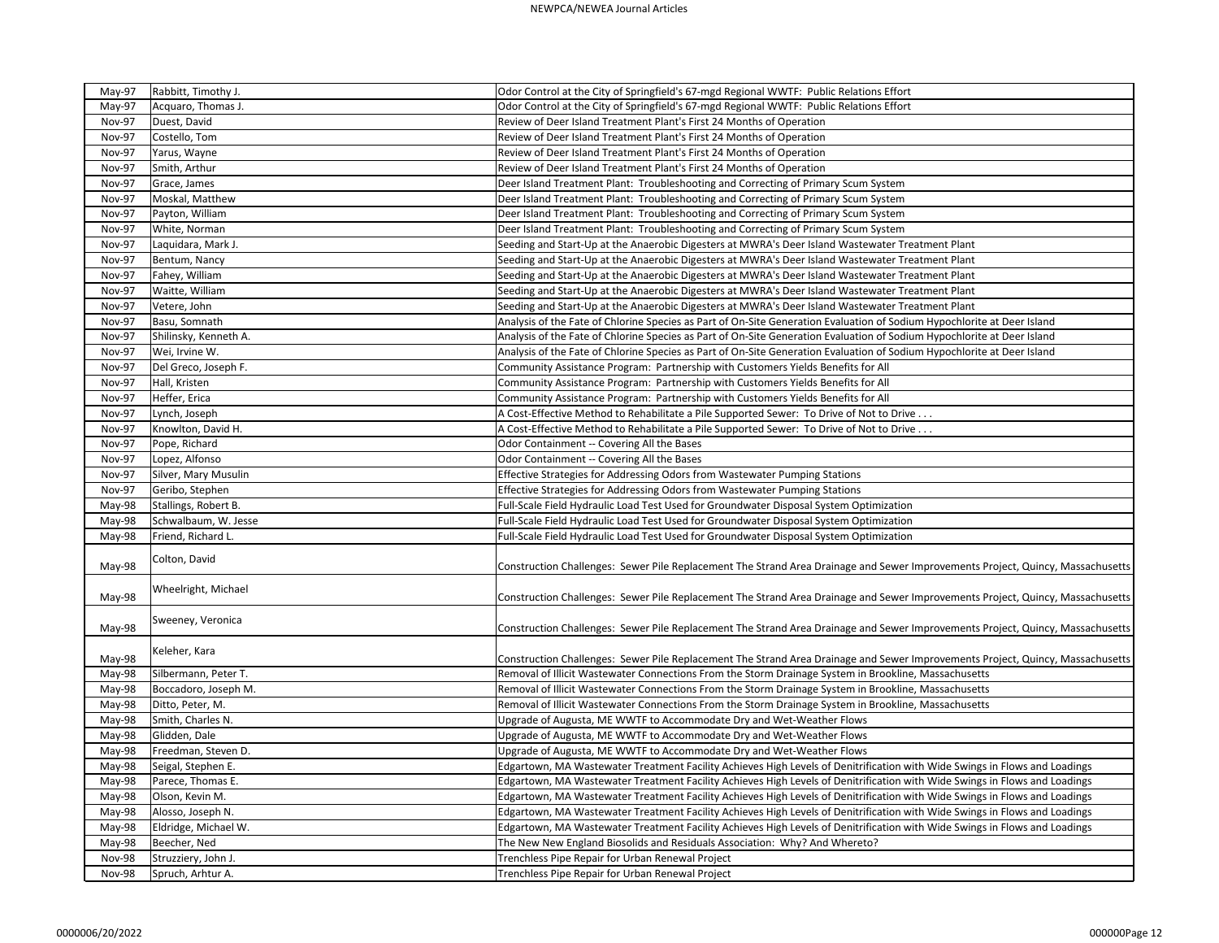| May-97 | Rabbitt, Timothy J. | Odor Control at the City of Springfield's 67-mgd Regional WWTF: Public Relations Effort |
|---|---|---|
| May-97 | Acquaro, Thomas J. | Odor Control at the City of Springfield's 67-mgd Regional WWTF: Public Relations Effort |
| Nov-97 | Duest, David | Review of Deer Island Treatment Plant's First 24 Months of Operation |
| Nov-97 | Costello, Tom | Review of Deer Island Treatment Plant's First 24 Months of Operation |
| Nov-97 | Yarus, Wayne | Review of Deer Island Treatment Plant's First 24 Months of Operation |
| Nov-97 | Smith, Arthur | Review of Deer Island Treatment Plant's First 24 Months of Operation |
| Nov-97 | Grace, James | Deer Island Treatment Plant: Troubleshooting and Correcting of Primary Scum System |
| Nov-97 | Moskal, Matthew | Deer Island Treatment Plant: Troubleshooting and Correcting of Primary Scum System |
| Nov-97 | Payton, William | Deer Island Treatment Plant: Troubleshooting and Correcting of Primary Scum System |
| Nov-97 | White, Norman | Deer Island Treatment Plant: Troubleshooting and Correcting of Primary Scum System |
| Nov-97 | Laquidara, Mark J. | Seeding and Start-Up at the Anaerobic Digesters at MWRA's Deer Island Wastewater Treatment Plant |
| Nov-97 | Bentum, Nancy | Seeding and Start-Up at the Anaerobic Digesters at MWRA's Deer Island Wastewater Treatment Plant |
| Nov-97 | Fahey, William | Seeding and Start-Up at the Anaerobic Digesters at MWRA's Deer Island Wastewater Treatment Plant |
| Nov-97 | Waitte, William | Seeding and Start-Up at the Anaerobic Digesters at MWRA's Deer Island Wastewater Treatment Plant |
| Nov-97 | Vetere, John | Seeding and Start-Up at the Anaerobic Digesters at MWRA's Deer Island Wastewater Treatment Plant |
| Nov-97 | Basu, Somnath | Analysis of the Fate of Chlorine Species as Part of On-Site Generation Evaluation of Sodium Hypochlorite at Deer Island |
| Nov-97 | Shilinsky, Kenneth A. | Analysis of the Fate of Chlorine Species as Part of On-Site Generation Evaluation of Sodium Hypochlorite at Deer Island |
| Nov-97 | Wei, Irvine W. | Analysis of the Fate of Chlorine Species as Part of On-Site Generation Evaluation of Sodium Hypochlorite at Deer Island |
| Nov-97 | Del Greco, Joseph F. | Community Assistance Program: Partnership with Customers Yields Benefits for All |
| Nov-97 | Hall, Kristen | Community Assistance Program: Partnership with Customers Yields Benefits for All |
| Nov-97 | Heffer, Erica | Community Assistance Program: Partnership with Customers Yields Benefits for All |
| Nov-97 | Lynch, Joseph | A Cost-Effective Method to Rehabilitate a Pile Supported Sewer: To Drive of Not to Drive . . . |
| Nov-97 | Knowlton, David H. | A Cost-Effective Method to Rehabilitate a Pile Supported Sewer: To Drive of Not to Drive . . . |
| Nov-97 | Pope, Richard | Odor Containment -- Covering All the Bases |
| Nov-97 | Lopez, Alfonso | Odor Containment -- Covering All the Bases |
| Nov-97 | Silver, Mary Musulin | Effective Strategies for Addressing Odors from Wastewater Pumping Stations |
| Nov-97 | Geribo, Stephen | Effective Strategies for Addressing Odors from Wastewater Pumping Stations |
| May-98 | Stallings, Robert B. | Full-Scale Field Hydraulic Load Test Used for Groundwater Disposal System Optimization |
| May-98 | Schwalbaum, W. Jesse | Full-Scale Field Hydraulic Load Test Used for Groundwater Disposal System Optimization |
| May-98 | Friend, Richard L. | Full-Scale Field Hydraulic Load Test Used for Groundwater Disposal System Optimization |
| May-98 | Colton, David | Construction Challenges: Sewer Pile Replacement The Strand Area Drainage and Sewer Improvements Project, Quincy, Massachusetts |
| May-98 | Wheelright, Michael | Construction Challenges: Sewer Pile Replacement The Strand Area Drainage and Sewer Improvements Project, Quincy, Massachusetts |
| May-98 | Sweeney, Veronica | Construction Challenges: Sewer Pile Replacement The Strand Area Drainage and Sewer Improvements Project, Quincy, Massachusetts |
| May-98 | Keleher, Kara | Construction Challenges: Sewer Pile Replacement The Strand Area Drainage and Sewer Improvements Project, Quincy, Massachusetts |
| May-98 | Silbermann, Peter T. | Removal of Illicit Wastewater Connections From the Storm Drainage System in Brookline, Massachusetts |
| May-98 | Boccadoro, Joseph M. | Removal of Illicit Wastewater Connections From the Storm Drainage System in Brookline, Massachusetts |
| May-98 | Ditto, Peter, M. | Removal of Illicit Wastewater Connections From the Storm Drainage System in Brookline, Massachusetts |
| May-98 | Smith, Charles N. | Upgrade of Augusta, ME WWTF to Accommodate Dry and Wet-Weather Flows |
| May-98 | Glidden, Dale | Upgrade of Augusta, ME WWTF to Accommodate Dry and Wet-Weather Flows |
| May-98 | Freedman, Steven D. | Upgrade of Augusta, ME WWTF to Accommodate Dry and Wet-Weather Flows |
| May-98 | Seigal, Stephen E. | Edgartown, MA Wastewater Treatment Facility Achieves High Levels of Denitrification with Wide Swings in Flows and Loadings |
| May-98 | Parece, Thomas E. | Edgartown, MA Wastewater Treatment Facility Achieves High Levels of Denitrification with Wide Swings in Flows and Loadings |
| May-98 | Olson, Kevin M. | Edgartown, MA Wastewater Treatment Facility Achieves High Levels of Denitrification with Wide Swings in Flows and Loadings |
| May-98 | Alosso, Joseph N. | Edgartown, MA Wastewater Treatment Facility Achieves High Levels of Denitrification with Wide Swings in Flows and Loadings |
| May-98 | Eldridge, Michael W. | Edgartown, MA Wastewater Treatment Facility Achieves High Levels of Denitrification with Wide Swings in Flows and Loadings |
| May-98 | Beecher, Ned | The New New England Biosolids and Residuals Association: Why? And Whereto? |
| Nov-98 | Struzziery, John J. | Trenchless Pipe Repair for Urban Renewal Project |
| Nov-98 | Spruch, Arhtur A. | Trenchless Pipe Repair for Urban Renewal Project |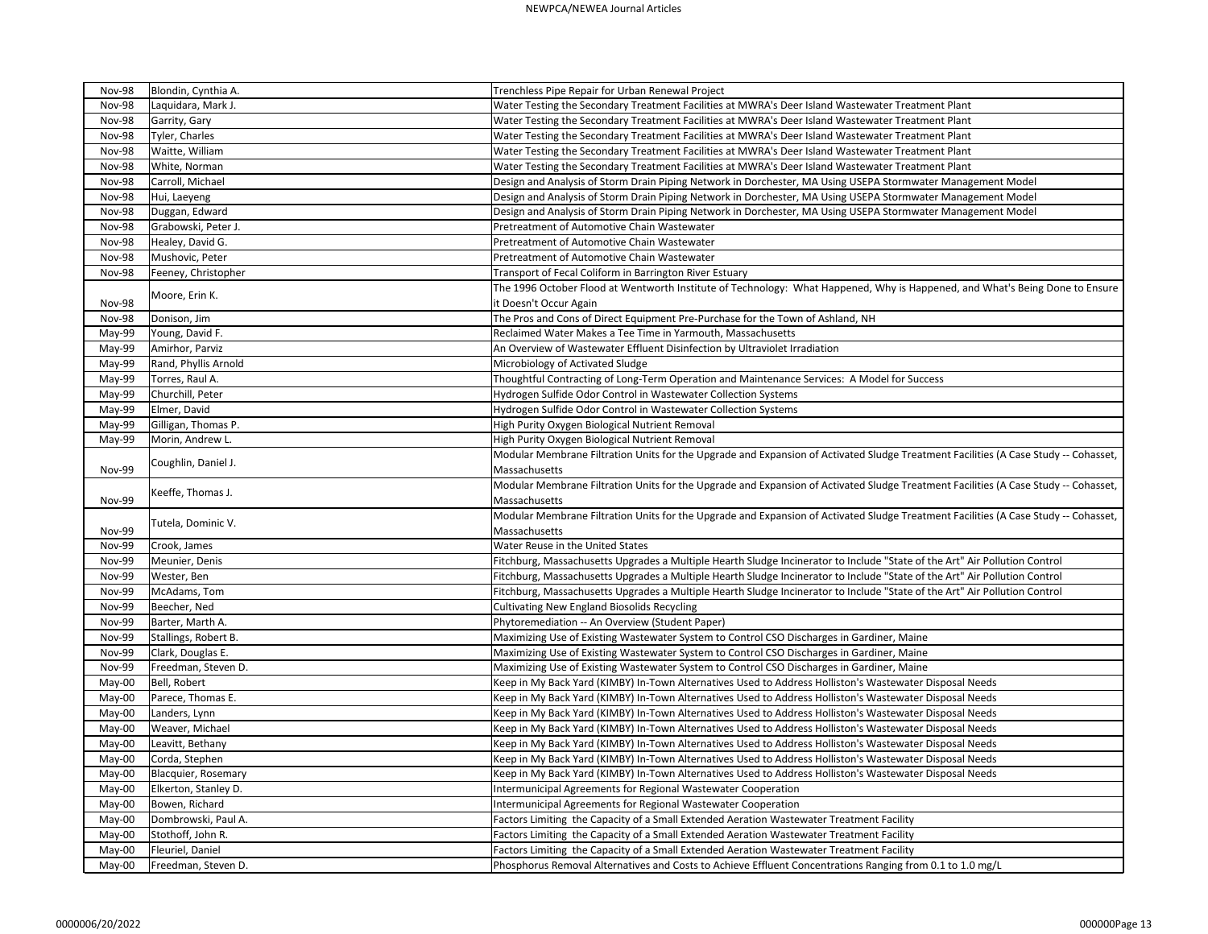| Nov-98 | Blondin, Cynthia A. | Trenchless Pipe Repair for Urban Renewal Project |
|---|---|---|
| Nov-98 | Laquidara, Mark J. | Water Testing the Secondary Treatment Facilities at MWRA's Deer Island Wastewater Treatment Plant |
| Nov-98 | Garrity, Gary | Water Testing the Secondary Treatment Facilities at MWRA's Deer Island Wastewater Treatment Plant |
| Nov-98 | Tyler, Charles | Water Testing the Secondary Treatment Facilities at MWRA's Deer Island Wastewater Treatment Plant |
| Nov-98 | Waitte, William | Water Testing the Secondary Treatment Facilities at MWRA's Deer Island Wastewater Treatment Plant |
| Nov-98 | White, Norman | Water Testing the Secondary Treatment Facilities at MWRA's Deer Island Wastewater Treatment Plant |
| Nov-98 | Carroll, Michael | Design and Analysis of Storm Drain Piping Network in Dorchester, MA Using USEPA Stormwater Management Model |
| Nov-98 | Hui, Laeyeng | Design and Analysis of Storm Drain Piping Network in Dorchester, MA Using USEPA Stormwater Management Model |
| Nov-98 | Duggan, Edward | Design and Analysis of Storm Drain Piping Network in Dorchester, MA Using USEPA Stormwater Management Model |
| Nov-98 | Grabowski, Peter J. | Pretreatment of Automotive Chain Wastewater |
| Nov-98 | Healey, David G. | Pretreatment of Automotive Chain Wastewater |
| Nov-98 | Mushovic, Peter | Pretreatment of Automotive Chain Wastewater |
| Nov-98 | Feeney, Christopher | Transport of Fecal Coliform in Barrington River Estuary |
| Nov-98 | Moore, Erin K. | The 1996 October Flood at Wentworth Institute of Technology: What Happened, Why is Happened, and What's Being Done to Ensure it Doesn't Occur Again |
| Nov-98 | Donison, Jim | The Pros and Cons of Direct Equipment Pre-Purchase for the Town of Ashland, NH |
| May-99 | Young, David F. | Reclaimed Water Makes a Tee Time in Yarmouth, Massachusetts |
| May-99 | Amirhor, Parviz | An Overview of Wastewater Effluent Disinfection by Ultraviolet Irradiation |
| May-99 | Rand, Phyllis Arnold | Microbiology of Activated Sludge |
| May-99 | Torres, Raul A. | Thoughtful Contracting of Long-Term Operation and Maintenance Services: A Model for Success |
| May-99 | Churchill, Peter | Hydrogen Sulfide Odor Control in Wastewater Collection Systems |
| May-99 | Elmer, David | Hydrogen Sulfide Odor Control in Wastewater Collection Systems |
| May-99 | Gilligan, Thomas P. | High Purity Oxygen Biological Nutrient Removal |
| May-99 | Morin, Andrew L. | High Purity Oxygen Biological Nutrient Removal |
| Nov-99 | Coughlin, Daniel J. | Modular Membrane Filtration Units for the Upgrade and Expansion of Activated Sludge Treatment Facilities (A Case Study -- Cohasset, Massachusetts |
| Nov-99 | Keeffe, Thomas J. | Modular Membrane Filtration Units for the Upgrade and Expansion of Activated Sludge Treatment Facilities (A Case Study -- Cohasset, Massachusetts |
| Nov-99 | Tutela, Dominic V. | Modular Membrane Filtration Units for the Upgrade and Expansion of Activated Sludge Treatment Facilities (A Case Study -- Cohasset, Massachusetts |
| Nov-99 | Crook, James | Water Reuse in the United States |
| Nov-99 | Meunier, Denis | Fitchburg, Massachusetts Upgrades a Multiple Hearth Sludge Incinerator to Include "State of the Art" Air Pollution Control |
| Nov-99 | Wester, Ben | Fitchburg, Massachusetts Upgrades a Multiple Hearth Sludge Incinerator to Include "State of the Art" Air Pollution Control |
| Nov-99 | McAdams, Tom | Fitchburg, Massachusetts Upgrades a Multiple Hearth Sludge Incinerator to Include "State of the Art" Air Pollution Control |
| Nov-99 | Beecher, Ned | Cultivating New England Biosolids Recycling |
| Nov-99 | Barter, Marth A. | Phytoremediation -- An Overview (Student Paper) |
| Nov-99 | Stallings, Robert B. | Maximizing Use of Existing Wastewater System to Control CSO Discharges in Gardiner, Maine |
| Nov-99 | Clark, Douglas E. | Maximizing Use of Existing Wastewater System to Control CSO Discharges in Gardiner, Maine |
| Nov-99 | Freedman, Steven D. | Maximizing Use of Existing Wastewater System to Control CSO Discharges in Gardiner, Maine |
| May-00 | Bell, Robert | Keep in My Back Yard (KIMBY) In-Town Alternatives Used to Address Holliston's Wastewater Disposal Needs |
| May-00 | Parece, Thomas E. | Keep in My Back Yard (KIMBY) In-Town Alternatives Used to Address Holliston's Wastewater Disposal Needs |
| May-00 | Landers, Lynn | Keep in My Back Yard (KIMBY) In-Town Alternatives Used to Address Holliston's Wastewater Disposal Needs |
| May-00 | Weaver, Michael | Keep in My Back Yard (KIMBY) In-Town Alternatives Used to Address Holliston's Wastewater Disposal Needs |
| May-00 | Leavitt, Bethany | Keep in My Back Yard (KIMBY) In-Town Alternatives Used to Address Holliston's Wastewater Disposal Needs |
| May-00 | Corda, Stephen | Keep in My Back Yard (KIMBY) In-Town Alternatives Used to Address Holliston's Wastewater Disposal Needs |
| May-00 | Blacquier, Rosemary | Keep in My Back Yard (KIMBY) In-Town Alternatives Used to Address Holliston's Wastewater Disposal Needs |
| May-00 | Elkerton, Stanley D. | Intermunicipal Agreements for Regional Wastewater Cooperation |
| May-00 | Bowen, Richard | Intermunicipal Agreements for Regional Wastewater Cooperation |
| May-00 | Dombrowski, Paul A. | Factors Limiting the Capacity of a Small Extended Aeration Wastewater Treatment Facility |
| May-00 | Stothoff, John R. | Factors Limiting the Capacity of a Small Extended Aeration Wastewater Treatment Facility |
| May-00 | Fleuriel, Daniel | Factors Limiting the Capacity of a Small Extended Aeration Wastewater Treatment Facility |
| May-00 | Freedman, Steven D. | Phosphorus Removal Alternatives and Costs to Achieve Effluent Concentrations Ranging from 0.1 to 1.0 mg/L |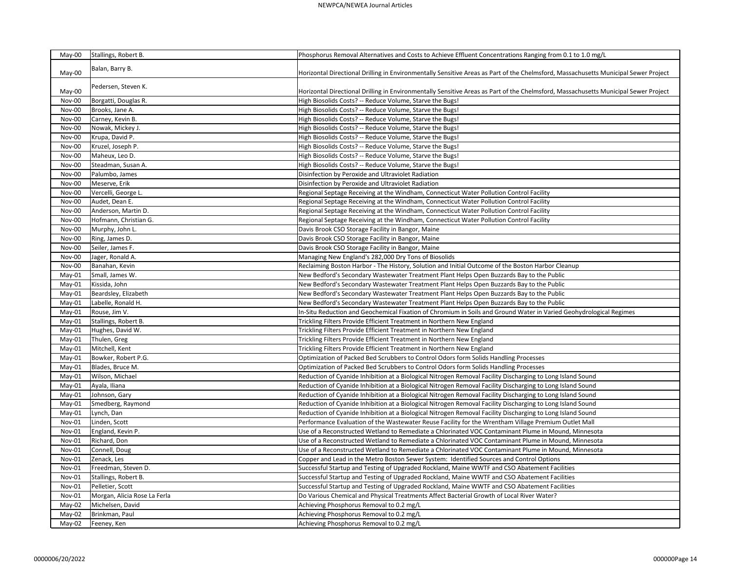| May-00 | Stallings, Robert B. | Phosphorus Removal Alternatives and Costs to Achieve Effluent Concentrations Ranging from 0.1 to 1.0 mg/L |
|---|---|---|
| May-00 | Balan, Barry B. | Horizontal Directional Drilling in Environmentally Sensitive Areas as Part of the Chelmsford, Massachusetts Municipal Sewer Project |
| May-00 | Pedersen, Steven K. | Horizontal Directional Drilling in Environmentally Sensitive Areas as Part of the Chelmsford, Massachusetts Municipal Sewer Project |
| Nov-00 | Borgatti, Douglas R. | High Biosolids Costs? -- Reduce Volume, Starve the Bugs! |
| Nov-00 | Brooks, Jane A. | High Biosolids Costs? -- Reduce Volume, Starve the Bugs! |
| Nov-00 | Carney, Kevin B. | High Biosolids Costs? -- Reduce Volume, Starve the Bugs! |
| Nov-00 | Nowak, Mickey J. | High Biosolids Costs? -- Reduce Volume, Starve the Bugs! |
| Nov-00 | Krupa, David P. | High Biosolids Costs? -- Reduce Volume, Starve the Bugs! |
| Nov-00 | Kruzel, Joseph P. | High Biosolids Costs? -- Reduce Volume, Starve the Bugs! |
| Nov-00 | Maheux, Leo D. | High Biosolids Costs? -- Reduce Volume, Starve the Bugs! |
| Nov-00 | Steadman, Susan A. | High Biosolids Costs? -- Reduce Volume, Starve the Bugs! |
| Nov-00 | Palumbo, James | Disinfection by Peroxide and Ultraviolet Radiation |
| Nov-00 | Meserve, Erik | Disinfection by Peroxide and Ultraviolet Radiation |
| Nov-00 | Vercelli, George L. | Regional Septage Receiving at the Windham, Connecticut Water Pollution Control Facility |
| Nov-00 | Audet, Dean E. | Regional Septage Receiving at the Windham, Connecticut Water Pollution Control Facility |
| Nov-00 | Anderson, Martin D. | Regional Septage Receiving at the Windham, Connecticut Water Pollution Control Facility |
| Nov-00 | Hofmann, Christian G. | Regional Septage Receiving at the Windham, Connecticut Water Pollution Control Facility |
| Nov-00 | Murphy, John L. | Davis Brook CSO Storage Facility in Bangor, Maine |
| Nov-00 | Ring, James D. | Davis Brook CSO Storage Facility in Bangor, Maine |
| Nov-00 | Seiler, James F. | Davis Brook CSO Storage Facility in Bangor, Maine |
| Nov-00 | Jager, Ronald A. | Managing New England's 282,000 Dry Tons of Biosolids |
| Nov-00 | Banahan, Kevin | Reclaiming Boston Harbor - The History, Solution and Initial Outcome of the Boston Harbor Cleanup |
| May-01 | Small, James W. | New Bedford's Secondary Wastewater Treatment Plant Helps Open Buzzards Bay to the Public |
| May-01 | Kissida, John | New Bedford's Secondary Wastewater Treatment Plant Helps Open Buzzards Bay to the Public |
| May-01 | Beardsley, Elizabeth | New Bedford's Secondary Wastewater Treatment Plant Helps Open Buzzards Bay to the Public |
| May-01 | Labelle, Ronald H. | New Bedford's Secondary Wastewater Treatment Plant Helps Open Buzzards Bay to the Public |
| May-01 | Rouse, Jim V. | In-Situ Reduction and Geochemical Fixation of Chromium in Soils and Ground Water in Varied Geohydrological Regimes |
| May-01 | Stallings, Robert B. | Trickling Filters Provide Efficient Treatment in Northern New England |
| May-01 | Hughes, David W. | Trickling Filters Provide Efficient Treatment in Northern New England |
| May-01 | Thulen, Greg | Trickling Filters Provide Efficient Treatment in Northern New England |
| May-01 | Mitchell, Kent | Trickling Filters Provide Efficient Treatment in Northern New England |
| May-01 | Bowker, Robert P.G. | Optimization of Packed Bed Scrubbers to Control Odors form Solids Handling Processes |
| May-01 | Blades, Bruce M. | Optimization of Packed Bed Scrubbers to Control Odors form Solids Handling Processes |
| May-01 | Wilson, Michael | Reduction of Cyanide Inhibition at a Biological Nitrogen Removal Facility Discharging to Long Island Sound |
| May-01 | Ayala, Iliana | Reduction of Cyanide Inhibition at a Biological Nitrogen Removal Facility Discharging to Long Island Sound |
| May-01 | Johnson, Gary | Reduction of Cyanide Inhibition at a Biological Nitrogen Removal Facility Discharging to Long Island Sound |
| May-01 | Smedberg, Raymond | Reduction of Cyanide Inhibition at a Biological Nitrogen Removal Facility Discharging to Long Island Sound |
| May-01 | Lynch, Dan | Reduction of Cyanide Inhibition at a Biological Nitrogen Removal Facility Discharging to Long Island Sound |
| Nov-01 | Linden, Scott | Performance Evaluation of the Wastewater Reuse Facility for the Wrentham Village Premium Outlet Mall |
| Nov-01 | England, Kevin P. | Use of a Reconstructed Wetland to Remediate a Chlorinated VOC Contaminant Plume in Mound, Minnesota |
| Nov-01 | Richard, Don | Use of a Reconstructed Wetland to Remediate a Chlorinated VOC Contaminant Plume in Mound, Minnesota |
| Nov-01 | Connell, Doug | Use of a Reconstructed Wetland to Remediate a Chlorinated VOC Contaminant Plume in Mound, Minnesota |
| Nov-01 | Zenack, Les | Copper and Lead in the Metro Boston Sewer System: Identified Sources and Control Options |
| Nov-01 | Freedman, Steven D. | Successful Startup and Testing of Upgraded Rockland, Maine WWTF and CSO Abatement Facilities |
| Nov-01 | Stallings, Robert B. | Successful Startup and Testing of Upgraded Rockland, Maine WWTF and CSO Abatement Facilities |
| Nov-01 | Pelletier, Scott | Successful Startup and Testing of Upgraded Rockland, Maine WWTF and CSO Abatement Facilities |
| Nov-01 | Morgan, Alicia Rose La Ferla | Do Various Chemical and Physical Treatments Affect Bacterial Growth of Local River Water? |
| May-02 | Michelsen, David | Achieving Phosphorus Removal to 0.2 mg/L |
| May-02 | Brinkman, Paul | Achieving Phosphorus Removal to 0.2 mg/L |
| May-02 | Feeney, Ken | Achieving Phosphorus Removal to 0.2 mg/L |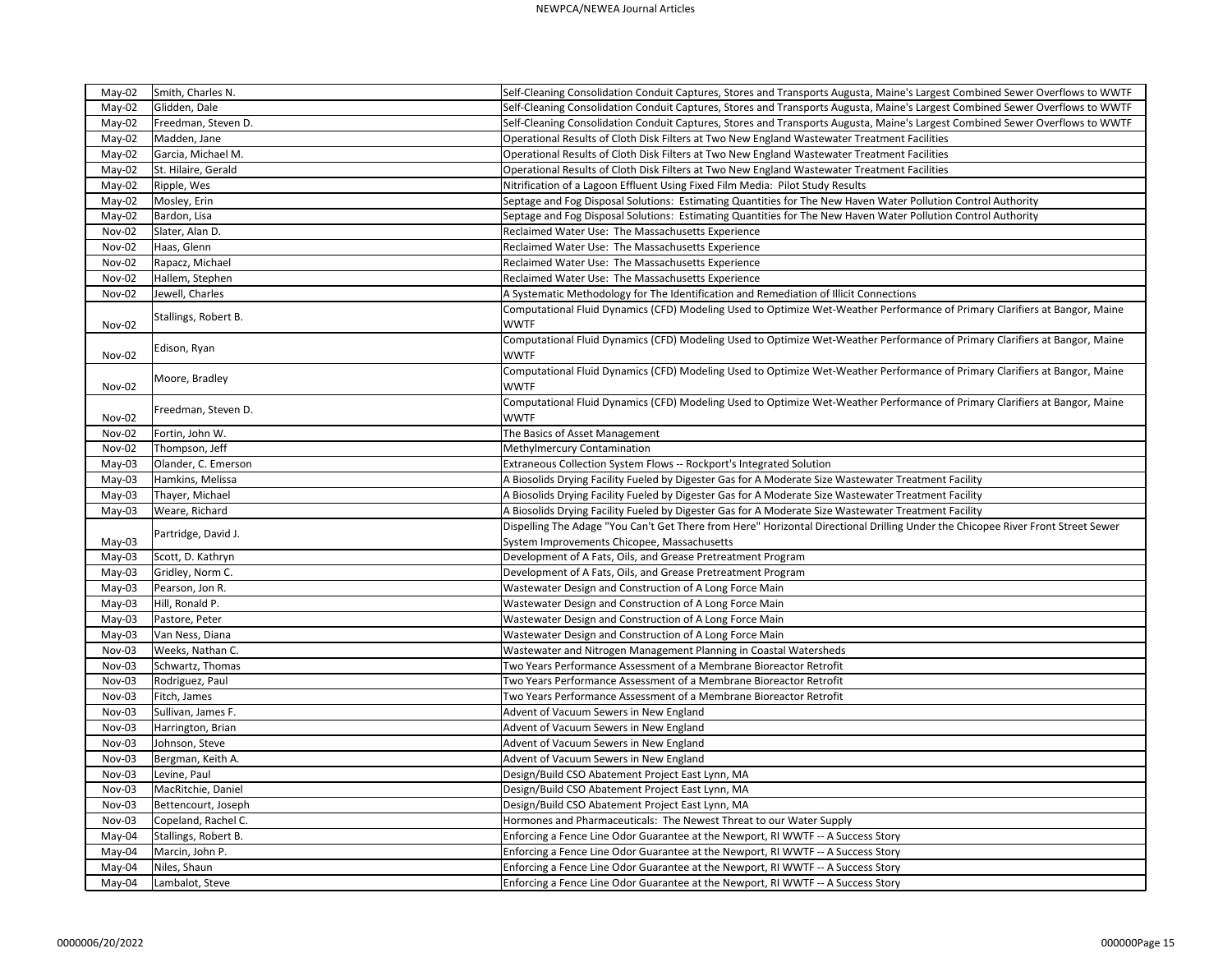| | | |
|---|---|---|
| May-02 | Smith, Charles N. | Self-Cleaning Consolidation Conduit Captures, Stores and Transports Augusta, Maine's Largest Combined Sewer Overflows to WWTF |
| May-02 | Glidden, Dale | Self-Cleaning Consolidation Conduit Captures, Stores and Transports Augusta, Maine's Largest Combined Sewer Overflows to WWTF |
| May-02 | Freedman, Steven D. | Self-Cleaning Consolidation Conduit Captures, Stores and Transports Augusta, Maine's Largest Combined Sewer Overflows to WWTF |
| May-02 | Madden, Jane | Operational Results of Cloth Disk Filters at Two New England Wastewater Treatment Facilities |
| May-02 | Garcia, Michael M. | Operational Results of Cloth Disk Filters at Two New England Wastewater Treatment Facilities |
| May-02 | St. Hilaire, Gerald | Operational Results of Cloth Disk Filters at Two New England Wastewater Treatment Facilities |
| May-02 | Ripple, Wes | Nitrification of a Lagoon Effluent Using Fixed Film Media: Pilot Study Results |
| May-02 | Mosley, Erin | Septage and Fog Disposal Solutions: Estimating Quantities for The New Haven Water Pollution Control Authority |
| May-02 | Bardon, Lisa | Septage and Fog Disposal Solutions: Estimating Quantities for The New Haven Water Pollution Control Authority |
| Nov-02 | Slater, Alan D. | Reclaimed Water Use: The Massachusetts Experience |
| Nov-02 | Haas, Glenn | Reclaimed Water Use: The Massachusetts Experience |
| Nov-02 | Rapacz, Michael | Reclaimed Water Use: The Massachusetts Experience |
| Nov-02 | Hallem, Stephen | Reclaimed Water Use: The Massachusetts Experience |
| Nov-02 | Jewell, Charles | A Systematic Methodology For The Identification and Remediation of Illicit Connections |
| Nov-02 | Stallings, Robert B. | Computational Fluid Dynamics (CFD) Modeling Used to Optimize Wet-Weather Performance of Primary Clarifiers at Bangor, Maine WWTF |
| Nov-02 | Edison, Ryan | Computational Fluid Dynamics (CFD) Modeling Used to Optimize Wet-Weather Performance of Primary Clarifiers at Bangor, Maine WWTF |
| Nov-02 | Moore, Bradley | Computational Fluid Dynamics (CFD) Modeling Used to Optimize Wet-Weather Performance of Primary Clarifiers at Bangor, Maine WWTF |
| Nov-02 | Freedman, Steven D. | Computational Fluid Dynamics (CFD) Modeling Used to Optimize Wet-Weather Performance of Primary Clarifiers at Bangor, Maine WWTF |
| Nov-02 | Fortin, John W. | The Basics of Asset Management |
| Nov-02 | Thompson, Jeff | Methylmercury Contamination |
| May-03 | Olander, C. Emerson | Extraneous Collection System Flows -- Rockport's Integrated Solution |
| May-03 | Hamkins, Melissa | A Biosolids Drying Facility Fueled by Digester Gas for A Moderate Size Wastewater Treatment Facility |
| May-03 | Thayer, Michael | A Biosolids Drying Facility Fueled by Digester Gas for A Moderate Size Wastewater Treatment Facility |
| May-03 | Weare, Richard | A Biosolids Drying Facility Fueled by Digester Gas for A Moderate Size Wastewater Treatment Facility |
| May-03 | Partridge, David J. | Dispelling The Adage "You Can't Get There from Here" Horizontal Directional Drilling Under the Chicopee River Front Street Sewer System Improvements Chicopee, Massachusetts |
| May-03 | Scott, D. Kathryn | Development of A Fats, Oils, and Grease Pretreatment Program |
| May-03 | Gridley, Norm C. | Development of A Fats, Oils, and Grease Pretreatment Program |
| May-03 | Pearson, Jon R. | Wastewater Design and Construction of A Long Force Main |
| May-03 | Hill, Ronald P. | Wastewater Design and Construction of A Long Force Main |
| May-03 | Pastore, Peter | Wastewater Design and Construction of A Long Force Main |
| May-03 | Van Ness, Diana | Wastewater Design and Construction of A Long Force Main |
| Nov-03 | Weeks, Nathan C. | Wastewater and Nitrogen Management Planning in Coastal Watersheds |
| Nov-03 | Schwartz, Thomas | Two Years Performance Assessment of a Membrane Bioreactor Retrofit |
| Nov-03 | Rodriguez, Paul | Two Years Performance Assessment of a Membrane Bioreactor Retrofit |
| Nov-03 | Fitch, James | Two Years Performance Assessment of a Membrane Bioreactor Retrofit |
| Nov-03 | Sullivan, James F. | Advent of Vacuum Sewers in New England |
| Nov-03 | Harrington, Brian | Advent of Vacuum Sewers in New England |
| Nov-03 | Johnson, Steve | Advent of Vacuum Sewers in New England |
| Nov-03 | Bergman, Keith A. | Advent of Vacuum Sewers in New England |
| Nov-03 | Levine, Paul | Design/Build CSO Abatement Project East Lynn, MA |
| Nov-03 | MacRitchie, Daniel | Design/Build CSO Abatement Project East Lynn, MA |
| Nov-03 | Bettencourt, Joseph | Design/Build CSO Abatement Project East Lynn, MA |
| Nov-03 | Copeland, Rachel C. | Hormones and Pharmaceuticals: The Newest Threat to our Water Supply |
| May-04 | Stallings, Robert B. | Enforcing a Fence Line Odor Guarantee at the Newport, RI WWTF -- A Success Story |
| May-04 | Marcin, John P. | Enforcing a Fence Line Odor Guarantee at the Newport, RI WWTF -- A Success Story |
| May-04 | Niles, Shaun | Enforcing a Fence Line Odor Guarantee at the Newport, RI WWTF -- A Success Story |
| May-04 | Lambalot, Steve | Enforcing a Fence Line Odor Guarantee at the Newport, RI WWTF -- A Success Story |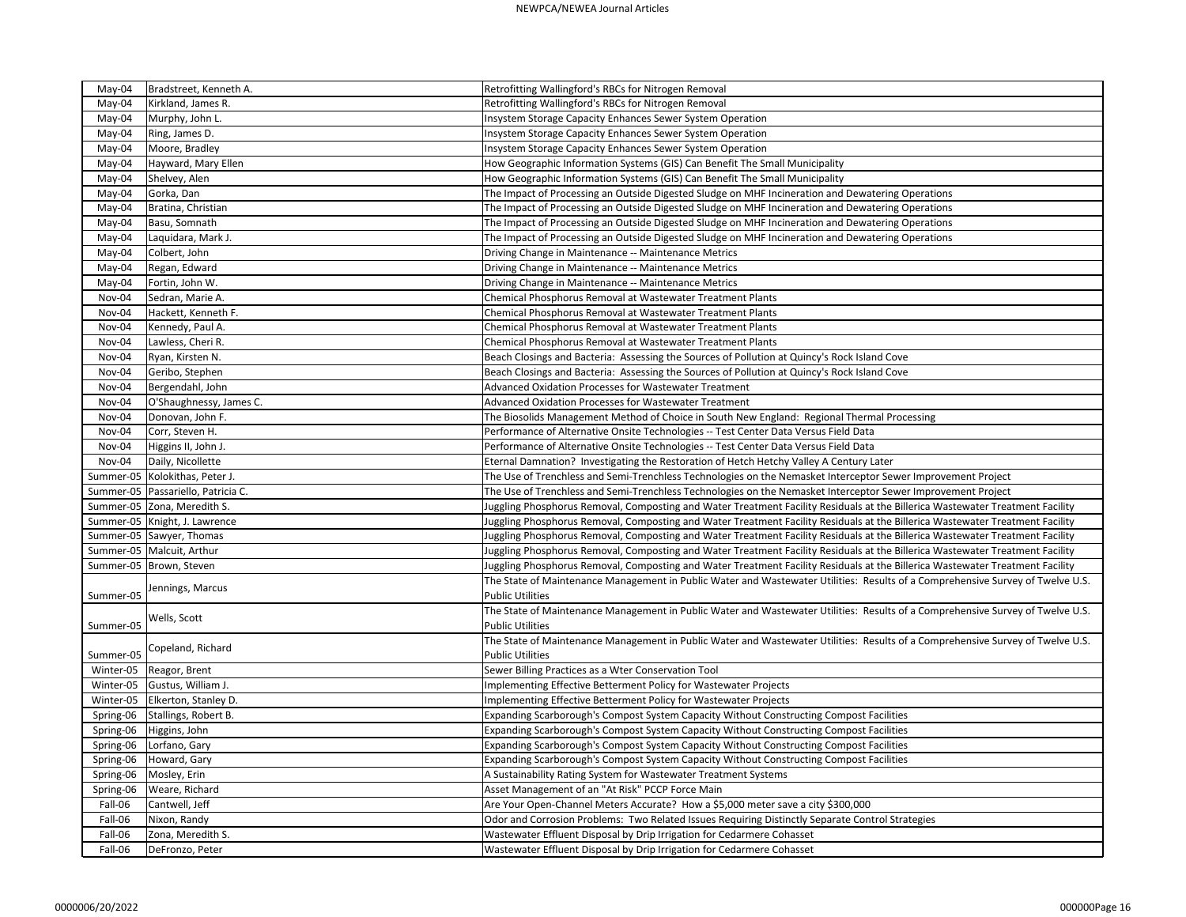| | | |
|---|---|---|
| May-04 | Bradstreet, Kenneth A. | Retrofitting Wallingford's RBCs for Nitrogen Removal |
| May-04 | Kirkland, James R. | Retrofitting Wallingford's RBCs for Nitrogen Removal |
| May-04 | Murphy, John L. | Insystem Storage Capacity Enhances Sewer System Operation |
| May-04 | Ring, James D. | Insystem Storage Capacity Enhances Sewer System Operation |
| May-04 | Moore, Bradley | Insystem Storage Capacity Enhances Sewer System Operation |
| May-04 | Hayward, Mary Ellen | How Geographic Information Systems (GIS) Can Benefit The Small Municipality |
| May-04 | Shelvey, Alen | How Geographic Information Systems (GIS) Can Benefit The Small Municipality |
| May-04 | Gorka, Dan | The Impact of Processing an Outside Digested Sludge on MHF Incineration and Dewatering Operations |
| May-04 | Bratina, Christian | The Impact of Processing an Outside Digested Sludge on MHF Incineration and Dewatering Operations |
| May-04 | Basu, Somnath | The Impact of Processing an Outside Digested Sludge on MHF Incineration and Dewatering Operations |
| May-04 | Laquidara, Mark J. | The Impact of Processing an Outside Digested Sludge on MHF Incineration and Dewatering Operations |
| May-04 | Colbert, John | Driving Change in Maintenance -- Maintenance Metrics |
| May-04 | Regan, Edward | Driving Change in Maintenance -- Maintenance Metrics |
| May-04 | Fortin, John W. | Driving Change in Maintenance -- Maintenance Metrics |
| Nov-04 | Sedran, Marie A. | Chemical Phosphorus Removal at Wastewater Treatment Plants |
| Nov-04 | Hackett, Kenneth F. | Chemical Phosphorus Removal at Wastewater Treatment Plants |
| Nov-04 | Kennedy, Paul A. | Chemical Phosphorus Removal at Wastewater Treatment Plants |
| Nov-04 | Lawless, Cheri R. | Chemical Phosphorus Removal at Wastewater Treatment Plants |
| Nov-04 | Ryan, Kirsten N. | Beach Closings and Bacteria: Assessing the Sources of Pollution at Quincy's Rock Island Cove |
| Nov-04 | Geribo, Stephen | Beach Closings and Bacteria: Assessing the Sources of Pollution at Quincy's Rock Island Cove |
| Nov-04 | Bergendahl, John | Advanced Oxidation Processes for Wastewater Treatment |
| Nov-04 | O'Shaughnessy, James C. | Advanced Oxidation Processes for Wastewater Treatment |
| Nov-04 | Donovan, John F. | The Biosolids Management Method of Choice in South New England: Regional Thermal Processing |
| Nov-04 | Corr, Steven H. | Performance of Alternative Onsite Technologies -- Test Center Data Versus Field Data |
| Nov-04 | Higgins II, John J. | Performance of Alternative Onsite Technologies -- Test Center Data Versus Field Data |
| Nov-04 | Daily, Nicollette | Eternal Damnation? Investigating the Restoration of Hetch Hetchy Valley A Century Later |
| Summer-05 | Kolokithas, Peter J. | The Use of Trenchless and Semi-Trenchless Technologies on the Nemasket Interceptor Sewer Improvement Project |
| Summer-05 | Passariello, Patricia C. | The Use of Trenchless and Semi-Trenchless Technologies on the Nemasket Interceptor Sewer Improvement Project |
| Summer-05 | Zona, Meredith S. | Juggling Phosphorus Removal, Composting and Water Treatment Facility Residuals at the Billerica Wastewater Treatment Facility |
| Summer-05 | Knight, J. Lawrence | Juggling Phosphorus Removal, Composting and Water Treatment Facility Residuals at the Billerica Wastewater Treatment Facility |
| Summer-05 | Sawyer, Thomas | Juggling Phosphorus Removal, Composting and Water Treatment Facility Residuals at the Billerica Wastewater Treatment Facility |
| Summer-05 | Malcuit, Arthur | Juggling Phosphorus Removal, Composting and Water Treatment Facility Residuals at the Billerica Wastewater Treatment Facility |
| Summer-05 | Brown, Steven | Juggling Phosphorus Removal, Composting and Water Treatment Facility Residuals at the Billerica Wastewater Treatment Facility |
| Summer-05 | Jennings, Marcus | The State of Maintenance Management in Public Water and Wastewater Utilities: Results of a Comprehensive Survey of Twelve U.S. Public Utilities |
| Summer-05 | Wells, Scott | The State of Maintenance Management in Public Water and Wastewater Utilities: Results of a Comprehensive Survey of Twelve U.S. Public Utilities |
| Summer-05 | Copeland, Richard | The State of Maintenance Management in Public Water and Wastewater Utilities: Results of a Comprehensive Survey of Twelve U.S. Public Utilities |
| Winter-05 | Reagor, Brent | Sewer Billing Practices as a Wter Conservation Tool |
| Winter-05 | Gustus, William J. | Implementing Effective Betterment Policy for Wastewater Projects |
| Winter-05 | Elkerton, Stanley D. | Implementing Effective Betterment Policy for Wastewater Projects |
| Spring-06 | Stallings, Robert B. | Expanding Scarborough's Compost System Capacity Without Constructing Compost Facilities |
| Spring-06 | Higgins, John | Expanding Scarborough's Compost System Capacity Without Constructing Compost Facilities |
| Spring-06 | Lorfano, Gary | Expanding Scarborough's Compost System Capacity Without Constructing Compost Facilities |
| Spring-06 | Howard, Gary | Expanding Scarborough's Compost System Capacity Without Constructing Compost Facilities |
| Spring-06 | Mosley, Erin | A Sustainability Rating System for Wastewater Treatment Systems |
| Spring-06 | Weare, Richard | Asset Management of an "At Risk" PCCP Force Main |
| Fall-06 | Cantwell, Jeff | Are Your Open-Channel Meters Accurate? How a $5,000 meter save a city $300,000 |
| Fall-06 | Nixon, Randy | Odor and Corrosion Problems: Two Related Issues Requiring Distinctly Separate Control Strategies |
| Fall-06 | Zona, Meredith S. | Wastewater Effluent Disposal by Drip Irrigation for Cedarmere Cohasset |
| Fall-06 | DeFronzo, Peter | Wastewater Effluent Disposal by Drip Irrigation for Cedarmere Cohasset |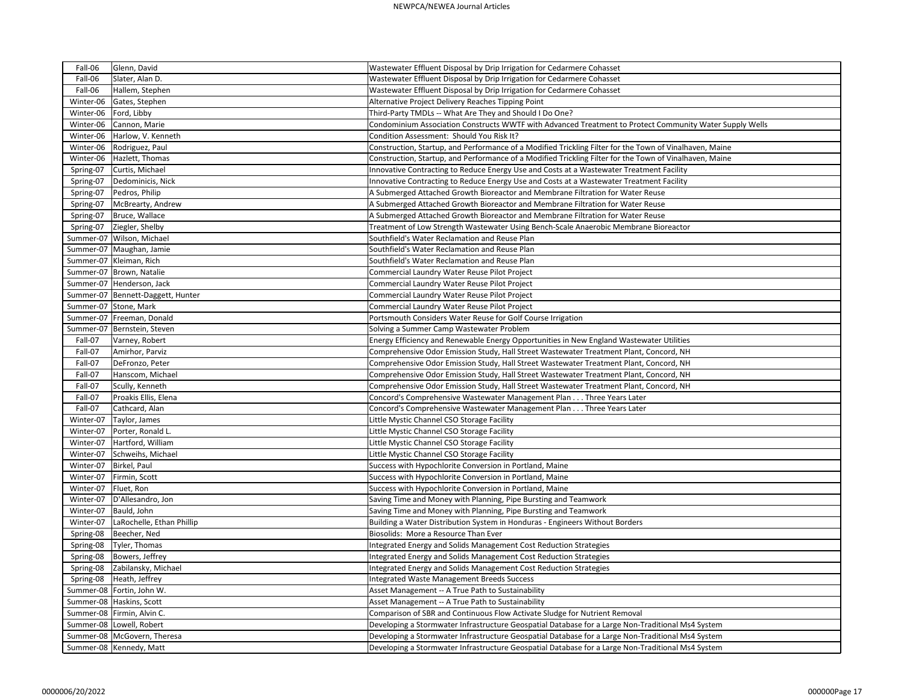| Fall-06 | Glenn, David | Wastewater Effluent Disposal by Drip Irrigation for Cedarmere Cohasset |
|---|---|---|
| Fall-06 | Slater, Alan D. | Wastewater Effluent Disposal by Drip Irrigation for Cedarmere Cohasset |
| Fall-06 | Hallem, Stephen | Wastewater Effluent Disposal by Drip Irrigation for Cedarmere Cohasset |
| Winter-06 | Gates, Stephen | Alternative Project Delivery Reaches Tipping Point |
| Winter-06 | Ford, Libby | Third-Party TMDLs -- What Are They and Should I Do One? |
| Winter-06 | Cannon, Marie | Condominium Association Constructs WWTF with Advanced Treatment to Protect Community Water Supply Wells |
| Winter-06 | Harlow, V. Kenneth | Condition Assessment: Should You Risk It? |
| Winter-06 | Rodriguez, Paul | Construction, Startup, and Performance of a Modified Trickling Filter for the Town of Vinalhaven, Maine |
| Winter-06 | Hazlett, Thomas | Construction, Startup, and Performance of a Modified Trickling Filter for the Town of Vinalhaven, Maine |
| Spring-07 | Curtis, Michael | Innovative Contracting to Reduce Energy Use and Costs at a Wastewater Treatment Facility |
| Spring-07 | Dedominicis, Nick | Innovative Contracting to Reduce Energy Use and Costs at a Wastewater Treatment Facility |
| Spring-07 | Pedros, Philip | A Submerged Attached Growth Bioreactor and Membrane Filtration for Water Reuse |
| Spring-07 | McBrearty, Andrew | A Submerged Attached Growth Bioreactor and Membrane Filtration for Water Reuse |
| Spring-07 | Bruce, Wallace | A Submerged Attached Growth Bioreactor and Membrane Filtration for Water Reuse |
| Spring-07 | Ziegler, Shelby | Treatment of Low Strength Wastewater Using Bench-Scale Anaerobic Membrane Bioreactor |
| Summer-07 | Wilson, Michael | Southfield's Water Reclamation and Reuse Plan |
| Summer-07 | Maughan, Jamie | Southfield's Water Reclamation and Reuse Plan |
| Summer-07 | Kleiman, Rich | Southfield's Water Reclamation and Reuse Plan |
| Summer-07 | Brown, Natalie | Commercial Laundry Water Reuse Pilot Project |
| Summer-07 | Henderson, Jack | Commercial Laundry Water Reuse Pilot Project |
| Summer-07 | Bennett-Daggett, Hunter | Commercial Laundry Water Reuse Pilot Project |
| Summer-07 | Stone, Mark | Commercial Laundry Water Reuse Pilot Project |
| Summer-07 | Freeman, Donald | Portsmouth Considers Water Reuse for Golf Course Irrigation |
| Summer-07 | Bernstein, Steven | Solving a Summer Camp Wastewater Problem |
| Fall-07 | Varney, Robert | Energy Efficiency and Renewable Energy Opportunities in New England Wastewater Utilities |
| Fall-07 | Amirhor, Parviz | Comprehensive Odor Emission Study, Hall Street Wastewater Treatment Plant, Concord, NH |
| Fall-07 | DeFronzo, Peter | Comprehensive Odor Emission Study, Hall Street Wastewater Treatment Plant, Concord, NH |
| Fall-07 | Hanscom, Michael | Comprehensive Odor Emission Study, Hall Street Wastewater Treatment Plant, Concord, NH |
| Fall-07 | Scully, Kenneth | Comprehensive Odor Emission Study, Hall Street Wastewater Treatment Plant, Concord, NH |
| Fall-07 | Proakis Ellis, Elena | Concord's Comprehensive Wastewater Management Plan . . . Three Years Later |
| Fall-07 | Cathcard, Alan | Concord's Comprehensive Wastewater Management Plan . . . Three Years Later |
| Winter-07 | Taylor, James | Little Mystic Channel CSO Storage Facility |
| Winter-07 | Porter, Ronald L. | Little Mystic Channel CSO Storage Facility |
| Winter-07 | Hartford, William | Little Mystic Channel CSO Storage Facility |
| Winter-07 | Schweihs, Michael | Little Mystic Channel CSO Storage Facility |
| Winter-07 | Birkel, Paul | Success with Hypochlorite Conversion in Portland, Maine |
| Winter-07 | Firmin, Scott | Success with Hypochlorite Conversion in Portland, Maine |
| Winter-07 | Fluet, Ron | Success with Hypochlorite Conversion in Portland, Maine |
| Winter-07 | D'Allesandro, Jon | Saving Time and Money with Planning, Pipe Bursting and Teamwork |
| Winter-07 | Bauld, John | Saving Time and Money with Planning, Pipe Bursting and Teamwork |
| Winter-07 | LaRochelle, Ethan Phillip | Building a Water Distribution System in Honduras - Engineers Without Borders |
| Spring-08 | Beecher, Ned | Biosolids: More a Resource Than Ever |
| Spring-08 | Tyler, Thomas | Integrated Energy and Solids Management Cost Reduction Strategies |
| Spring-08 | Bowers, Jeffrey | Integrated Energy and Solids Management Cost Reduction Strategies |
| Spring-08 | Zabilansky, Michael | Integrated Energy and Solids Management Cost Reduction Strategies |
| Spring-08 | Heath, Jeffrey | Integrated Waste Management Breeds Success |
| Summer-08 | Fortin, John W. | Asset Management -- A True Path to Sustainability |
| Summer-08 | Haskins, Scott | Asset Management -- A True Path to Sustainability |
| Summer-08 | Firmin, Alvin C. | Comparison of SBR and Continuous Flow Activate Sludge for Nutrient Removal |
| Summer-08 | Lowell, Robert | Developing a Stormwater Infrastructure Geospatial Database for a Large Non-Traditional Ms4 System |
| Summer-08 | McGovern, Theresa | Developing a Stormwater Infrastructure Geospatial Database for a Large Non-Traditional Ms4 System |
| Summer-08 | Kennedy, Matt | Developing a Stormwater Infrastructure Geospatial Database for a Large Non-Traditional Ms4 System |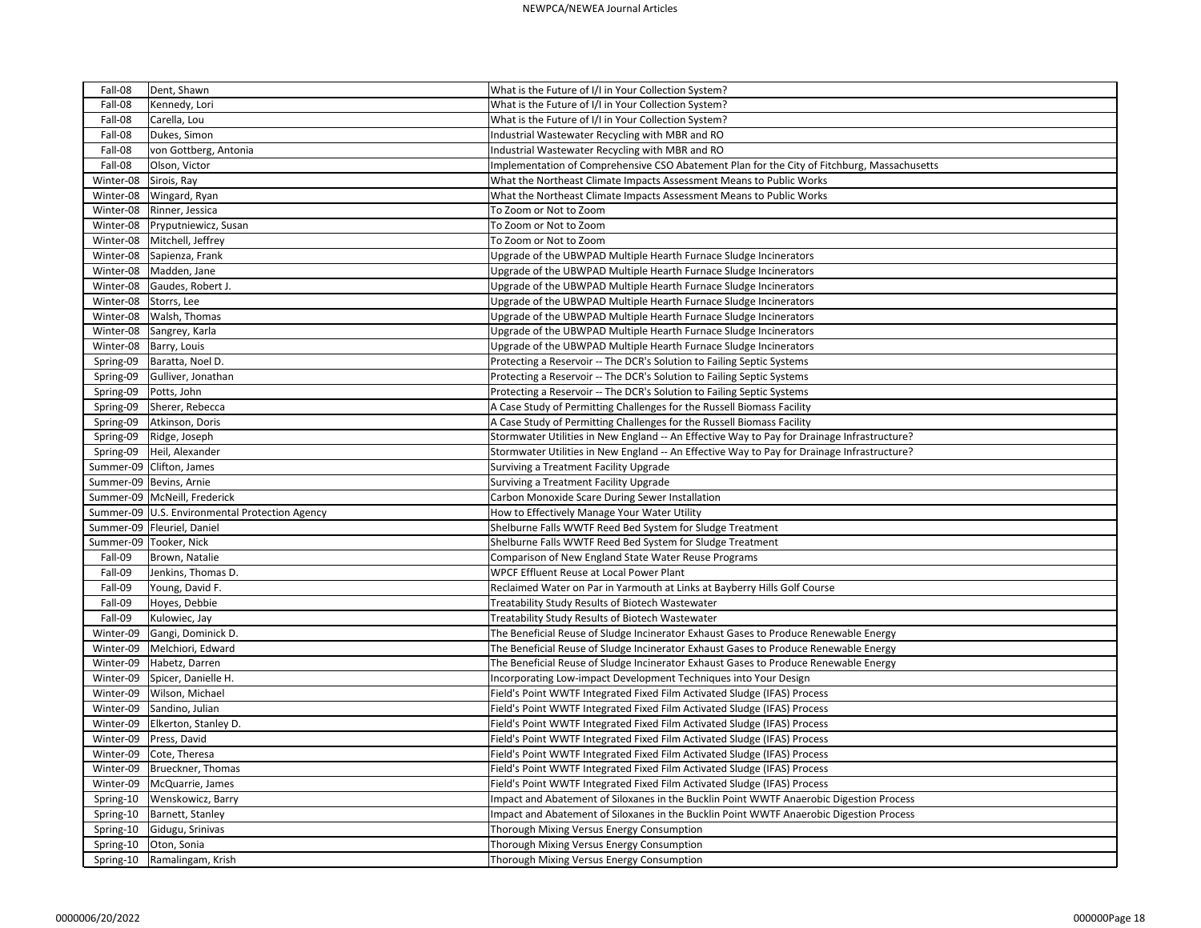| | | |
|---|---|---|
| Fall-08 | Dent, Shawn | What is the Future of I/I in Your Collection System? |
| Fall-08 | Kennedy, Lori | What is the Future of I/I in Your Collection System? |
| Fall-08 | Carella, Lou | What is the Future of I/I in Your Collection System? |
| Fall-08 | Dukes, Simon | Industrial Wastewater Recycling with MBR and RO |
| Fall-08 | von Gottberg, Antonia | Industrial Wastewater Recycling with MBR and RO |
| Fall-08 | Olson, Victor | Implementation of Comprehensive CSO Abatement Plan for the City of Fitchburg, Massachusetts |
| Winter-08 | Sirois, Ray | What the Northeast Climate Impacts Assessment Means to Public Works |
| Winter-08 | Wingard, Ryan | What the Northeast Climate Impacts Assessment Means to Public Works |
| Winter-08 | Rinner, Jessica | To Zoom or Not to Zoom |
| Winter-08 | Pryputniewicz, Susan | To Zoom or Not to Zoom |
| Winter-08 | Mitchell, Jeffrey | To Zoom or Not to Zoom |
| Winter-08 | Sapienza, Frank | Upgrade of the UBWPAD Multiple Hearth Furnace Sludge Incinerators |
| Winter-08 | Madden, Jane | Upgrade of the UBWPAD Multiple Hearth Furnace Sludge Incinerators |
| Winter-08 | Gaudes, Robert J. | Upgrade of the UBWPAD Multiple Hearth Furnace Sludge Incinerators |
| Winter-08 | Storrs, Lee | Upgrade of the UBWPAD Multiple Hearth Furnace Sludge Incinerators |
| Winter-08 | Walsh, Thomas | Upgrade of the UBWPAD Multiple Hearth Furnace Sludge Incinerators |
| Winter-08 | Sangrey, Karla | Upgrade of the UBWPAD Multiple Hearth Furnace Sludge Incinerators |
| Winter-08 | Barry, Louis | Upgrade of the UBWPAD Multiple Hearth Furnace Sludge Incinerators |
| Spring-09 | Baratta, Noel D. | Protecting a Reservoir -- The DCR's Solution to Failing Septic Systems |
| Spring-09 | Gulliver, Jonathan | Protecting a Reservoir -- The DCR's Solution to Failing Septic Systems |
| Spring-09 | Potts, John | Protecting a Reservoir -- The DCR's Solution to Failing Septic Systems |
| Spring-09 | Sherer, Rebecca | A Case Study of Permitting Challenges for the Russell Biomass Facility |
| Spring-09 | Atkinson, Doris | A Case Study of Permitting Challenges for the Russell Biomass Facility |
| Spring-09 | Ridge, Joseph | Stormwater Utilities in New England -- An Effective Way to Pay for Drainage Infrastructure? |
| Spring-09 | Heil, Alexander | Stormwater Utilities in New England -- An Effective Way to Pay for Drainage Infrastructure? |
| Summer-09 | Clifton, James | Surviving a Treatment Facility Upgrade |
| Summer-09 | Bevins, Arnie | Surviving a Treatment Facility Upgrade |
| Summer-09 | McNeill, Frederick | Carbon Monoxide Scare During Sewer Installation |
| Summer-09 | U.S. Environmental Protection Agency | How to Effectively Manage Your Water Utility |
| Summer-09 | Fleuriel, Daniel | Shelburne Falls WWTF Reed Bed System for Sludge Treatment |
| Summer-09 | Tooker, Nick | Shelburne Falls WWTF Reed Bed System for Sludge Treatment |
| Fall-09 | Brown, Natalie | Comparison of New England State Water Reuse Programs |
| Fall-09 | Jenkins, Thomas D. | WPCF Effluent Reuse at Local Power Plant |
| Fall-09 | Young, David F. | Reclaimed Water on Par in Yarmouth at Links at Bayberry Hills Golf Course |
| Fall-09 | Hoyes, Debbie | Treatability Study Results of Biotech Wastewater |
| Fall-09 | Kulowiec, Jay | Treatability Study Results of Biotech Wastewater |
| Winter-09 | Gangi, Dominick D. | The Beneficial Reuse of Sludge Incinerator Exhaust Gases to Produce Renewable Energy |
| Winter-09 | Melchiori, Edward | The Beneficial Reuse of Sludge Incinerator Exhaust Gases to Produce Renewable Energy |
| Winter-09 | Habetz, Darren | The Beneficial Reuse of Sludge Incinerator Exhaust Gases to Produce Renewable Energy |
| Winter-09 | Spicer, Danielle H. | Incorporating Low-impact Development Techniques into Your Design |
| Winter-09 | Wilson, Michael | Field's Point WWTF Integrated Fixed Film Activated Sludge (IFAS) Process |
| Winter-09 | Sandino, Julian | Field's Point WWTF Integrated Fixed Film Activated Sludge (IFAS) Process |
| Winter-09 | Elkerton, Stanley D. | Field's Point WWTF Integrated Fixed Film Activated Sludge (IFAS) Process |
| Winter-09 | Press, David | Field's Point WWTF Integrated Fixed Film Activated Sludge (IFAS) Process |
| Winter-09 | Cote, Theresa | Field's Point WWTF Integrated Fixed Film Activated Sludge (IFAS) Process |
| Winter-09 | Brueckner, Thomas | Field's Point WWTF Integrated Fixed Film Activated Sludge (IFAS) Process |
| Winter-09 | McQuarrie, James | Field's Point WWTF Integrated Fixed Film Activated Sludge (IFAS) Process |
| Spring-10 | Wenskowicz, Barry | Impact and Abatement of Siloxanes in the Bucklin Point WWTF Anaerobic Digestion Process |
| Spring-10 | Barnett, Stanley | Impact and Abatement of Siloxanes in the Bucklin Point WWTF Anaerobic Digestion Process |
| Spring-10 | Gidugu, Srinivas | Thorough Mixing Versus Energy Consumption |
| Spring-10 | Oton, Sonia | Thorough Mixing Versus Energy Consumption |
| Spring-10 | Ramalingam, Krish | Thorough Mixing Versus Energy Consumption |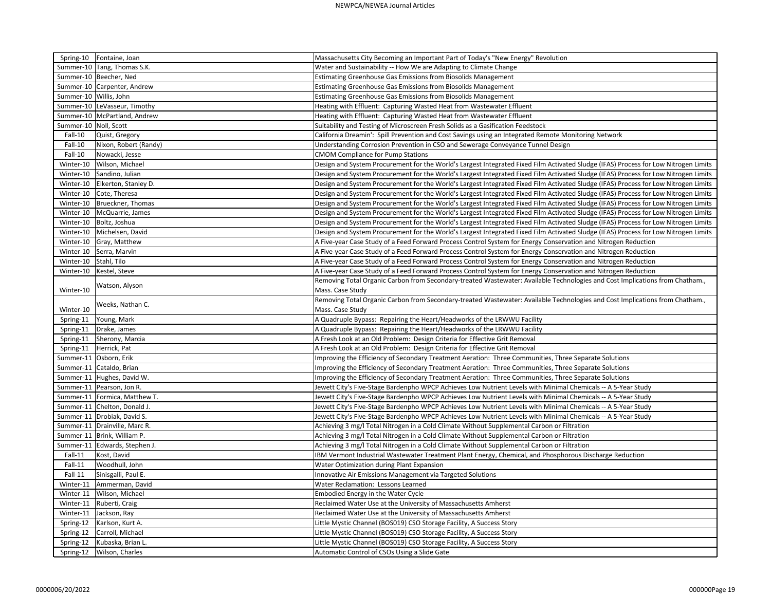| | | |
|---|---|---|
| Spring-10 | Fontaine, Joan | Massachusetts City Becoming an Important Part of Today's "New Energy" Revolution |
| Summer-10 | Tang, Thomas S.K. | Water and Sustainability -- How We are Adapting to Climate Change |
| Summer-10 | Beecher, Ned | Estimating Greenhouse Gas Emissions from Biosolids Management |
| Summer-10 | Carpenter, Andrew | Estimating Greenhouse Gas Emissions from Biosolids Management |
| Summer-10 | Willis, John | Estimating Greenhouse Gas Emissions from Biosolids Management |
| Summer-10 | LeVasseur, Timothy | Heating with Effluent: Capturing Wasted Heat from Wastewater Effluent |
| Summer-10 | McPartland, Andrew | Heating with Effluent: Capturing Wasted Heat from Wastewater Effluent |
| Summer-10 | Noll, Scott | Suitability and Testing of Microscreen Fresh Solids as a Gasification Feedstock |
| Fall-10 | Quist, Gregory | California Dreamin': Spill Prevention and Cost Savings using an Integrated Remote Monitoring Network |
| Fall-10 | Nixon, Robert (Randy) | Understanding Corrosion Prevention in CSO and Sewerage Conveyance Tunnel Design |
| Fall-10 | Nowacki, Jesse | CMOM Compliance for Pump Stations |
| Winter-10 | Wilson, Michael | Design and System Procurement for the World's Largest Integrated Fixed Film Activated Sludge (IFAS) Process for Low Nitrogen Limits |
| Winter-10 | Sandino, Julian | Design and System Procurement for the World's Largest Integrated Fixed Film Activated Sludge (IFAS) Process for Low Nitrogen Limits |
| Winter-10 | Elkerton, Stanley D. | Design and System Procurement for the World's Largest Integrated Fixed Film Activated Sludge (IFAS) Process for Low Nitrogen Limits |
| Winter-10 | Cote, Theresa | Design and System Procurement for the World's Largest Integrated Fixed Film Activated Sludge (IFAS) Process for Low Nitrogen Limits |
| Winter-10 | Brueckner, Thomas | Design and System Procurement for the World's Largest Integrated Fixed Film Activated Sludge (IFAS) Process for Low Nitrogen Limits |
| Winter-10 | McQuarrie, James | Design and System Procurement for the World's Largest Integrated Fixed Film Activated Sludge (IFAS) Process for Low Nitrogen Limits |
| Winter-10 | Boltz, Joshua | Design and System Procurement for the World's Largest Integrated Fixed Film Activated Sludge (IFAS) Process for Low Nitrogen Limits |
| Winter-10 | Michelsen, David | Design and System Procurement for the World's Largest Integrated Fixed Film Activated Sludge (IFAS) Process for Low Nitrogen Limits |
| Winter-10 | Gray, Matthew | A Five-year Case Study of a Feed Forward Process Control System for Energy Conservation and Nitrogen Reduction |
| Winter-10 | Serra, Marvin | A Five-year Case Study of a Feed Forward Process Control System for Energy Conservation and Nitrogen Reduction |
| Winter-10 | Stahl, Tilo | A Five-year Case Study of a Feed Forward Process Control System for Energy Conservation and Nitrogen Reduction |
| Winter-10 | Kestel, Steve | A Five-year Case Study of a Feed Forward Process Control System for Energy Conservation and Nitrogen Reduction |
| Winter-10 | Watson, Alyson | Removing Total Organic Carbon from Secondary-treated Wastewater: Available Technologies and Cost Implications from Chatham., Mass. Case Study |
| Winter-10 | Weeks, Nathan C. | Removing Total Organic Carbon from Secondary-treated Wastewater: Available Technologies and Cost Implications from Chatham., Mass. Case Study |
| Spring-11 | Young, Mark | A Quadruple Bypass: Repairing the Heart/Headworks of the LRWWU Facility |
| Spring-11 | Drake, James | A Quadruple Bypass: Repairing the Heart/Headworks of the LRWWU Facility |
| Spring-11 | Sherony, Marcia | A Fresh Look at an Old Problem: Design Criteria for Effective Grit Removal |
| Spring-11 | Herrick, Pat | A Fresh Look at an Old Problem: Design Criteria for Effective Grit Removal |
| Summer-11 | Osborn, Erik | Improving the Efficiency of Secondary Treatment Aeration: Three Communities, Three Separate Solutions |
| Summer-11 | Cataldo, Brian | Improving the Efficiency of Secondary Treatment Aeration: Three Communities, Three Separate Solutions |
| Summer-11 | Hughes, David W. | Improving the Efficiency of Secondary Treatment Aeration: Three Communities, Three Separate Solutions |
| Summer-11 | Pearson, Jon R. | Jewett City's Five-Stage Bardenpho WPCP Achieves Low Nutrient Levels with Minimal Chemicals -- A 5-Year Study |
| Summer-11 | Formica, Matthew T. | Jewett City's Five-Stage Bardenpho WPCP Achieves Low Nutrient Levels with Minimal Chemicals -- A 5-Year Study |
| Summer-11 | Chelton, Donald J. | Jewett City's Five-Stage Bardenpho WPCP Achieves Low Nutrient Levels with Minimal Chemicals -- A 5-Year Study |
| Summer-11 | Drobiak, David S. | Jewett City's Five-Stage Bardenpho WPCP Achieves Low Nutrient Levels with Minimal Chemicals -- A 5-Year Study |
| Summer-11 | Drainville, Marc R. | Achieving 3 mg/l Total Nitrogen in a Cold Climate Without Supplemental Carbon or Filtration |
| Summer-11 | Brink, William P. | Achieving 3 mg/l Total Nitrogen in a Cold Climate Without Supplemental Carbon or Filtration |
| Summer-11 | Edwards, Stephen J. | Achieving 3 mg/l Total Nitrogen in a Cold Climate Without Supplemental Carbon or Filtration |
| Fall-11 | Kost, David | IBM Vermont Industrial Wastewater Treatment Plant Energy, Chemical, and Phosphorous Discharge Reduction |
| Fall-11 | Woodhull, John | Water Optimization during Plant Expansion |
| Fall-11 | Sinisgalli, Paul E. | Innovative Air Emissions Management via Targeted Solutions |
| Winter-11 | Ammerman, David | Water Reclamation: Lessons Learned |
| Winter-11 | Wilson, Michael | Embodied Energy in the Water Cycle |
| Winter-11 | Ruberti, Craig | Reclaimed Water Use at the University of Massachusetts Amherst |
| Winter-11 | Jackson, Ray | Reclaimed Water Use at the University of Massachusetts Amherst |
| Spring-12 | Karlson, Kurt A. | Little Mystic Channel (BOS019) CSO Storage Facility, A Success Story |
| Spring-12 | Carroll, Michael | Little Mystic Channel (BOS019) CSO Storage Facility, A Success Story |
| Spring-12 | Kubaska, Brian L. | Little Mystic Channel (BOS019) CSO Storage Facility, A Success Story |
| Spring-12 | Wilson, Charles | Automatic Control of CSOs Using a Slide Gate |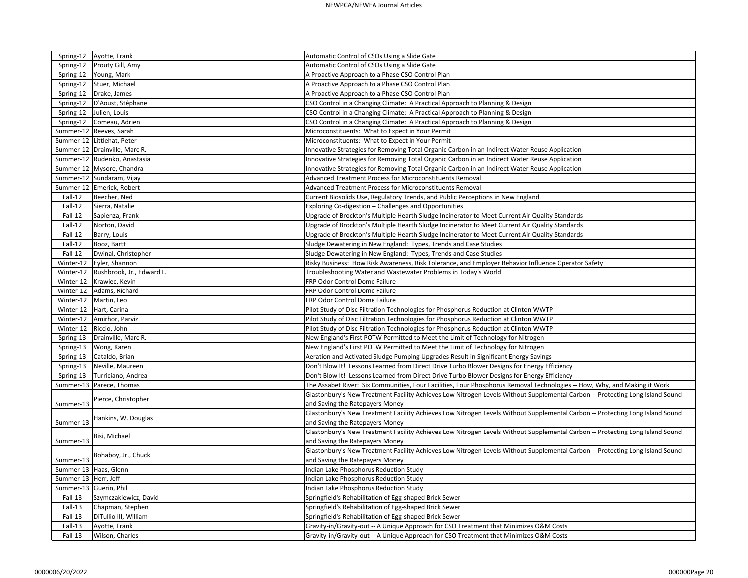| | | |
|---|---|---|
| Spring-12 | Ayotte, Frank | Automatic Control of CSOs Using a Slide Gate |
| Spring-12 | Prouty Gill, Amy | Automatic Control of CSOs Using a Slide Gate |
| Spring-12 | Young, Mark | A Proactive Approach to a Phase CSO Control Plan |
| Spring-12 | Stuer, Michael | A Proactive Approach to a Phase CSO Control Plan |
| Spring-12 | Drake, James | A Proactive Approach to a Phase CSO Control Plan |
| Spring-12 | D'Aoust, Stéphane | CSO Control in a Changing Climate: A Practical Approach to Planning & Design |
| Spring-12 | Julien, Louis | CSO Control in a Changing Climate: A Practical Approach to Planning & Design |
| Spring-12 | Comeau, Adrien | CSO Control in a Changing Climate: A Practical Approach to Planning & Design |
| Summer-12 | Reeves, Sarah | Microconstituents: What to Expect in Your Permit |
| Summer-12 | Littlehat, Peter | Microconstituents: What to Expect in Your Permit |
| Summer-12 | Drainville, Marc R. | Innovative Strategies for Removing Total Organic Carbon in an Indirect Water Reuse Application |
| Summer-12 | Rudenko, Anastasia | Innovative Strategies for Removing Total Organic Carbon in an Indirect Water Reuse Application |
| Summer-12 | Mysore, Chandra | Innovative Strategies for Removing Total Organic Carbon in an Indirect Water Reuse Application |
| Summer-12 | Sundaram, Vijay | Advanced Treatment Process for Microconstituents Removal |
| Summer-12 | Emerick, Robert | Advanced Treatment Process for Microconstituents Removal |
| Fall-12 | Beecher, Ned | Current Biosolids Use, Regulatory Trends, and Public Perceptions in New England |
| Fall-12 | Sierra, Natalie | Exploring Co-digestion -- Challenges and Opportunities |
| Fall-12 | Sapienza, Frank | Upgrade of Brockton's Multiple Hearth Sludge Incinerator to Meet Current Air Quality Standards |
| Fall-12 | Norton, David | Upgrade of Brockton's Multiple Hearth Sludge Incinerator to Meet Current Air Quality Standards |
| Fall-12 | Barry, Louis | Upgrade of Brockton's Multiple Hearth Sludge Incinerator to Meet Current Air Quality Standards |
| Fall-12 | Booz, Bartt | Sludge Dewatering in New England: Types, Trends and Case Studies |
| Fall-12 | Dwinal, Christopher | Sludge Dewatering in New England: Types, Trends and Case Studies |
| Winter-12 | Eyler, Shannon | Risky Business: How Risk Awareness, Risk Tolerance, and Employer Behavior Influence Operator Safety |
| Winter-12 | Rushbrook, Jr., Edward L. | Troubleshooting Water and Wastewater Problems in Today's World |
| Winter-12 | Krawiec, Kevin | FRP Odor Control Dome Failure |
| Winter-12 | Adams, Richard | FRP Odor Control Dome Failure |
| Winter-12 | Martin, Leo | FRP Odor Control Dome Failure |
| Winter-12 | Hart, Carina | Pilot Study of Disc Filtration Technologies for Phosphorus Reduction at Clinton WWTP |
| Winter-12 | Amirhor, Parviz | Pilot Study of Disc Filtration Technologies for Phosphorus Reduction at Clinton WWTP |
| Winter-12 | Riccio, John | Pilot Study of Disc Filtration Technologies for Phosphorus Reduction at Clinton WWTP |
| Spring-13 | Drainville, Marc R. | New England's First POTW Permitted to Meet the Limit of Technology for Nitrogen |
| Spring-13 | Wong, Karen | New England's First POTW Permitted to Meet the Limit of Technology for Nitrogen |
| Spring-13 | Cataldo, Brian | Aeration and Activated Sludge Pumping Upgrades Result in Significant Energy Savings |
| Spring-13 | Neville, Maureen | Don't Blow It! Lessons Learned from Direct Drive Turbo Blower Designs for Energy Efficiency |
| Spring-13 | Turriciano, Andrea | Don't Blow It! Lessons Learned from Direct Drive Turbo Blower Designs for Energy Efficiency |
| Summer-13 | Parece, Thomas | The Assabet River: Six Communities, Four Facilities, Four Phosphorus Removal Technologies -- How, Why, and Making it Work |
| Summer-13 | Pierce, Christopher | Glastonbury's New Treatment Facility Achieves Low Nitrogen Levels Without Supplemental Carbon -- Protecting Long Island Sound and Saving the Ratepayers Money |
| Summer-13 | Hankins, W. Douglas | Glastonbury's New Treatment Facility Achieves Low Nitrogen Levels Without Supplemental Carbon -- Protecting Long Island Sound and Saving the Ratepayers Money |
| Summer-13 | Bisi, Michael | Glastonbury's New Treatment Facility Achieves Low Nitrogen Levels Without Supplemental Carbon -- Protecting Long Island Sound and Saving the Ratepayers Money |
| Summer-13 | Bohaboy, Jr., Chuck | Glastonbury's New Treatment Facility Achieves Low Nitrogen Levels Without Supplemental Carbon -- Protecting Long Island Sound and Saving the Ratepayers Money |
| Summer-13 | Haas, Glenn | Indian Lake Phosphorus Reduction Study |
| Summer-13 | Herr, Jeff | Indian Lake Phosphorus Reduction Study |
| Summer-13 | Guerin, Phil | Indian Lake Phosphorus Reduction Study |
| Fall-13 | Szymczakiewicz, David | Springfield's Rehabilitation of Egg-shaped Brick Sewer |
| Fall-13 | Chapman, Stephen | Springfield's Rehabilitation of Egg-shaped Brick Sewer |
| Fall-13 | DiTullio III, William | Springfield's Rehabilitation of Egg-shaped Brick Sewer |
| Fall-13 | Ayotte, Frank | Gravity-in/Gravity-out -- A Unique Approach for CSO Treatment that Minimizes O&M Costs |
| Fall-13 | Wilson, Charles | Gravity-in/Gravity-out -- A Unique Approach for CSO Treatment that Minimizes O&M Costs |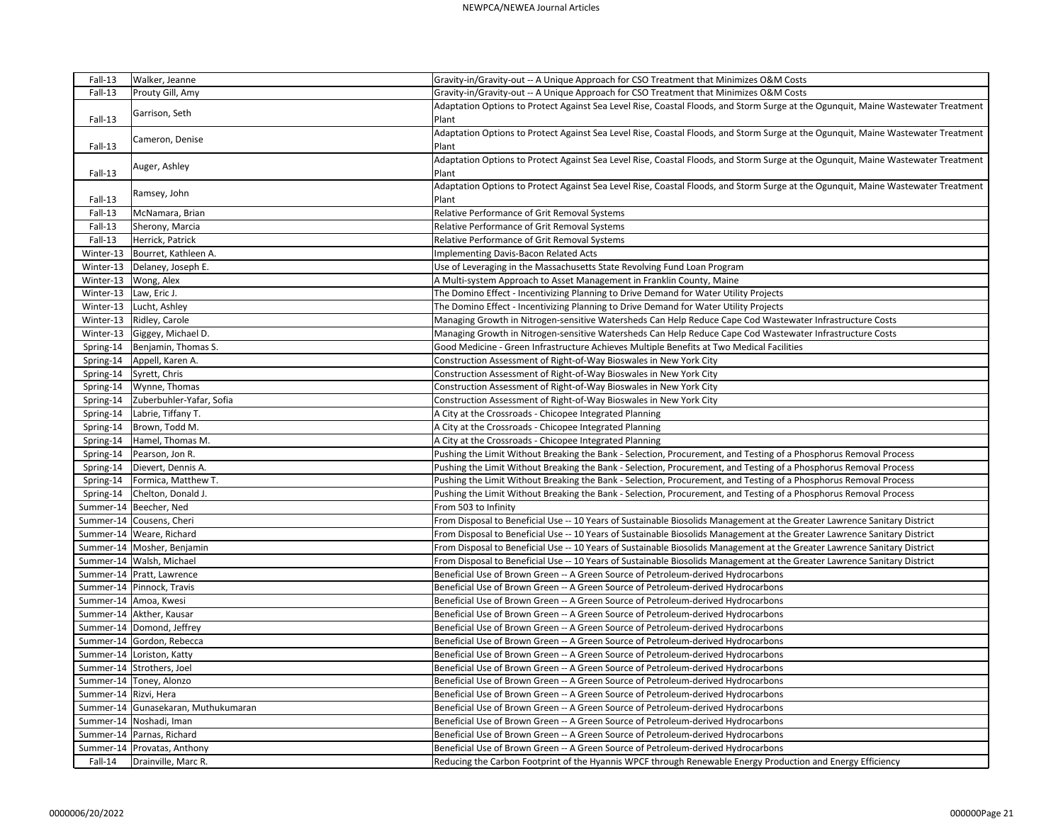| | | |
|---|---|---|
| Fall-13 | Walker, Jeanne | Gravity-in/Gravity-out -- A Unique Approach for CSO Treatment that Minimizes O&M Costs |
| Fall-13 | Prouty Gill, Amy | Gravity-in/Gravity-out -- A Unique Approach for CSO Treatment that Minimizes O&M Costs |
| Fall-13 | Garrison, Seth | Adaptation Options to Protect Against Sea Level Rise, Coastal Floods, and Storm Surge at the Ogunquit, Maine Wastewater Treatment Plant |
| Fall-13 | Cameron, Denise | Adaptation Options to Protect Against Sea Level Rise, Coastal Floods, and Storm Surge at the Ogunquit, Maine Wastewater Treatment Plant |
| Fall-13 | Auger, Ashley | Adaptation Options to Protect Against Sea Level Rise, Coastal Floods, and Storm Surge at the Ogunquit, Maine Wastewater Treatment Plant |
| Fall-13 | Ramsey, John | Adaptation Options to Protect Against Sea Level Rise, Coastal Floods, and Storm Surge at the Ogunquit, Maine Wastewater Treatment Plant |
| Fall-13 | McNamara, Brian | Relative Performance of Grit Removal Systems |
| Fall-13 | Sherony, Marcia | Relative Performance of Grit Removal Systems |
| Fall-13 | Herrick, Patrick | Relative Performance of Grit Removal Systems |
| Winter-13 | Bourret, Kathleen A. | Implementing Davis-Bacon Related Acts |
| Winter-13 | Delaney, Joseph E. | Use of Leveraging in the Massachusetts State Revolving Fund Loan Program |
| Winter-13 | Wong, Alex | A Multi-system Approach to Asset Management in Franklin County, Maine |
| Winter-13 | Law, Eric J. | The Domino Effect - Incentivizing Planning to Drive Demand for Water Utility Projects |
| Winter-13 | Lucht, Ashley | The Domino Effect - Incentivizing Planning to Drive Demand for Water Utility Projects |
| Winter-13 | Ridley, Carole | Managing Growth in Nitrogen-sensitive Watersheds Can Help Reduce Cape Cod Wastewater Infrastructure Costs |
| Winter-13 | Giggey, Michael D. | Managing Growth in Nitrogen-sensitive Watersheds Can Help Reduce Cape Cod Wastewater Infrastructure Costs |
| Spring-14 | Benjamin, Thomas S. | Good Medicine - Green Infrastructure Achieves Multiple Benefits at Two Medical Facilities |
| Spring-14 | Appell, Karen A. | Construction Assessment of Right-of-Way Bioswales in New York City |
| Spring-14 | Syrett, Chris | Construction Assessment of Right-of-Way Bioswales in New York City |
| Spring-14 | Wynne, Thomas | Construction Assessment of Right-of-Way Bioswales in New York City |
| Spring-14 | Zuberbuhler-Yafar, Sofia | Construction Assessment of Right-of-Way Bioswales in New York City |
| Spring-14 | Labrie, Tiffany T. | A City at the Crossroads - Chicopee Integrated Planning |
| Spring-14 | Brown, Todd M. | A City at the Crossroads - Chicopee Integrated Planning |
| Spring-14 | Hamel, Thomas M. | A City at the Crossroads - Chicopee Integrated Planning |
| Spring-14 | Pearson, Jon R. | Pushing the Limit Without Breaking the Bank - Selection, Procurement, and Testing of a Phosphorus Removal Process |
| Spring-14 | Dievert, Dennis A. | Pushing the Limit Without Breaking the Bank - Selection, Procurement, and Testing of a Phosphorus Removal Process |
| Spring-14 | Formica, Matthew T. | Pushing the Limit Without Breaking the Bank - Selection, Procurement, and Testing of a Phosphorus Removal Process |
| Spring-14 | Chelton, Donald J. | Pushing the Limit Without Breaking the Bank - Selection, Procurement, and Testing of a Phosphorus Removal Process |
| Summer-14 | Beecher, Ned | From 503 to Infinity |
| Summer-14 | Cousens, Cheri | From Disposal to Beneficial Use -- 10 Years of Sustainable Biosolids Management at the Greater Lawrence Sanitary District |
| Summer-14 | Weare, Richard | From Disposal to Beneficial Use -- 10 Years of Sustainable Biosolids Management at the Greater Lawrence Sanitary District |
| Summer-14 | Mosher, Benjamin | From Disposal to Beneficial Use -- 10 Years of Sustainable Biosolids Management at the Greater Lawrence Sanitary District |
| Summer-14 | Walsh, Michael | From Disposal to Beneficial Use -- 10 Years of Sustainable Biosolids Management at the Greater Lawrence Sanitary District |
| Summer-14 | Pratt, Lawrence | Beneficial Use of Brown Green -- A Green Source of Petroleum-derived Hydrocarbons |
| Summer-14 | Pinnock, Travis | Beneficial Use of Brown Green -- A Green Source of Petroleum-derived Hydrocarbons |
| Summer-14 | Amoa, Kwesi | Beneficial Use of Brown Green -- A Green Source of Petroleum-derived Hydrocarbons |
| Summer-14 | Akther, Kausar | Beneficial Use of Brown Green -- A Green Source of Petroleum-derived Hydrocarbons |
| Summer-14 | Domond, Jeffrey | Beneficial Use of Brown Green -- A Green Source of Petroleum-derived Hydrocarbons |
| Summer-14 | Gordon, Rebecca | Beneficial Use of Brown Green -- A Green Source of Petroleum-derived Hydrocarbons |
| Summer-14 | Loriston, Katty | Beneficial Use of Brown Green -- A Green Source of Petroleum-derived Hydrocarbons |
| Summer-14 | Strothers, Joel | Beneficial Use of Brown Green -- A Green Source of Petroleum-derived Hydrocarbons |
| Summer-14 | Toney, Alonzo | Beneficial Use of Brown Green -- A Green Source of Petroleum-derived Hydrocarbons |
| Summer-14 | Rizvi, Hera | Beneficial Use of Brown Green -- A Green Source of Petroleum-derived Hydrocarbons |
| Summer-14 | Gunasekaran, Muthukumaran | Beneficial Use of Brown Green -- A Green Source of Petroleum-derived Hydrocarbons |
| Summer-14 | Noshadi, Iman | Beneficial Use of Brown Green -- A Green Source of Petroleum-derived Hydrocarbons |
| Summer-14 | Parnas, Richard | Beneficial Use of Brown Green -- A Green Source of Petroleum-derived Hydrocarbons |
| Summer-14 | Provatas, Anthony | Beneficial Use of Brown Green -- A Green Source of Petroleum-derived Hydrocarbons |
| Fall-14 | Drainville, Marc R. | Reducing the Carbon Footprint of the Hyannis WPCF through Renewable Energy Production and Energy Efficiency |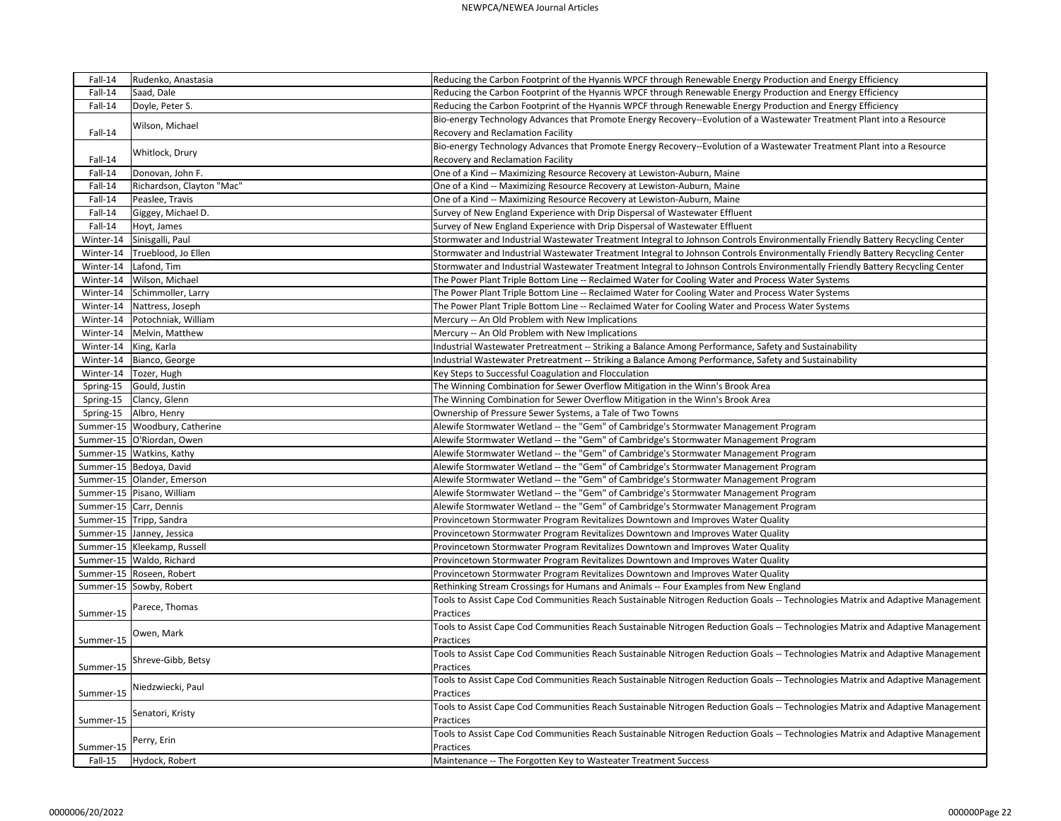| | | |
|---|---|---|
| Fall-14 | Rudenko, Anastasia | Reducing the Carbon Footprint of the Hyannis WPCF through Renewable Energy Production and Energy Efficiency |
| Fall-14 | Saad, Dale | Reducing the Carbon Footprint of the Hyannis WPCF through Renewable Energy Production and Energy Efficiency |
| Fall-14 | Doyle, Peter S. | Reducing the Carbon Footprint of the Hyannis WPCF through Renewable Energy Production and Energy Efficiency |
| Fall-14 | Wilson, Michael | Bio-energy Technology Advances that Promote Energy Recovery--Evolution of a Wastewater Treatment Plant into a Resource Recovery and Reclamation Facility |
| Fall-14 | Whitlock, Drury | Bio-energy Technology Advances that Promote Energy Recovery--Evolution of a Wastewater Treatment Plant into a Resource Recovery and Reclamation Facility |
| Fall-14 | Donovan, John F. | One of a Kind -- Maximizing Resource Recovery at Lewiston-Auburn, Maine |
| Fall-14 | Richardson, Clayton "Mac" | One of a Kind -- Maximizing Resource Recovery at Lewiston-Auburn, Maine |
| Fall-14 | Peaslee, Travis | One of a Kind -- Maximizing Resource Recovery at Lewiston-Auburn, Maine |
| Fall-14 | Giggey, Michael D. | Survey of New England Experience with Drip Dispersal of Wastewater Effluent |
| Fall-14 | Hoyt, James | Survey of New England Experience with Drip Dispersal of Wastewater Effluent |
| Winter-14 | Sinisgalli, Paul | Stormwater and Industrial Wastewater Treatment Integral to Johnson Controls Environmentally Friendly Battery Recycling Center |
| Winter-14 | Trueblood, Jo Ellen | Stormwater and Industrial Wastewater Treatment Integral to Johnson Controls Environmentally Friendly Battery Recycling Center |
| Winter-14 | Lafond, Tim | Stormwater and Industrial Wastewater Treatment Integral to Johnson Controls Environmentally Friendly Battery Recycling Center |
| Winter-14 | Wilson, Michael | The Power Plant Triple Bottom Line -- Reclaimed Water for Cooling Water and Process Water Systems |
| Winter-14 | Schimmoller, Larry | The Power Plant Triple Bottom Line -- Reclaimed Water for Cooling Water and Process Water Systems |
| Winter-14 | Nattress, Joseph | The Power Plant Triple Bottom Line -- Reclaimed Water for Cooling Water and Process Water Systems |
| Winter-14 | Potochniak, William | Mercury -- An Old Problem with New Implications |
| Winter-14 | Melvin, Matthew | Mercury -- An Old Problem with New Implications |
| Winter-14 | King, Karla | Industrial Wastewater Pretreatment -- Striking a Balance Among Performance, Safety and Sustainability |
| Winter-14 | Bianco, George | Industrial Wastewater Pretreatment -- Striking a Balance Among Performance, Safety and Sustainability |
| Winter-14 | Tozer, Hugh | Key Steps to Successful Coagulation and Flocculation |
| Spring-15 | Gould, Justin | The Winning Combination for Sewer Overflow Mitigation in the Winn's Brook Area |
| Spring-15 | Clancy, Glenn | The Winning Combination for Sewer Overflow Mitigation in the Winn's Brook Area |
| Spring-15 | Albro, Henry | Ownership of Pressure Sewer Systems, a Tale of Two Towns |
| Summer-15 | Woodbury, Catherine | Alewife Stormwater Wetland -- the "Gem" of Cambridge's Stormwater Management Program |
| Summer-15 | O'Riordan, Owen | Alewife Stormwater Wetland -- the "Gem" of Cambridge's Stormwater Management Program |
| Summer-15 | Watkins, Kathy | Alewife Stormwater Wetland -- the "Gem" of Cambridge's Stormwater Management Program |
| Summer-15 | Bedoya, David | Alewife Stormwater Wetland -- the "Gem" of Cambridge's Stormwater Management Program |
| Summer-15 | Olander, Emerson | Alewife Stormwater Wetland -- the "Gem" of Cambridge's Stormwater Management Program |
| Summer-15 | Pisano, William | Alewife Stormwater Wetland -- the "Gem" of Cambridge's Stormwater Management Program |
| Summer-15 | Carr, Dennis | Alewife Stormwater Wetland -- the "Gem" of Cambridge's Stormwater Management Program |
| Summer-15 | Tripp, Sandra | Provincetown Stormwater Program Revitalizes Downtown and Improves Water Quality |
| Summer-15 | Janney, Jessica | Provincetown Stormwater Program Revitalizes Downtown and Improves Water Quality |
| Summer-15 | Kleekamp, Russell | Provincetown Stormwater Program Revitalizes Downtown and Improves Water Quality |
| Summer-15 | Waldo, Richard | Provincetown Stormwater Program Revitalizes Downtown and Improves Water Quality |
| Summer-15 | Roseen, Robert | Provincetown Stormwater Program Revitalizes Downtown and Improves Water Quality |
| Summer-15 | Sowby, Robert | Rethinking Stream Crossings for Humans and Animals -- Four Examples from New England |
| Summer-15 | Parece, Thomas | Tools to Assist Cape Cod Communities Reach Sustainable Nitrogen Reduction Goals -- Technologies Matrix and Adaptive Management Practices |
| Summer-15 | Owen, Mark | Tools to Assist Cape Cod Communities Reach Sustainable Nitrogen Reduction Goals -- Technologies Matrix and Adaptive Management Practices |
| Summer-15 | Shreve-Gibb, Betsy | Tools to Assist Cape Cod Communities Reach Sustainable Nitrogen Reduction Goals -- Technologies Matrix and Adaptive Management Practices |
| Summer-15 | Niedzwiecki, Paul | Tools to Assist Cape Cod Communities Reach Sustainable Nitrogen Reduction Goals -- Technologies Matrix and Adaptive Management Practices |
| Summer-15 | Senatori, Kristy | Tools to Assist Cape Cod Communities Reach Sustainable Nitrogen Reduction Goals -- Technologies Matrix and Adaptive Management Practices |
| Summer-15 | Perry, Erin | Tools to Assist Cape Cod Communities Reach Sustainable Nitrogen Reduction Goals -- Technologies Matrix and Adaptive Management Practices |
| Fall-15 | Hydock, Robert | Maintenance -- The Forgotten Key to Wasteater Treatment Success |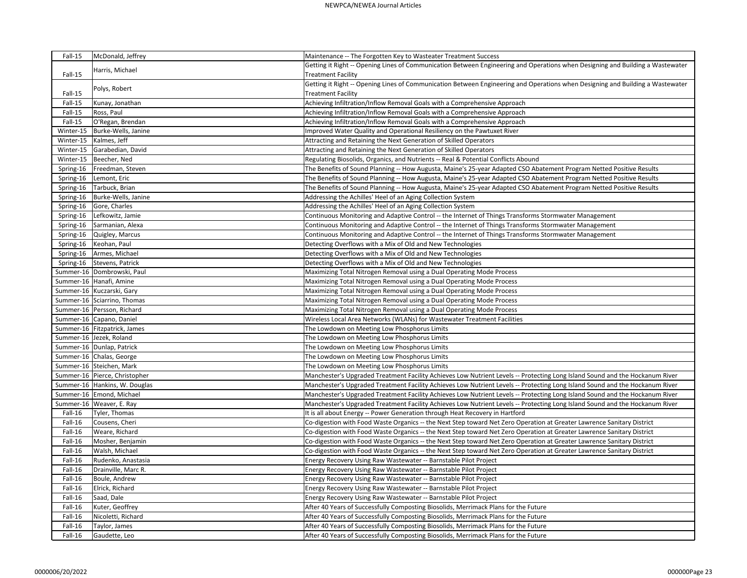| | | |
|---|---|---|
| Fall-15 | McDonald, Jeffrey | Maintenance -- The Forgotten Key to Wasteater Treatment Success |
| Fall-15 | Harris, Michael | Getting it Right -- Opening Lines of Communication Between Engineering and Operations when Designing and Building a Wastewater Treatment Facility |
| Fall-15 | Polys, Robert | Getting it Right -- Opening Lines of Communication Between Engineering and Operations when Designing and Building a Wastewater Treatment Facility |
| Fall-15 | Kunay, Jonathan | Achieving Infiltration/Inflow Removal Goals with a Comprehensive Approach |
| Fall-15 | Ross, Paul | Achieving Infiltration/Inflow Removal Goals with a Comprehensive Approach |
| Fall-15 | O'Regan, Brendan | Achieving Infiltration/Inflow Removal Goals with a Comprehensive Approach |
| Winter-15 | Burke-Wells, Janine | Improved Water Quality and Operational Resiliency on the Pawtuxet River |
| Winter-15 | Kalmes, Jeff | Attracting and Retaining the Next Generation of Skilled Operators |
| Winter-15 | Garabedian, David | Attracting and Retaining the Next Generation of Skilled Operators |
| Winter-15 | Beecher, Ned | Regulating Biosolids, Organics, and Nutrients -- Real & Potential Conflicts Abound |
| Spring-16 | Freedman, Steven | The Benefits of Sound Planning -- How Augusta, Maine's 25-year Adapted CSO Abatement Program Netted Positive Results |
| Spring-16 | Lemont, Eric | The Benefits of Sound Planning -- How Augusta, Maine's 25-year Adapted CSO Abatement Program Netted Positive Results |
| Spring-16 | Tarbuck, Brian | The Benefits of Sound Planning -- How Augusta, Maine's 25-year Adapted CSO Abatement Program Netted Positive Results |
| Spring-16 | Burke-Wells, Janine | Addressing the Achilles' Heel of an Aging Collection System |
| Spring-16 | Gore, Charles | Addressing the Achilles' Heel of an Aging Collection System |
| Spring-16 | Lefkowitz, Jamie | Continuous Monitoring and Adaptive Control -- the Internet of Things Transforms Stormwater Management |
| Spring-16 | Sarmanian, Alexa | Continuous Monitoring and Adaptive Control -- the Internet of Things Transforms Stormwater Management |
| Spring-16 | Quigley, Marcus | Continuous Monitoring and Adaptive Control -- the Internet of Things Transforms Stormwater Management |
| Spring-16 | Keohan, Paul | Detecting Overflows with a Mix of Old and New Technologies |
| Spring-16 | Armes, Michael | Detecting Overflows with a Mix of Old and New Technologies |
| Spring-16 | Stevens, Patrick | Detecting Overflows with a Mix of Old and New Technologies |
| Summer-16 | Dombrowski, Paul | Maximizing Total Nitrogen Removal using a Dual Operating Mode Process |
| Summer-16 | Hanafi, Amine | Maximizing Total Nitrogen Removal using a Dual Operating Mode Process |
| Summer-16 | Kuczarski, Gary | Maximizing Total Nitrogen Removal using a Dual Operating Mode Process |
| Summer-16 | Sciarrino, Thomas | Maximizing Total Nitrogen Removal using a Dual Operating Mode Process |
| Summer-16 | Persson, Richard | Maximizing Total Nitrogen Removal using a Dual Operating Mode Process |
| Summer-16 | Capano, Daniel | Wireless Local Area Networks (WLANs) for Wastewater Treatment Facilities |
| Summer-16 | Fitzpatrick, James | The Lowdown on Meeting Low Phosphorus Limits |
| Summer-16 | Jezek, Roland | The Lowdown on Meeting Low Phosphorus Limits |
| Summer-16 | Dunlap, Patrick | The Lowdown on Meeting Low Phosphorus Limits |
| Summer-16 | Chalas, George | The Lowdown on Meeting Low Phosphorus Limits |
| Summer-16 | Steichen, Mark | The Lowdown on Meeting Low Phosphorus Limits |
| Summer-16 | Pierce, Christopher | Manchester's Upgraded Treatment Facility Achieves Low Nutrient Levels -- Protecting Long Island Sound and the Hockanum River |
| Summer-16 | Hankins, W. Douglas | Manchester's Upgraded Treatment Facility Achieves Low Nutrient Levels -- Protecting Long Island Sound and the Hockanum River |
| Summer-16 | Emond, Michael | Manchester's Upgraded Treatment Facility Achieves Low Nutrient Levels -- Protecting Long Island Sound and the Hockanum River |
| Summer-16 | Weaver, E. Ray | Manchester's Upgraded Treatment Facility Achieves Low Nutrient Levels -- Protecting Long Island Sound and the Hockanum River |
| Fall-16 | Tyler, Thomas | It is all about Energy -- Power Generation through Heat Recovery in Hartford |
| Fall-16 | Cousens, Cheri | Co-digestion with Food Waste Organics -- the Next Step toward Net Zero Operation at Greater Lawrence Sanitary District |
| Fall-16 | Weare, Richard | Co-digestion with Food Waste Organics -- the Next Step toward Net Zero Operation at Greater Lawrence Sanitary District |
| Fall-16 | Mosher, Benjamin | Co-digestion with Food Waste Organics -- the Next Step toward Net Zero Operation at Greater Lawrence Sanitary District |
| Fall-16 | Walsh, Michael | Co-digestion with Food Waste Organics -- the Next Step toward Net Zero Operation at Greater Lawrence Sanitary District |
| Fall-16 | Rudenko, Anastasia | Energy Recovery Using Raw Wastewater -- Barnstable Pilot Project |
| Fall-16 | Drainville, Marc R. | Energy Recovery Using Raw Wastewater -- Barnstable Pilot Project |
| Fall-16 | Boule, Andrew | Energy Recovery Using Raw Wastewater -- Barnstable Pilot Project |
| Fall-16 | Elrick, Richard | Energy Recovery Using Raw Wastewater -- Barnstable Pilot Project |
| Fall-16 | Saad, Dale | Energy Recovery Using Raw Wastewater -- Barnstable Pilot Project |
| Fall-16 | Kuter, Geoffrey | After 40 Years of Successfully Composting Biosolids, Merrimack Plans for the Future |
| Fall-16 | Nicoletti, Richard | After 40 Years of Successfully Composting Biosolids, Merrimack Plans for the Future |
| Fall-16 | Taylor, James | After 40 Years of Successfully Composting Biosolids, Merrimack Plans for the Future |
| Fall-16 | Gaudette, Leo | After 40 Years of Successfully Composting Biosolids, Merrimack Plans for the Future |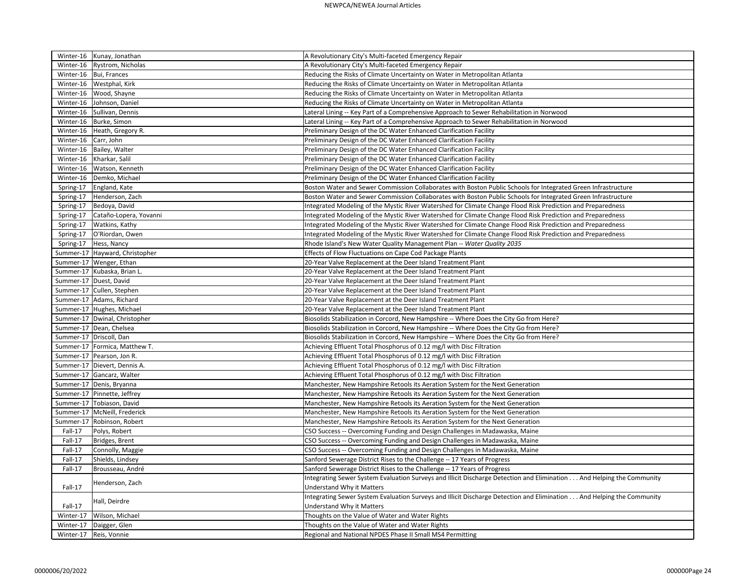| | | |
|---|---|---|
| Winter-16 | Kunay, Jonathan | A Revolutionary City's Multi-faceted Emergency Repair |
| Winter-16 | Rystrom, Nicholas | A Revolutionary City's Multi-faceted Emergency Repair |
| Winter-16 | Bui, Frances | Reducing the Risks of Climate Uncertainty on Water in Metropolitan Atlanta |
| Winter-16 | Westphal, Kirk | Reducing the Risks of Climate Uncertainty on Water in Metropolitan Atlanta |
| Winter-16 | Wood, Shayne | Reducing the Risks of Climate Uncertainty on Water in Metropolitan Atlanta |
| Winter-16 | Johnson, Daniel | Reducing the Risks of Climate Uncertainty on Water in Metropolitan Atlanta |
| Winter-16 | Sullivan, Dennis | Lateral Lining -- Key Part of a Comprehensive Approach to Sewer Rehabilitation in Norwood |
| Winter-16 | Burke, Simon | Lateral Lining -- Key Part of a Comprehensive Approach to Sewer Rehabilitation in Norwood |
| Winter-16 | Heath, Gregory R. | Preliminary Design of the DC Water Enhanced Clarification Facility |
| Winter-16 | Carr, John | Preliminary Design of the DC Water Enhanced Clarification Facility |
| Winter-16 | Bailey, Walter | Preliminary Design of the DC Water Enhanced Clarification Facility |
| Winter-16 | Kharkar, Salil | Preliminary Design of the DC Water Enhanced Clarification Facility |
| Winter-16 | Watson, Kenneth | Preliminary Design of the DC Water Enhanced Clarification Facility |
| Winter-16 | Demko, Michael | Preliminary Design of the DC Water Enhanced Clarification Facility |
| Spring-17 | England, Kate | Boston Water and Sewer Commission Collaborates with Boston Public Schools for Integrated Green Infrastructure |
| Spring-17 | Henderson, Zach | Boston Water and Sewer Commission Collaborates with Boston Public Schools for Integrated Green Infrastructure |
| Spring-17 | Bedoya, David | Integrated Modeling of the Mystic River Watershed for Climate Change Flood Risk Prediction and Preparedness |
| Spring-17 | Cataño-Lopera, Yovanni | Integrated Modeling of the Mystic River Watershed for Climate Change Flood Risk Prediction and Preparedness |
| Spring-17 | Watkins, Kathy | Integrated Modeling of the Mystic River Watershed for Climate Change Flood Risk Prediction and Preparedness |
| Spring-17 | O'Riordan, Owen | Integrated Modeling of the Mystic River Watershed for Climate Change Flood Risk Prediction and Preparedness |
| Spring-17 | Hess, Nancy | Rhode Island's New Water Quality Management Plan -- *Water Quality 2035* |
| Summer-17 | Hayward, Christopher | Effects of Flow Fluctuations on Cape Cod Package Plants |
| Summer-17 | Wenger, Ethan | 20-Year Valve Replacement at the Deer Island Treatment Plant |
| Summer-17 | Kubaska, Brian L. | 20-Year Valve Replacement at the Deer Island Treatment Plant |
| Summer-17 | Duest, David | 20-Year Valve Replacement at the Deer Island Treatment Plant |
| Summer-17 | Cullen, Stephen | 20-Year Valve Replacement at the Deer Island Treatment Plant |
| Summer-17 | Adams, Richard | 20-Year Valve Replacement at the Deer Island Treatment Plant |
| Summer-17 | Hughes, Michael | 20-Year Valve Replacement at the Deer Island Treatment Plant |
| Summer-17 | Dwinal, Christopher | Biosolids Stabilization in Corcord, New Hampshire -- Where Does the City Go from Here? |
| Summer-17 | Dean, Chelsea | Biosolids Stabilization in Corcord, New Hampshire -- Where Does the City Go from Here? |
| Summer-17 | Driscoll, Dan | Biosolids Stabilization in Corcord, New Hampshire -- Where Does the City Go from Here? |
| Summer-17 | Formica, Matthew T. | Achieving Effluent Total Phosphorus of 0.12 mg/l with Disc Filtration |
| Summer-17 | Pearson, Jon R. | Achieving Effluent Total Phosphorus of 0.12 mg/l with Disc Filtration |
| Summer-17 | Dievert, Dennis A. | Achieving Effluent Total Phosphorus of 0.12 mg/l with Disc Filtration |
| Summer-17 | Gancarz, Walter | Achieving Effluent Total Phosphorus of 0.12 mg/l with Disc Filtration |
| Summer-17 | Denis, Bryanna | Manchester, New Hampshire Retools its Aeration System for the Next Generation |
| Summer-17 | Pinnette, Jeffrey | Manchester, New Hampshire Retools its Aeration System for the Next Generation |
| Summer-17 | Tobiason, David | Manchester, New Hampshire Retools its Aeration System for the Next Generation |
| Summer-17 | McNeill, Frederick | Manchester, New Hampshire Retools its Aeration System for the Next Generation |
| Summer-17 | Robinson, Robert | Manchester, New Hampshire Retools its Aeration System for the Next Generation |
| Fall-17 | Polys, Robert | CSO Success -- Overcoming Funding and Design Challenges in Madawaska, Maine |
| Fall-17 | Bridges, Brent | CSO Success -- Overcoming Funding and Design Challenges in Madawaska, Maine |
| Fall-17 | Connolly, Maggie | CSO Success -- Overcoming Funding and Design Challenges in Madawaska, Maine |
| Fall-17 | Shields, Lindsey | Sanford Sewerage District Rises to the Challenge -- 17 Years of Progress |
| Fall-17 | Brousseau, André | Sanford Sewerage District Rises to the Challenge -- 17 Years of Progress |
| Fall-17 | Henderson, Zach | Integrating Sewer System Evaluation Surveys and Illicit Discharge Detection and Elimination . . . And Helping the Community Understand Why it Matters |
| Fall-17 | Hall, Deirdre | Integrating Sewer System Evaluation Surveys and Illicit Discharge Detection and Elimination . . . And Helping the Community Understand Why it Matters |
| Winter-17 | Wilson, Michael | Thoughts on the Value of Water and Water Rights |
| Winter-17 | Daigger, Glen | Thoughts on the Value of Water and Water Rights |
| Winter-17 | Reis, Vonnie | Regional and National NPDES Phase II Small MS4 Permitting |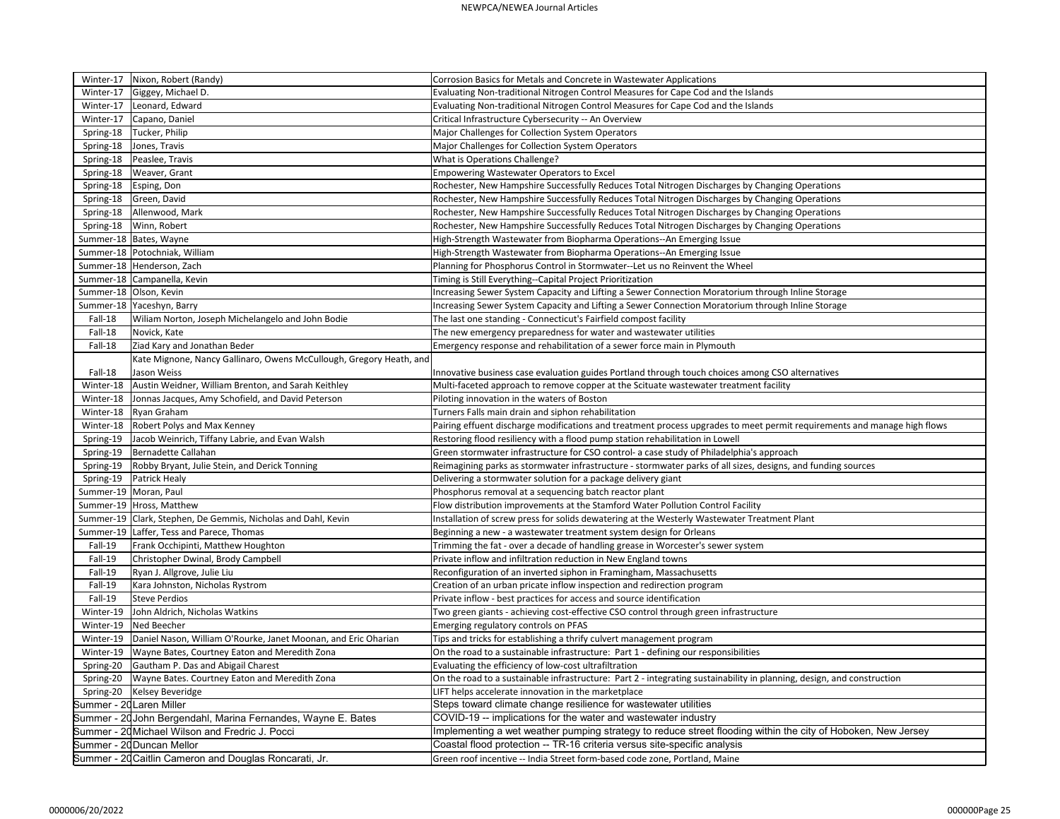| | | |
|---|---|---|
| Winter-17 | Nixon, Robert (Randy) | Corrosion Basics for Metals and Concrete in Wastewater Applications |
| Winter-17 | Giggey, Michael D. | Evaluating Non-traditional Nitrogen Control Measures for Cape Cod and the Islands |
| Winter-17 | Leonard, Edward | Evaluating Non-traditional Nitrogen Control Measures for Cape Cod and the Islands |
| Winter-17 | Capano, Daniel | Critical Infrastructure Cybersecurity -- An Overview |
| Spring-18 | Tucker, Philip | Major Challenges for Collection System Operators |
| Spring-18 | Jones, Travis | Major Challenges for Collection System Operators |
| Spring-18 | Peaslee, Travis | What is Operations Challenge? |
| Spring-18 | Weaver, Grant | Empowering Wastewater Operators to Excel |
| Spring-18 | Esping, Don | Rochester, New Hampshire Successfully Reduces Total Nitrogen Discharges by Changing Operations |
| Spring-18 | Green, David | Rochester, New Hampshire Successfully Reduces Total Nitrogen Discharges by Changing Operations |
| Spring-18 | Allenwood, Mark | Rochester, New Hampshire Successfully Reduces Total Nitrogen Discharges by Changing Operations |
| Spring-18 | Winn, Robert | Rochester, New Hampshire Successfully Reduces Total Nitrogen Discharges by Changing Operations |
| Summer-18 | Bates, Wayne | High-Strength Wastewater from Biopharma Operations--An Emerging Issue |
| Summer-18 | Potochniak, William | High-Strength Wastewater from Biopharma Operations--An Emerging Issue |
| Summer-18 | Henderson, Zach | Planning for Phosphorus Control in Stormwater--Let us no Reinvent the Wheel |
| Summer-18 | Campanella, Kevin | Timing is Still Everything--Capital Project Prioritization |
| Summer-18 | Olson, Kevin | Increasing Sewer System Capacity and Lifting a Sewer Connection Moratorium through Inline Storage |
| Summer-18 | Yaceshyn, Barry | Increasing Sewer System Capacity and Lifting a Sewer Connection Moratorium through Inline Storage |
| Fall-18 | Wiliam Norton, Joseph Michelangelo and John Bodie | The last one standing - Connecticut's Fairfield compost facility |
| Fall-18 | Novick, Kate | The new emergency preparedness for water and wastewater utilities |
| Fall-18 | Ziad Kary and Jonathan Beder | Emergency response and rehabilitation of a sewer force main in Plymouth |
| Fall-18 | Kate Mignone, Nancy Gallinaro, Owens McCullough, Gregory Heath, and Jason Weiss | Innovative business case evaluation guides Portland through touch choices among CSO alternatives |
| Winter-18 | Austin Weidner, William Brenton, and Sarah Keithley | Multi-faceted approach to remove copper at the Scituate wastewater treatment facility |
| Winter-18 | Jonnas Jacques, Amy Schofield, and David Peterson | Piloting innovation in the waters of Boston |
| Winter-18 | Ryan Graham | Turners Falls main drain and siphon rehabilitation |
| Winter-18 | Robert Polys and Max Kenney | Pairing effuent discharge modifications and treatment process upgrades to meet permit requirements and manage high flows |
| Spring-19 | Jacob Weinrich, Tiffany Labrie, and Evan Walsh | Restoring flood resiliency with a flood pump station rehabilitation in Lowell |
| Spring-19 | Bernadette Callahan | Green stormwater infrastructure for CSO control- a case study of Philadelphia's approach |
| Spring-19 | Robby Bryant, Julie Stein, and Derick Tonning | Reimagining parks as stormwater infrastructure - stormwater parks of all sizes, designs, and funding sources |
| Spring-19 | Patrick Healy | Delivering a stormwater solution for a package delivery giant |
| Summer-19 | Moran, Paul | Phosphorus removal at a sequencing batch reactor plant |
| Summer-19 | Hross, Matthew | Flow distribution improvements at the Stamford Water Pollution Control Facility |
| Summer-19 | Clark, Stephen, De Gemmis, Nicholas and Dahl, Kevin | Installation of screw press for solids dewatering at the Westerly Wastewater Treatment Plant |
| Summer-19 | Laffer, Tess and Parece, Thomas | Beginning a new - a wastewater treatment system design for Orleans |
| Fall-19 | Frank Occhipinti, Matthew Houghton | Trimming the fat - over a decade of handling grease in Worcester's sewer system |
| Fall-19 | Christopher Dwinal, Brody Campbell | Private inflow and infiltration reduction in New England towns |
| Fall-19 | Ryan J. Allgrove, Julie Liu | Reconfiguration of an inverted siphon in Framingham, Massachusetts |
| Fall-19 | Kara Johnston, Nicholas Rystrom | Creation of an urban pricate inflow inspection and redirection program |
| Fall-19 | Steve Perdios | Private inflow - best practices for access and source identification |
| Winter-19 | John Aldrich, Nicholas Watkins | Two green giants - achieving cost-effective CSO control through green infrastructure |
| Winter-19 | Ned Beecher | Emerging regulatory controls on PFAS |
| Winter-19 | Daniel Nason, William O'Rourke, Janet Moonan, and Eric Oharian | Tips and tricks for establishing a thrify culvert management program |
| Winter-19 | Wayne Bates, Courtney Eaton and Meredith Zona | On the road to a sustainable infrastructure: Part 1 - defining our responsibilities |
| Spring-20 | Gautham P. Das and Abigail Charest | Evaluating the efficiency of low-cost ultrafiltration |
| Spring-20 | Wayne Bates. Courtney Eaton and Meredith Zona | On the road to a sustainable infrastructure: Part 2 - integrating sustainability in planning, design, and construction |
| Spring-20 | Kelsey Beveridge | LIFT helps accelerate innovation in the marketplace |
| Summer - 20 | Laren Miller | Steps toward climate change resilience for wastewater utilities |
| Summer - 20 | John Bergendahl, Marina Fernandes, Wayne E. Bates | COVID-19 -- implications for the water and wastewater industry |
| Summer - 20 | Michael Wilson and Fredric J. Pocci | Implementing a wet weather pumping strategy to reduce street flooding within the city of Hoboken, New Jersey |
| Summer - 20 | Duncan Mellor | Coastal flood protection -- TR-16 criteria versus site-specific analysis |
| Summer - 20 | Caitlin Cameron and Douglas Roncarati, Jr. | Green roof incentive -- India Street form-based code zone, Portland, Maine |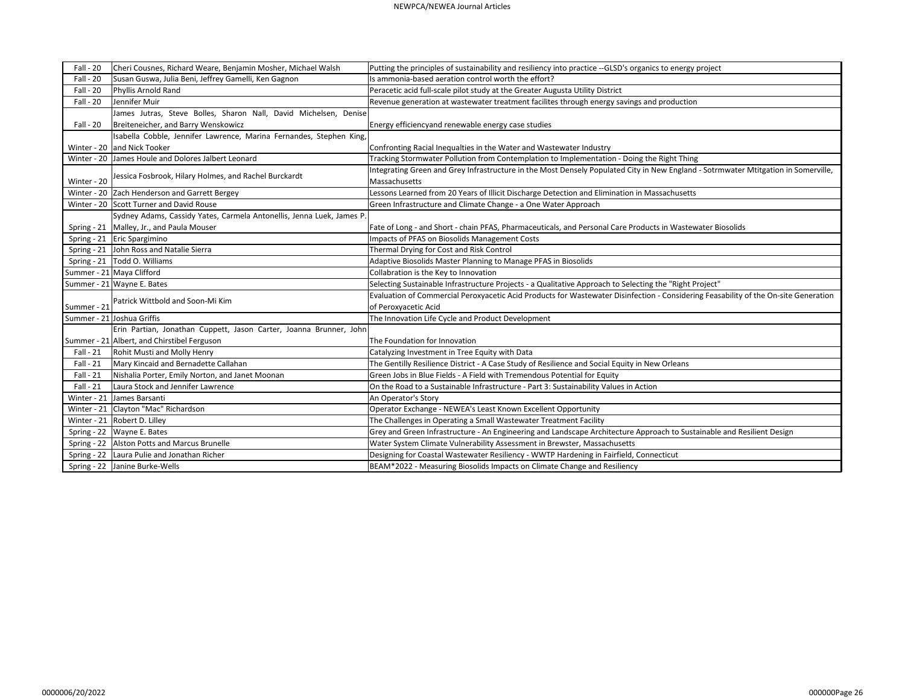| | | |
|---|---|---|
| Fall - 20 | Cheri Cousnes, Richard Weare, Benjamin Mosher, Michael Walsh | Putting the principles of sustainability and resiliency into practice --GLSD's organics to energy project |
| Fall - 20 | Susan Guswa, Julia Beni, Jeffrey Gamelli, Ken Gagnon | Is ammonia-based aeration control worth the effort? |
| Fall - 20 | Phyllis Arnold Rand | Peracetic acid full-scale pilot study at the Greater Augusta Utility District |
| Fall - 20 | Jennifer Muir | Revenue generation at wastewater treatment facilites through energy savings and production |
| Fall - 20 | James Jutras, Steve Bolles, Sharon Nall, David Michelsen, Denise Breiteneicher, and Barry Wenskowicz | Energy efficiencyand renewable energy case studies |
| Winter - 20 | Isabella Cobble, Jennifer Lawrence, Marina Fernandes, Stephen King, and Nick Tooker | Confronting Racial Inequalties in the Water and Wastewater Industry |
| Winter - 20 | James Houle and Dolores Jalbert Leonard | Tracking Stormwater Pollution from Contemplation to Implementation - Doing the Right Thing |
| Winter - 20 | Jessica Fosbrook, Hilary Holmes, and Rachel Burckardt | Integrating Green and Grey Infrastructure in the Most Densely Populated City in New England - Sotrmwater Mtitgation in Somerville, Massachusetts |
| Winter - 20 | Zach Henderson and Garrett Bergey | Lessons Learned from 20 Years of Illicit Discharge Detection and Elimination in Massachusetts |
| Winter - 20 | Scott Turner and David Rouse | Green Infrastructure and Climate Change - a One Water Approach |
| Spring - 21 | Sydney Adams, Cassidy Yates, Carmela Antonellis, Jenna Luek, James P. Malley, Jr., and Paula Mouser | Fate of Long - and Short - chain PFAS, Pharmaceuticals, and Personal Care Products in Wastewater Biosolids |
| Spring - 21 | Eric Spargimino | Impacts of PFAS on Biosolids Management Costs |
| Spring - 21 | John Ross and Natalie Sierra | Thermal Drying for Cost and Risk Control |
| Spring - 21 | Todd O. Williams | Adaptive Biosolids Master Planning to Manage PFAS in Biosolids |
| Summer - 21 | Maya Clifford | Collabration is the Key to Innovation |
| Summer - 21 | Wayne E. Bates | Selecting Sustainable Infrastructure Projects - a Qualitative Approach to Selecting the "Right Project" |
| Summer - 21 | Patrick Wittbold and Soon-Mi Kim | Evaluation of Commercial Peroxyacetic Acid Products for Wastewater Disinfection - Considering Feasability of the On-site Generation of Peroxyacetic Acid |
| Summer - 21 | Joshua Griffis | The Innovation Life Cycle and Product Development |
| Summer - 21 | Erin Partian, Jonathan Cuppett, Jason Carter, Joanna Brunner, John Albert, and Chirstibel Ferguson | The Foundation for Innovation |
| Fall - 21 | Rohit Musti and Molly Henry | Catalyzing Investment in Tree Equity with Data |
| Fall - 21 | Mary Kincaid and Bernadette Callahan | The Gentilly Resilience District - A Case Study of Resilience and Social Equity in New Orleans |
| Fall - 21 | Nishalia Porter, Emily Norton, and Janet Moonan | Green Jobs in Blue Fields - A Field with Tremendous Potential for Equity |
| Fall - 21 | Laura Stock and Jennifer Lawrence | On the Road to a Sustainable Infrastructure - Part 3: Sustainability Values in Action |
| Winter - 21 | James Barsanti | An Operator's Story |
| Winter - 21 | Clayton "Mac" Richardson | Operator Exchange - NEWEA's Least Known Excellent Opportunity |
| Winter - 21 | Robert D. Lilley | The Challenges in Operating a Small Wastewater Treatment Facility |
| Spring - 22 | Wayne E. Bates | Grey and Green Infrastructure - An Engineering and Landscape Architecture Approach to Sustainable and Resilient Design |
| Spring - 22 | Alston Potts and Marcus Brunelle | Water System Climate Vulnerability Assessment in Brewster, Massachusetts |
| Spring - 22 | Laura Pulie and Jonathan Richer | Designing for Coastal Wastewater Resiliency - WWTP Hardening in Fairfield, Connecticut |
| Spring - 22 | Janine Burke-Wells | BEAM*2022 - Measuring Biosolids Impacts on Climate Change and Resiliency |